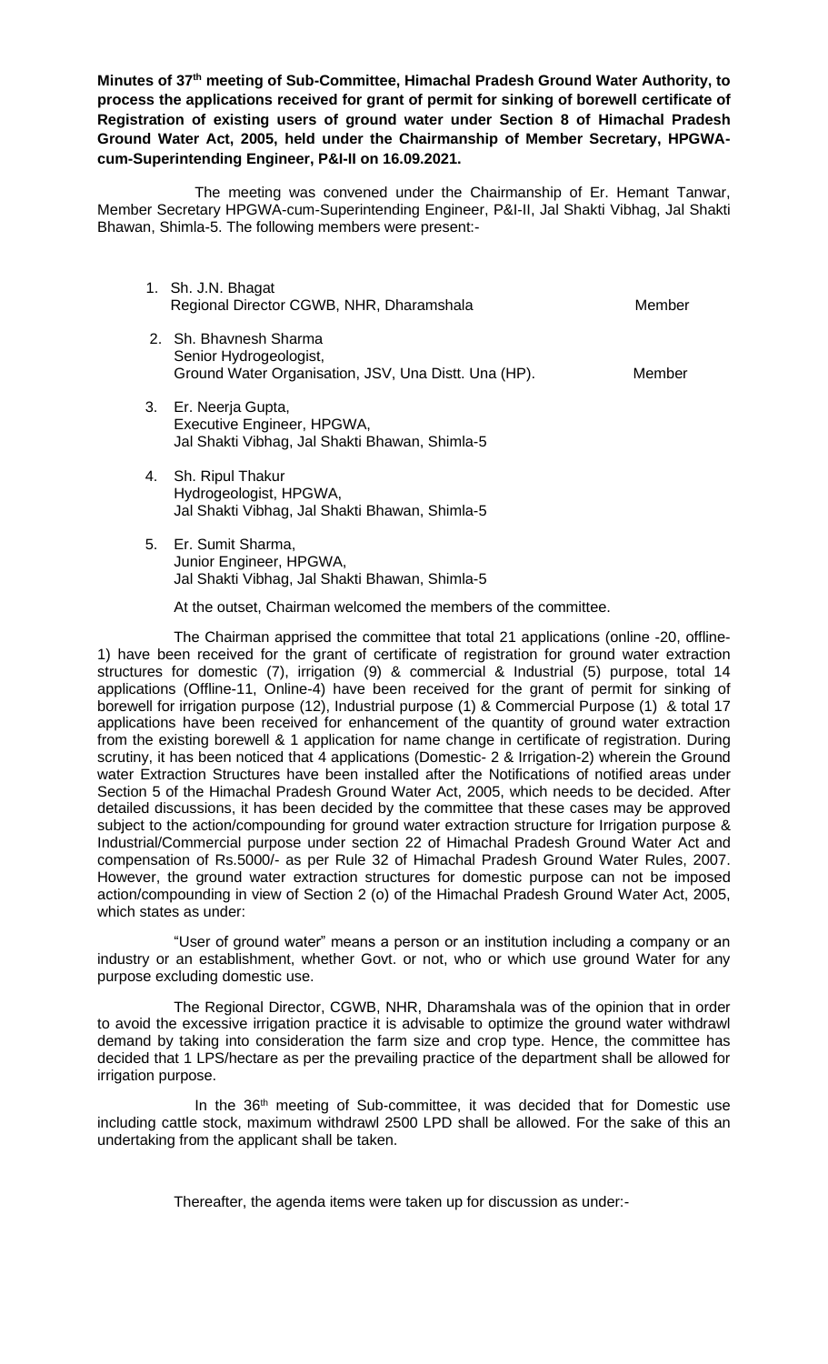**Minutes of 37th meeting of Sub-Committee, Himachal Pradesh Ground Water Authority, to process the applications received for grant of permit for sinking of borewell certificate of Registration of existing users of ground water under Section 8 of Himachal Pradesh Ground Water Act, 2005, held under the Chairmanship of Member Secretary, HPGWA-cum-Superintending Engineer, P&I-II on 16.09.2021.**

The meeting was convened under the Chairmanship of Er. Hemant Tanwar, Member Secretary HPGWA-cum-Superintending Engineer, P&I-II, Jal Shakti Vibhag, Jal Shakti Bhawan, Shimla-5. The following members were present:-

1. Sh. J.N. Bhagat
   Regional Director CGWB, NHR, Dharamshala — Member
2. Sh. Bhavnesh Sharma
   Senior Hydrogeologist,
   Ground Water Organisation, JSV, Una Distt. Una (HP). — Member
3. Er. Neerja Gupta,
   Executive Engineer, HPGWA,
   Jal Shakti Vibhag, Jal Shakti Bhawan, Shimla-5
4. Sh. Ripul Thakur
   Hydrogeologist, HPGWA,
   Jal Shakti Vibhag, Jal Shakti Bhawan, Shimla-5
5. Er. Sumit Sharma,
   Junior Engineer, HPGWA,
   Jal Shakti Vibhag, Jal Shakti Bhawan, Shimla-5

At the outset, Chairman welcomed the members of the committee.

The Chairman apprised the committee that total 21 applications (online -20, offline-1) have been received for the grant of certificate of registration for ground water extraction structures for domestic (7), irrigation (9) & commercial & Industrial (5) purpose, total 14 applications (Offline-11, Online-4) have been received for the grant of permit for sinking of borewell for irrigation purpose (12), Industrial purpose (1) & Commercial Purpose (1) & total 17 applications have been received for enhancement of the quantity of ground water extraction from the existing borewell & 1 application for name change in certificate of registration. During scrutiny, it has been noticed that 4 applications (Domestic- 2 & Irrigation-2) wherein the Ground water Extraction Structures have been installed after the Notifications of notified areas under Section 5 of the Himachal Pradesh Ground Water Act, 2005, which needs to be decided. After detailed discussions, it has been decided by the committee that these cases may be approved subject to the action/compounding for ground water extraction structure for Irrigation purpose & Industrial/Commercial purpose under section 22 of Himachal Pradesh Ground Water Act and compensation of Rs.5000/- as per Rule 32 of Himachal Pradesh Ground Water Rules, 2007. However, the ground water extraction structures for domestic purpose can not be imposed action/compounding in view of Section 2 (o) of the Himachal Pradesh Ground Water Act, 2005, which states as under:

"User of ground water" means a person or an institution including a company or an industry or an establishment, whether Govt. or not, who or which use ground Water for any purpose excluding domestic use.

The Regional Director, CGWB, NHR, Dharamshala was of the opinion that in order to avoid the excessive irrigation practice it is advisable to optimize the ground water withdrawl demand by taking into consideration the farm size and crop type. Hence, the committee has decided that 1 LPS/hectare as per the prevailing practice of the department shall be allowed for irrigation purpose.

In the 36th meeting of Sub-committee, it was decided that for Domestic use including cattle stock, maximum withdrawl 2500 LPD shall be allowed. For the sake of this an undertaking from the applicant shall be taken.

Thereafter, the agenda items were taken up for discussion as under:-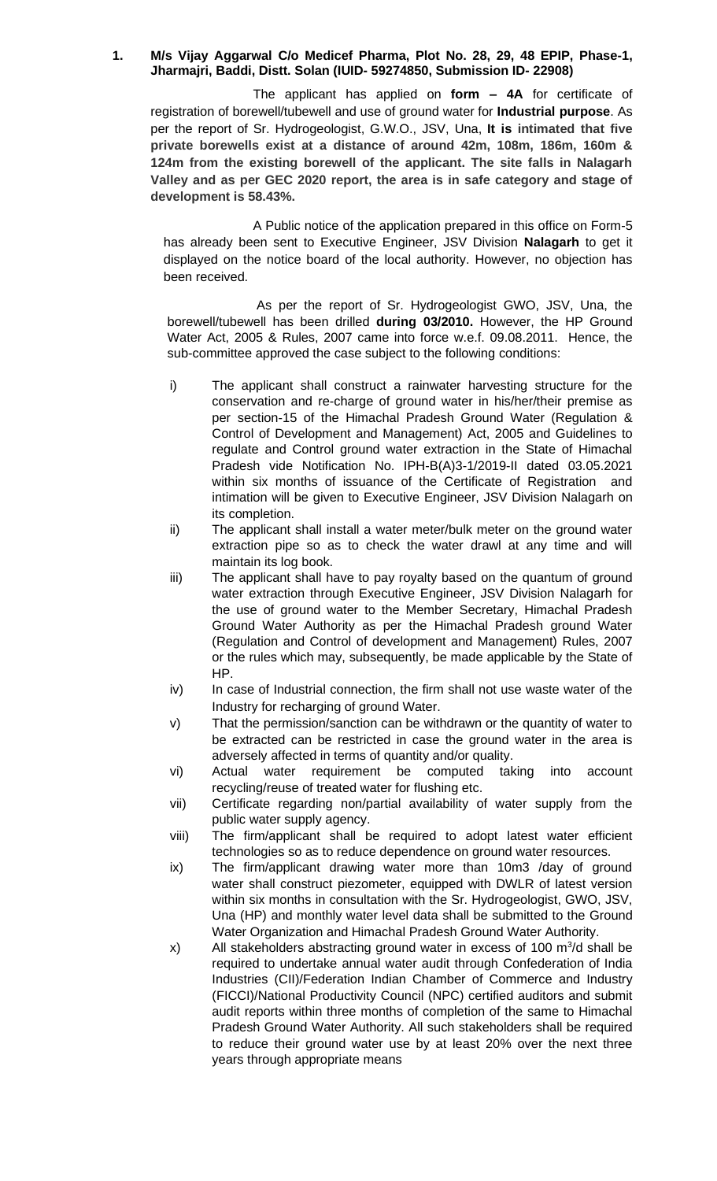**1. M/s Vijay Aggarwal C/o Medicef Pharma, Plot No. 28, 29, 48 EPIP, Phase-1, Jharmajri, Baddi, Distt. Solan (IUID- 59274850, Submission ID- 22908)**

The applicant has applied on **form – 4A** for certificate of registration of borewell/tubewell and use of ground water for **Industrial purpose**. As per the report of Sr. Hydrogeologist, G.W.O., JSV, Una, **It is intimated that five private borewells exist at a distance of around 42m, 108m, 186m, 160m & 124m from the existing borewell of the applicant. The site falls in Nalagarh Valley and as per GEC 2020 report, the area is in safe category and stage of development is 58.43%.**

A Public notice of the application prepared in this office on Form-5 has already been sent to Executive Engineer, JSV Division **Nalagarh** to get it displayed on the notice board of the local authority. However, no objection has been received.

As per the report of Sr. Hydrogeologist GWO, JSV, Una, the borewell/tubewell has been drilled **during 03/2010.** However, the HP Ground Water Act, 2005 & Rules, 2007 came into force w.e.f. 09.08.2011. Hence, the sub-committee approved the case subject to the following conditions:

i) The applicant shall construct a rainwater harvesting structure for the conservation and re-charge of ground water in his/her/their premise as per section-15 of the Himachal Pradesh Ground Water (Regulation & Control of Development and Management) Act, 2005 and Guidelines to regulate and Control ground water extraction in the State of Himachal Pradesh vide Notification No. IPH-B(A)3-1/2019-II dated 03.05.2021 within six months of issuance of the Certificate of Registration and intimation will be given to Executive Engineer, JSV Division Nalagarh on its completion.

ii) The applicant shall install a water meter/bulk meter on the ground water extraction pipe so as to check the water drawl at any time and will maintain its log book.

iii) The applicant shall have to pay royalty based on the quantum of ground water extraction through Executive Engineer, JSV Division Nalagarh for the use of ground water to the Member Secretary, Himachal Pradesh Ground Water Authority as per the Himachal Pradesh ground Water (Regulation and Control of development and Management) Rules, 2007 or the rules which may, subsequently, be made applicable by the State of HP.

iv) In case of Industrial connection, the firm shall not use waste water of the Industry for recharging of ground Water.

v) That the permission/sanction can be withdrawn or the quantity of water to be extracted can be restricted in case the ground water in the area is adversely affected in terms of quantity and/or quality.

vi) Actual water requirement be computed taking into account recycling/reuse of treated water for flushing etc.

vii) Certificate regarding non/partial availability of water supply from the public water supply agency.

viii) The firm/applicant shall be required to adopt latest water efficient technologies so as to reduce dependence on ground water resources.

ix) The firm/applicant drawing water more than 10m3 /day of ground water shall construct piezometer, equipped with DWLR of latest version within six months in consultation with the Sr. Hydrogeologist, GWO, JSV, Una (HP) and monthly water level data shall be submitted to the Ground Water Organization and Himachal Pradesh Ground Water Authority.

x) All stakeholders abstracting ground water in excess of 100 $m^3/d$ shall be required to undertake annual water audit through Confederation of India Industries (CII)/Federation Indian Chamber of Commerce and Industry (FICCI)/National Productivity Council (NPC) certified auditors and submit audit reports within three months of completion of the same to Himachal Pradesh Ground Water Authority. All such stakeholders shall be required to reduce their ground water use by at least 20% over the next three years through appropriate means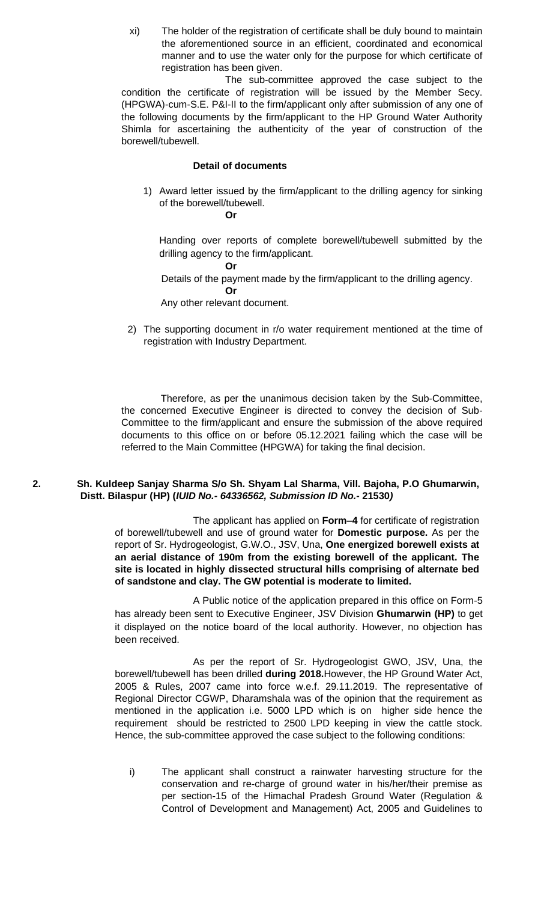xi) The holder of the registration of certificate shall be duly bound to maintain the aforementioned source in an efficient, coordinated and economical manner and to use the water only for the purpose for which certificate of registration has been given.

The sub-committee approved the case subject to the condition the certificate of registration will be issued by the Member Secy. (HPGWA)-cum-S.E. P&I-II to the firm/applicant only after submission of any one of the following documents by the firm/applicant to the HP Ground Water Authority Shimla for ascertaining the authenticity of the year of construction of the borewell/tubewell.

**Detail of documents**

1) Award letter issued by the firm/applicant to the drilling agency for sinking of the borewell/tubewell.

   **Or**

   Handing over reports of complete borewell/tubewell submitted by the drilling agency to the firm/applicant.

   **Or**

   Details of the payment made by the firm/applicant to the drilling agency.

   **Or**

   Any other relevant document.

2) The supporting document in r/o water requirement mentioned at the time of registration with Industry Department.

Therefore, as per the unanimous decision taken by the Sub-Committee, the concerned Executive Engineer is directed to convey the decision of Sub-Committee to the firm/applicant and ensure the submission of the above required documents to this office on or before 05.12.2021 failing which the case will be referred to the Main Committee (HPGWA) for taking the final decision.

**2. Sh. Kuldeep Sanjay Sharma S/o Sh. Shyam Lal Sharma, Vill. Bajoha, P.O Ghumarwin, Distt. Bilaspur (HP) (*IUID No.- 64336562, Submission ID No.-* 21530*)***

The applicant has applied on **Form–4** for certificate of registration of borewell/tubewell and use of ground water for **Domestic purpose.** As per the report of Sr. Hydrogeologist, G.W.O., JSV, Una, **One energized borewell exists at an aerial distance of 190m from the existing borewell of the applicant. The site is located in highly dissected structural hills comprising of alternate bed of sandstone and clay. The GW potential is moderate to limited.**

A Public notice of the application prepared in this office on Form-5 has already been sent to Executive Engineer, JSV Division **Ghumarwin (HP)** to get it displayed on the notice board of the local authority. However, no objection has been received.

As per the report of Sr. Hydrogeologist GWO, JSV, Una, the borewell/tubewell has been drilled **during 2018.**However, the HP Ground Water Act, 2005 & Rules, 2007 came into force w.e.f. 29.11.2019. The representative of Regional Director CGWP, Dharamshala was of the opinion that the requirement as mentioned in the application i.e. 5000 LPD which is on higher side hence the requirement should be restricted to 2500 LPD keeping in view the cattle stock. Hence, the sub-committee approved the case subject to the following conditions:

i) The applicant shall construct a rainwater harvesting structure for the conservation and re-charge of ground water in his/her/their premise as per section-15 of the Himachal Pradesh Ground Water (Regulation & Control of Development and Management) Act, 2005 and Guidelines to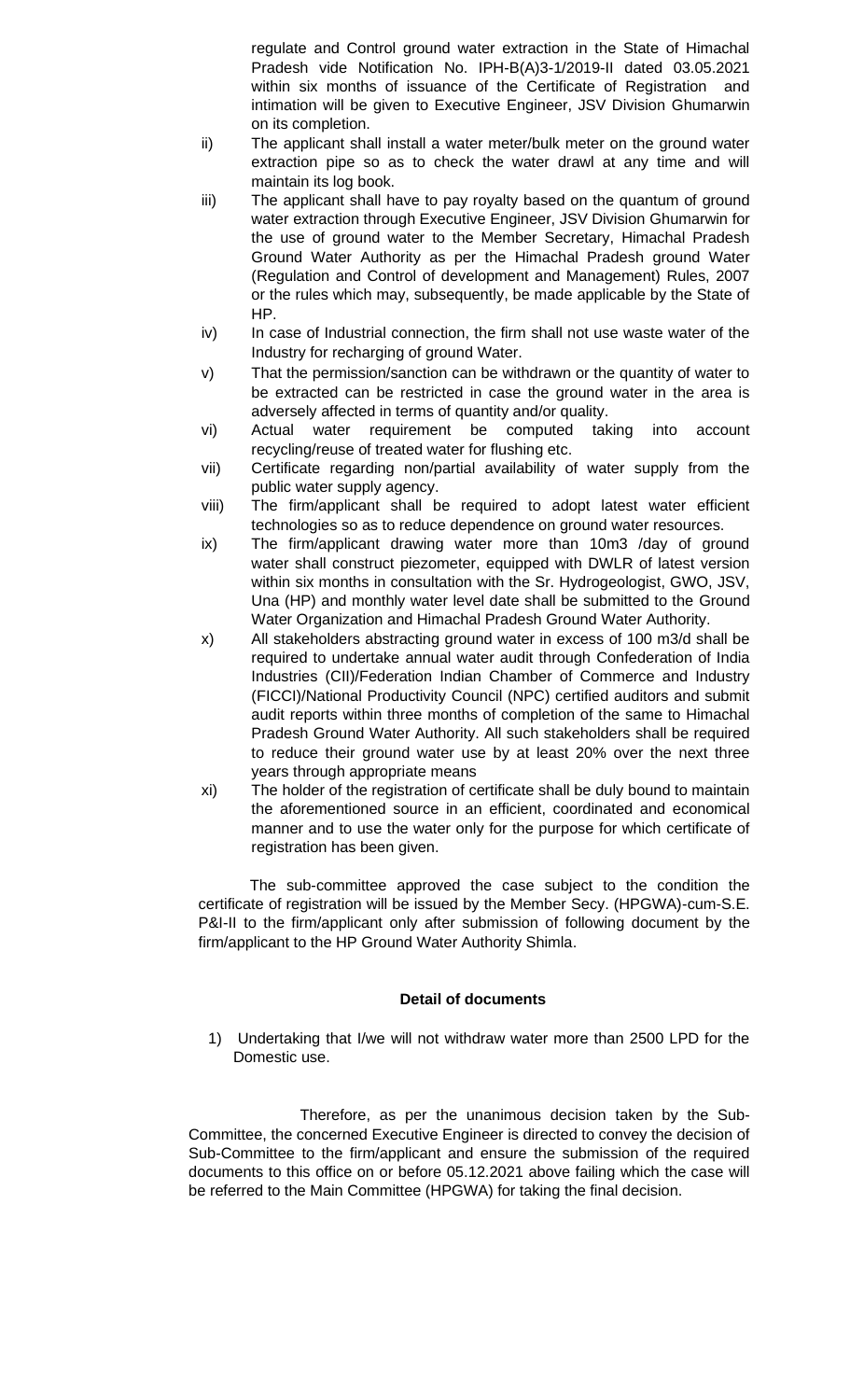regulate and Control ground water extraction in the State of Himachal Pradesh vide Notification No. IPH-B(A)3-1/2019-II dated 03.05.2021 within six months of issuance of the Certificate of Registration and intimation will be given to Executive Engineer, JSV Division Ghumarwin on its completion.

ii) The applicant shall install a water meter/bulk meter on the ground water extraction pipe so as to check the water drawl at any time and will maintain its log book.

iii) The applicant shall have to pay royalty based on the quantum of ground water extraction through Executive Engineer, JSV Division Ghumarwin for the use of ground water to the Member Secretary, Himachal Pradesh Ground Water Authority as per the Himachal Pradesh ground Water (Regulation and Control of development and Management) Rules, 2007 or the rules which may, subsequently, be made applicable by the State of HP.

iv) In case of Industrial connection, the firm shall not use waste water of the Industry for recharging of ground Water.

v) That the permission/sanction can be withdrawn or the quantity of water to be extracted can be restricted in case the ground water in the area is adversely affected in terms of quantity and/or quality.

vi) Actual water requirement be computed taking into account recycling/reuse of treated water for flushing etc.

vii) Certificate regarding non/partial availability of water supply from the public water supply agency.

viii) The firm/applicant shall be required to adopt latest water efficient technologies so as to reduce dependence on ground water resources.

ix) The firm/applicant drawing water more than 10m3 /day of ground water shall construct piezometer, equipped with DWLR of latest version within six months in consultation with the Sr. Hydrogeologist, GWO, JSV, Una (HP) and monthly water level date shall be submitted to the Ground Water Organization and Himachal Pradesh Ground Water Authority.

x) All stakeholders abstracting ground water in excess of 100 m3/d shall be required to undertake annual water audit through Confederation of India Industries (CII)/Federation Indian Chamber of Commerce and Industry (FICCI)/National Productivity Council (NPC) certified auditors and submit audit reports within three months of completion of the same to Himachal Pradesh Ground Water Authority. All such stakeholders shall be required to reduce their ground water use by at least 20% over the next three years through appropriate means

xi) The holder of the registration of certificate shall be duly bound to maintain the aforementioned source in an efficient, coordinated and economical manner and to use the water only for the purpose for which certificate of registration has been given.

The sub-committee approved the case subject to the condition the certificate of registration will be issued by the Member Secy. (HPGWA)-cum-S.E. P&I-II to the firm/applicant only after submission of following document by the firm/applicant to the HP Ground Water Authority Shimla.

**Detail of documents**

1) Undertaking that I/we will not withdraw water more than 2500 LPD for the Domestic use.

Therefore, as per the unanimous decision taken by the Sub-Committee, the concerned Executive Engineer is directed to convey the decision of Sub-Committee to the firm/applicant and ensure the submission of the required documents to this office on or before 05.12.2021 above failing which the case will be referred to the Main Committee (HPGWA) for taking the final decision.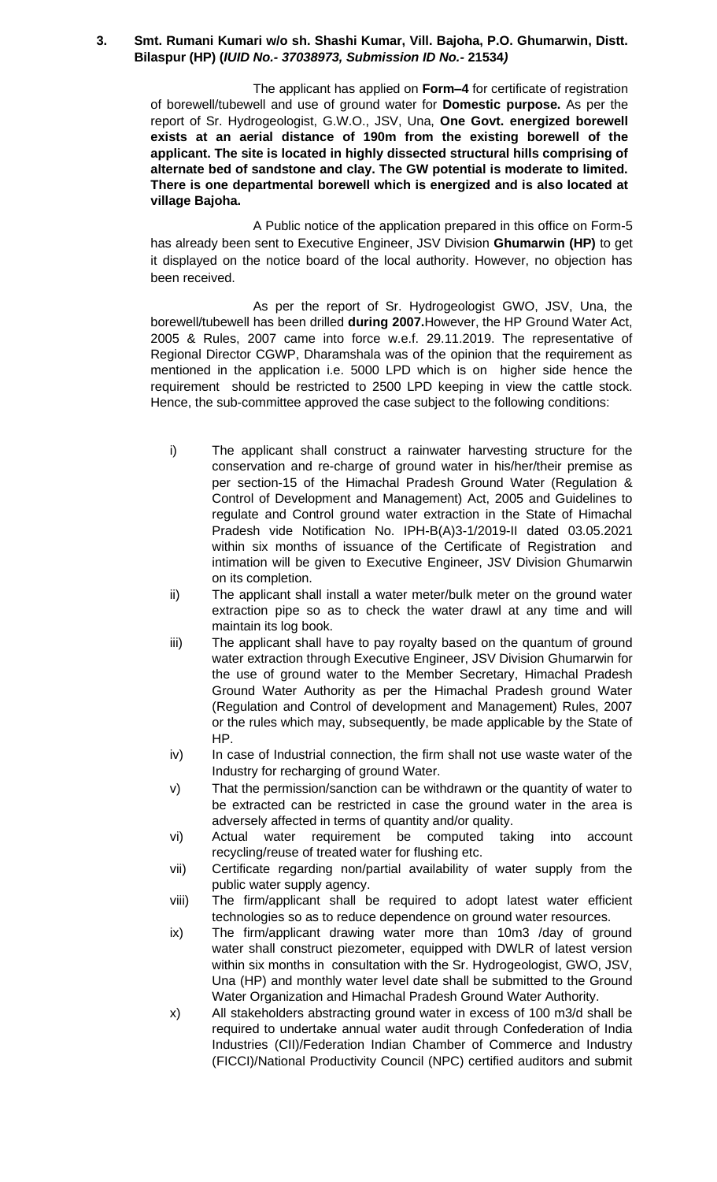**3. Smt. Rumani Kumari w/o sh. Shashi Kumar, Vill. Bajoha, P.O. Ghumarwin, Distt. Bilaspur (HP) (*IUID No.- 37038973, Submission ID No.-* 21534*)***

The applicant has applied on **Form–4** for certificate of registration of borewell/tubewell and use of ground water for **Domestic purpose.** As per the report of Sr. Hydrogeologist, G.W.O., JSV, Una, **One Govt. energized borewell exists at an aerial distance of 190m from the existing borewell of the applicant. The site is located in highly dissected structural hills comprising of alternate bed of sandstone and clay. The GW potential is moderate to limited. There is one departmental borewell which is energized and is also located at village Bajoha.**

A Public notice of the application prepared in this office on Form-5 has already been sent to Executive Engineer, JSV Division **Ghumarwin (HP)** to get it displayed on the notice board of the local authority. However, no objection has been received.

As per the report of Sr. Hydrogeologist GWO, JSV, Una, the borewell/tubewell has been drilled **during 2007.**However, the HP Ground Water Act, 2005 & Rules, 2007 came into force w.e.f. 29.11.2019. The representative of Regional Director CGWP, Dharamshala was of the opinion that the requirement as mentioned in the application i.e. 5000 LPD which is on higher side hence the requirement should be restricted to 2500 LPD keeping in view the cattle stock. Hence, the sub-committee approved the case subject to the following conditions:

i) The applicant shall construct a rainwater harvesting structure for the conservation and re-charge of ground water in his/her/their premise as per section-15 of the Himachal Pradesh Ground Water (Regulation & Control of Development and Management) Act, 2005 and Guidelines to regulate and Control ground water extraction in the State of Himachal Pradesh vide Notification No. IPH-B(A)3-1/2019-II dated 03.05.2021 within six months of issuance of the Certificate of Registration and intimation will be given to Executive Engineer, JSV Division Ghumarwin on its completion.

ii) The applicant shall install a water meter/bulk meter on the ground water extraction pipe so as to check the water drawl at any time and will maintain its log book.

iii) The applicant shall have to pay royalty based on the quantum of ground water extraction through Executive Engineer, JSV Division Ghumarwin for the use of ground water to the Member Secretary, Himachal Pradesh Ground Water Authority as per the Himachal Pradesh ground Water (Regulation and Control of development and Management) Rules, 2007 or the rules which may, subsequently, be made applicable by the State of HP.

iv) In case of Industrial connection, the firm shall not use waste water of the Industry for recharging of ground Water.

v) That the permission/sanction can be withdrawn or the quantity of water to be extracted can be restricted in case the ground water in the area is adversely affected in terms of quantity and/or quality.

vi) Actual water requirement be computed taking into account recycling/reuse of treated water for flushing etc.

vii) Certificate regarding non/partial availability of water supply from the public water supply agency.

viii) The firm/applicant shall be required to adopt latest water efficient technologies so as to reduce dependence on ground water resources.

ix) The firm/applicant drawing water more than 10m3 /day of ground water shall construct piezometer, equipped with DWLR of latest version within six months in consultation with the Sr. Hydrogeologist, GWO, JSV, Una (HP) and monthly water level date shall be submitted to the Ground Water Organization and Himachal Pradesh Ground Water Authority.

x) All stakeholders abstracting ground water in excess of 100 m3/d shall be required to undertake annual water audit through Confederation of India Industries (CII)/Federation Indian Chamber of Commerce and Industry (FICCI)/National Productivity Council (NPC) certified auditors and submit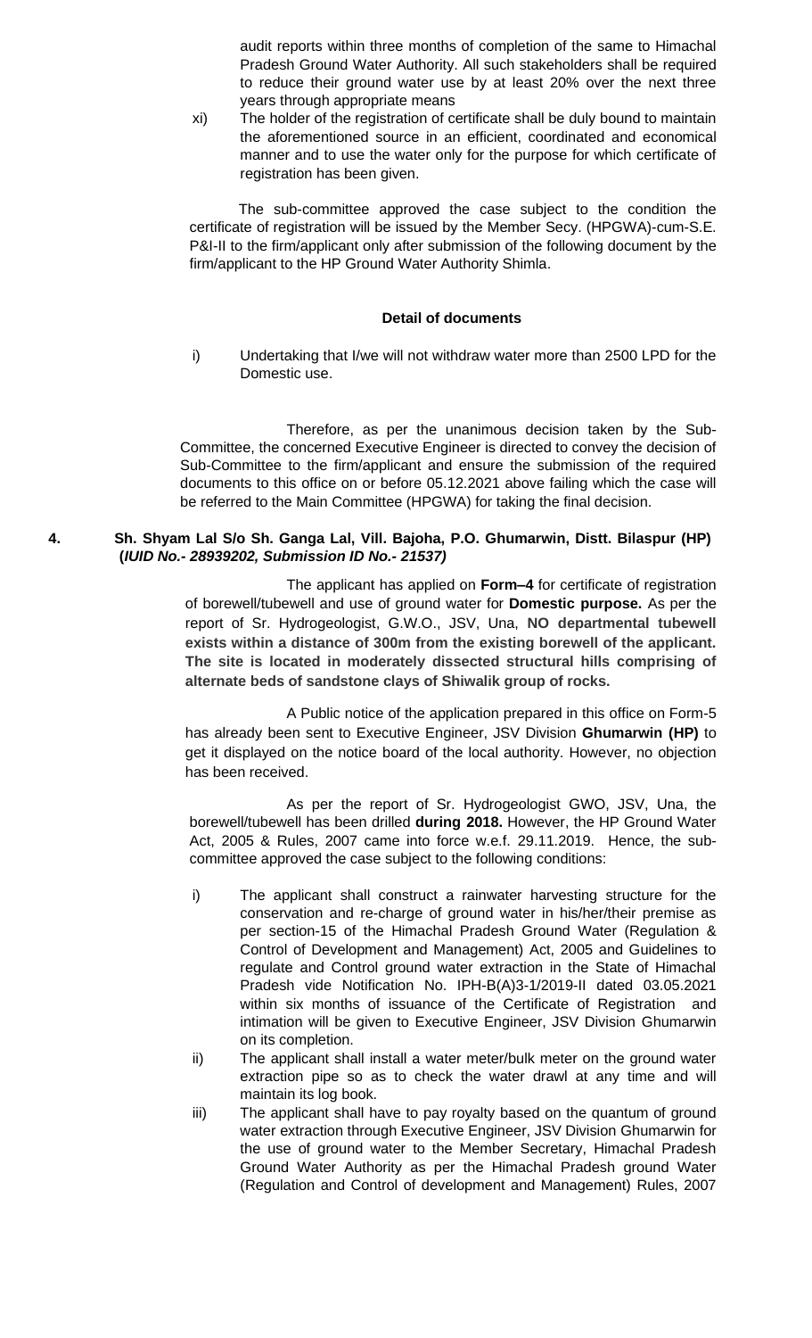audit reports within three months of completion of the same to Himachal Pradesh Ground Water Authority. All such stakeholders shall be required to reduce their ground water use by at least 20% over the next three years through appropriate means

xi) The holder of the registration of certificate shall be duly bound to maintain the aforementioned source in an efficient, coordinated and economical manner and to use the water only for the purpose for which certificate of registration has been given.

The sub-committee approved the case subject to the condition the certificate of registration will be issued by the Member Secy. (HPGWA)-cum-S.E. P&I-II to the firm/applicant only after submission of the following document by the firm/applicant to the HP Ground Water Authority Shimla.

**Detail of documents**

i) Undertaking that I/we will not withdraw water more than 2500 LPD for the Domestic use.

Therefore, as per the unanimous decision taken by the Sub-Committee, the concerned Executive Engineer is directed to convey the decision of Sub-Committee to the firm/applicant and ensure the submission of the required documents to this office on or before 05.12.2021 above failing which the case will be referred to the Main Committee (HPGWA) for taking the final decision.

**4. Sh. Shyam Lal S/o Sh. Ganga Lal, Vill. Bajoha, P.O. Ghumarwin, Distt. Bilaspur (HP) (*IUID No.- 28939202, Submission ID No.- 21537)***

The applicant has applied on **Form–4** for certificate of registration of borewell/tubewell and use of ground water for **Domestic purpose.** As per the report of Sr. Hydrogeologist, G.W.O., JSV, Una, **NO departmental tubewell exists within a distance of 300m from the existing borewell of the applicant. The site is located in moderately dissected structural hills comprising of alternate beds of sandstone clays of Shiwalik group of rocks.**

A Public notice of the application prepared in this office on Form-5 has already been sent to Executive Engineer, JSV Division **Ghumarwin (HP)** to get it displayed on the notice board of the local authority. However, no objection has been received.

As per the report of Sr. Hydrogeologist GWO, JSV, Una, the borewell/tubewell has been drilled **during 2018.** However, the HP Ground Water Act, 2005 & Rules, 2007 came into force w.e.f. 29.11.2019. Hence, the sub-committee approved the case subject to the following conditions:

i) The applicant shall construct a rainwater harvesting structure for the conservation and re-charge of ground water in his/her/their premise as per section-15 of the Himachal Pradesh Ground Water (Regulation & Control of Development and Management) Act, 2005 and Guidelines to regulate and Control ground water extraction in the State of Himachal Pradesh vide Notification No. IPH-B(A)3-1/2019-II dated 03.05.2021 within six months of issuance of the Certificate of Registration and intimation will be given to Executive Engineer, JSV Division Ghumarwin on its completion.

ii) The applicant shall install a water meter/bulk meter on the ground water extraction pipe so as to check the water drawl at any time and will maintain its log book.

iii) The applicant shall have to pay royalty based on the quantum of ground water extraction through Executive Engineer, JSV Division Ghumarwin for the use of ground water to the Member Secretary, Himachal Pradesh Ground Water Authority as per the Himachal Pradesh ground Water (Regulation and Control of development and Management) Rules, 2007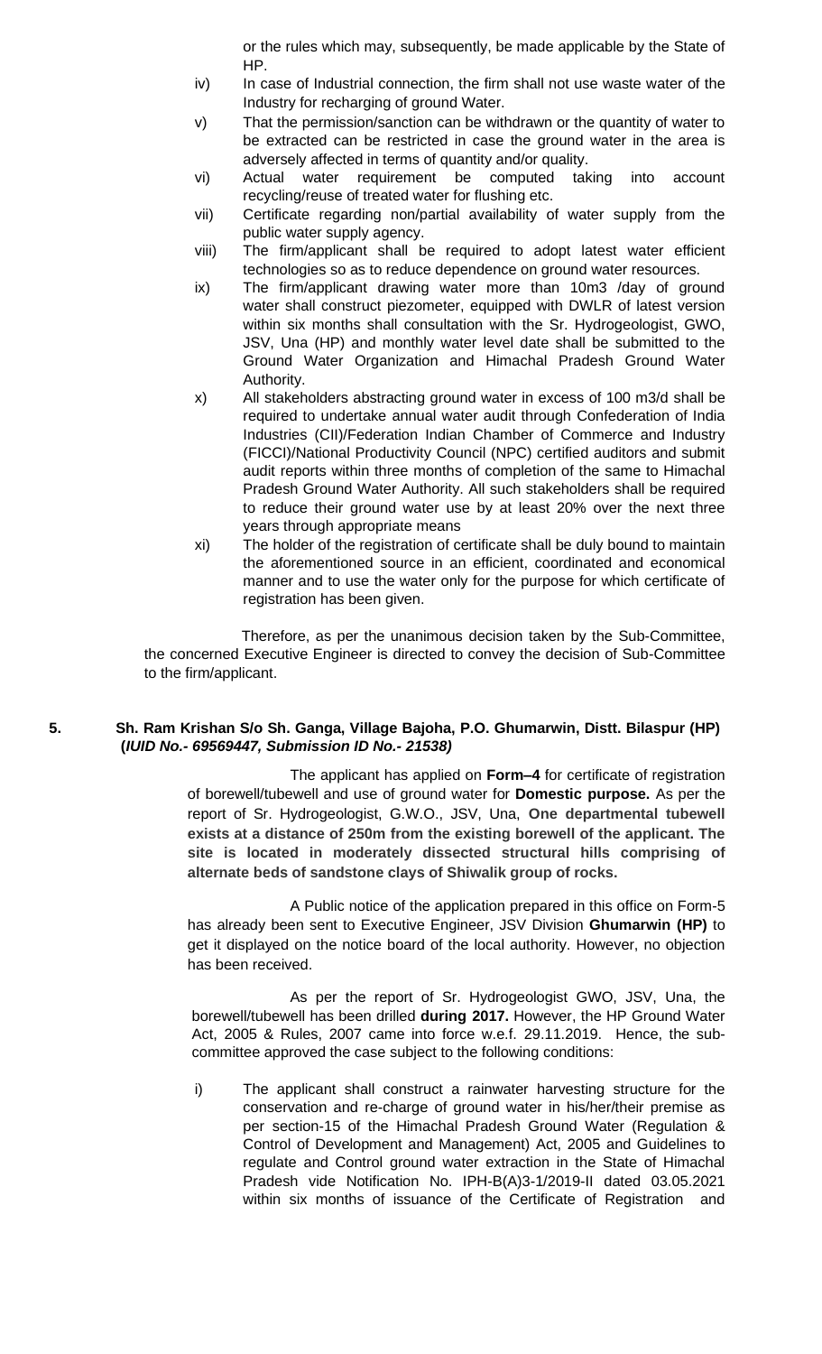or the rules which may, subsequently, be made applicable by the State of HP.

iv) In case of Industrial connection, the firm shall not use waste water of the Industry for recharging of ground Water.

v) That the permission/sanction can be withdrawn or the quantity of water to be extracted can be restricted in case the ground water in the area is adversely affected in terms of quantity and/or quality.

vi) Actual water requirement be computed taking into account recycling/reuse of treated water for flushing etc.

vii) Certificate regarding non/partial availability of water supply from the public water supply agency.

viii) The firm/applicant shall be required to adopt latest water efficient technologies so as to reduce dependence on ground water resources.

ix) The firm/applicant drawing water more than 10m3 /day of ground water shall construct piezometer, equipped with DWLR of latest version within six months shall consultation with the Sr. Hydrogeologist, GWO, JSV, Una (HP) and monthly water level date shall be submitted to the Ground Water Organization and Himachal Pradesh Ground Water Authority.

x) All stakeholders abstracting ground water in excess of 100 m3/d shall be required to undertake annual water audit through Confederation of India Industries (CII)/Federation Indian Chamber of Commerce and Industry (FICCI)/National Productivity Council (NPC) certified auditors and submit audit reports within three months of completion of the same to Himachal Pradesh Ground Water Authority. All such stakeholders shall be required to reduce their ground water use by at least 20% over the next three years through appropriate means

xi) The holder of the registration of certificate shall be duly bound to maintain the aforementioned source in an efficient, coordinated and economical manner and to use the water only for the purpose for which certificate of registration has been given.

Therefore, as per the unanimous decision taken by the Sub-Committee, the concerned Executive Engineer is directed to convey the decision of Sub-Committee to the firm/applicant.

**5. Sh. Ram Krishan S/o Sh. Ganga, Village Bajoha, P.O. Ghumarwin, Distt. Bilaspur (HP) (*IUID No.- 69569447, Submission ID No.- 21538)***

The applicant has applied on **Form–4** for certificate of registration of borewell/tubewell and use of ground water for **Domestic purpose.** As per the report of Sr. Hydrogeologist, G.W.O., JSV, Una, **One departmental tubewell exists at a distance of 250m from the existing borewell of the applicant. The site is located in moderately dissected structural hills comprising of alternate beds of sandstone clays of Shiwalik group of rocks.**

A Public notice of the application prepared in this office on Form-5 has already been sent to Executive Engineer, JSV Division **Ghumarwin (HP)** to get it displayed on the notice board of the local authority. However, no objection has been received.

As per the report of Sr. Hydrogeologist GWO, JSV, Una, the borewell/tubewell has been drilled **during 2017.** However, the HP Ground Water Act, 2005 & Rules, 2007 came into force w.e.f. 29.11.2019. Hence, the sub-committee approved the case subject to the following conditions:

i) The applicant shall construct a rainwater harvesting structure for the conservation and re-charge of ground water in his/her/their premise as per section-15 of the Himachal Pradesh Ground Water (Regulation & Control of Development and Management) Act, 2005 and Guidelines to regulate and Control ground water extraction in the State of Himachal Pradesh vide Notification No. IPH-B(A)3-1/2019-II dated 03.05.2021 within six months of issuance of the Certificate of Registration and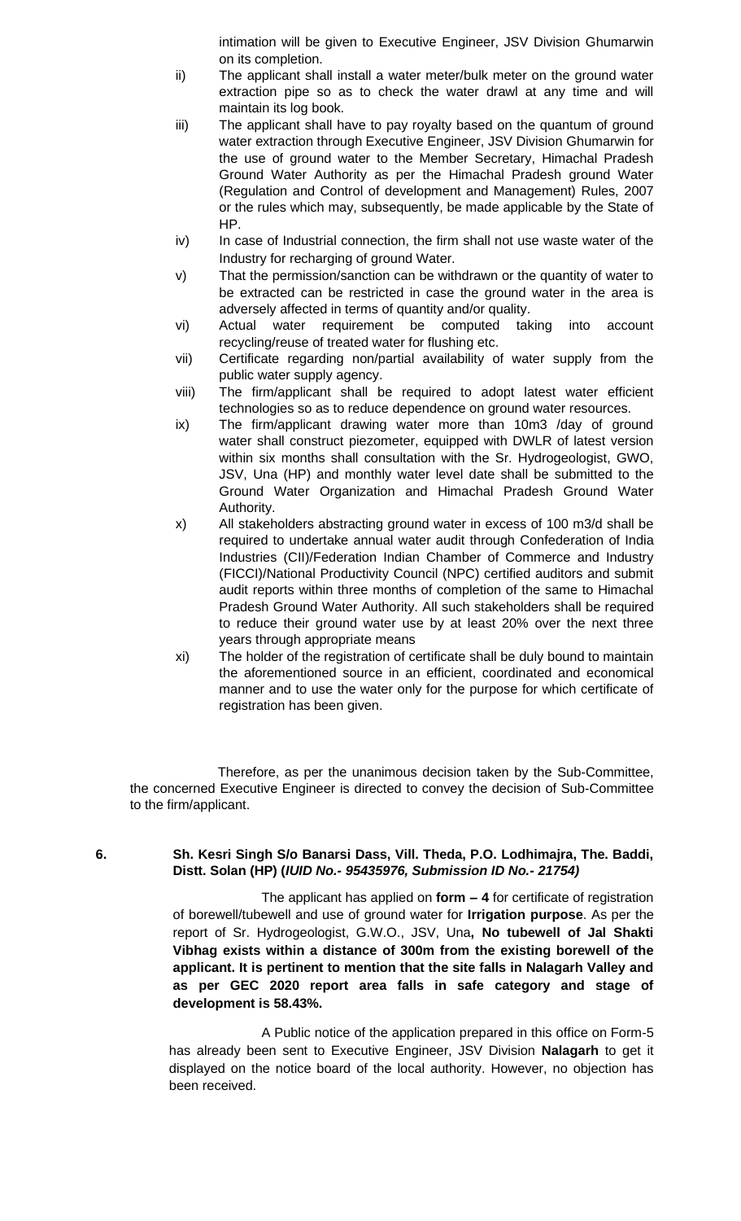intimation will be given to Executive Engineer, JSV Division Ghumarwin on its completion.

ii) The applicant shall install a water meter/bulk meter on the ground water extraction pipe so as to check the water drawl at any time and will maintain its log book.

iii) The applicant shall have to pay royalty based on the quantum of ground water extraction through Executive Engineer, JSV Division Ghumarwin for the use of ground water to the Member Secretary, Himachal Pradesh Ground Water Authority as per the Himachal Pradesh ground Water (Regulation and Control of development and Management) Rules, 2007 or the rules which may, subsequently, be made applicable by the State of HP.

iv) In case of Industrial connection, the firm shall not use waste water of the Industry for recharging of ground Water.

v) That the permission/sanction can be withdrawn or the quantity of water to be extracted can be restricted in case the ground water in the area is adversely affected in terms of quantity and/or quality.

vi) Actual water requirement be computed taking into account recycling/reuse of treated water for flushing etc.

vii) Certificate regarding non/partial availability of water supply from the public water supply agency.

viii) The firm/applicant shall be required to adopt latest water efficient technologies so as to reduce dependence on ground water resources.

ix) The firm/applicant drawing water more than 10m3 /day of ground water shall construct piezometer, equipped with DWLR of latest version within six months shall consultation with the Sr. Hydrogeologist, GWO, JSV, Una (HP) and monthly water level date shall be submitted to the Ground Water Organization and Himachal Pradesh Ground Water Authority.

x) All stakeholders abstracting ground water in excess of 100 m3/d shall be required to undertake annual water audit through Confederation of India Industries (CII)/Federation Indian Chamber of Commerce and Industry (FICCI)/National Productivity Council (NPC) certified auditors and submit audit reports within three months of completion of the same to Himachal Pradesh Ground Water Authority. All such stakeholders shall be required to reduce their ground water use by at least 20% over the next three years through appropriate means

xi) The holder of the registration of certificate shall be duly bound to maintain the aforementioned source in an efficient, coordinated and economical manner and to use the water only for the purpose for which certificate of registration has been given.

Therefore, as per the unanimous decision taken by the Sub-Committee, the concerned Executive Engineer is directed to convey the decision of Sub-Committee to the firm/applicant.

**6. Sh. Kesri Singh S/o Banarsi Dass, Vill. Theda, P.O. Lodhimajra, The. Baddi, Distt. Solan (HP) (*IUID No.- 95435976, Submission ID No.- 21754)***

The applicant has applied on **form – 4** for certificate of registration of borewell/tubewell and use of ground water for **Irrigation purpose**. As per the report of Sr. Hydrogeologist, G.W.O., JSV, Una**, No tubewell of Jal Shakti Vibhag exists within a distance of 300m from the existing borewell of the applicant. It is pertinent to mention that the site falls in Nalagarh Valley and as per GEC 2020 report area falls in safe category and stage of development is 58.43%.**

A Public notice of the application prepared in this office on Form-5 has already been sent to Executive Engineer, JSV Division **Nalagarh** to get it displayed on the notice board of the local authority. However, no objection has been received.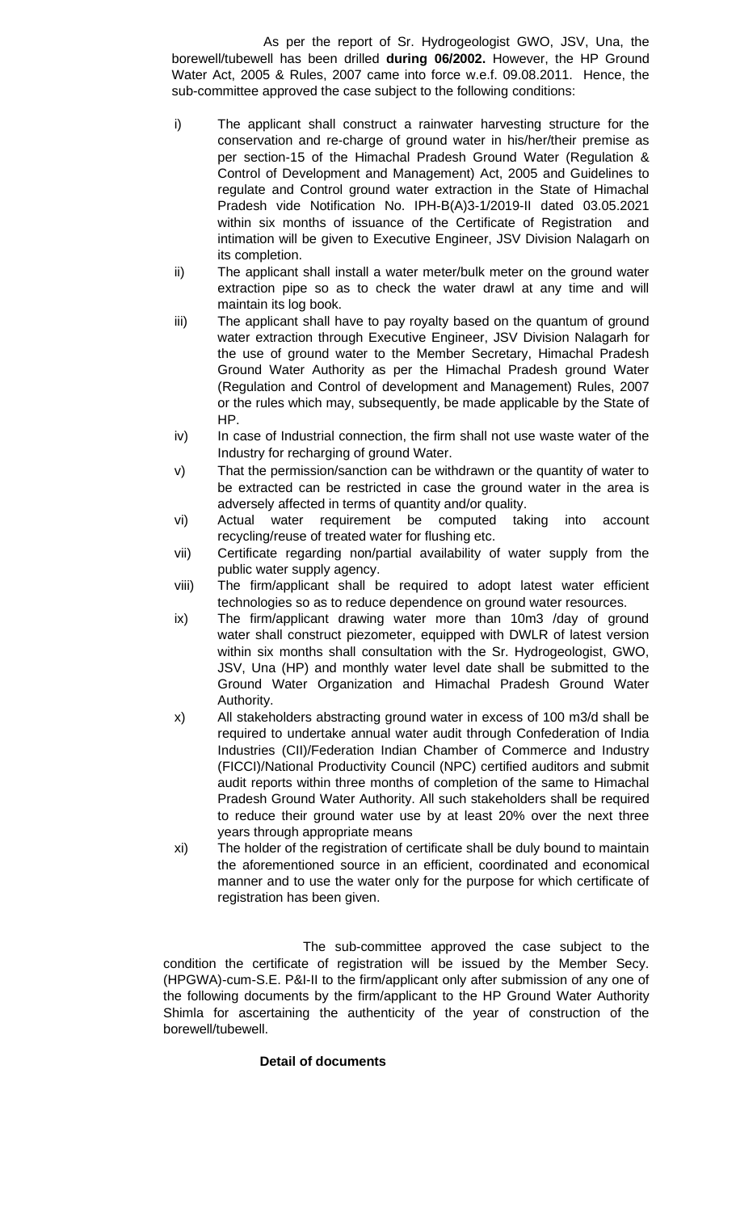As per the report of Sr. Hydrogeologist GWO, JSV, Una, the borewell/tubewell has been drilled **during 06/2002.** However, the HP Ground Water Act, 2005 & Rules, 2007 came into force w.e.f. 09.08.2011. Hence, the sub-committee approved the case subject to the following conditions:

i) The applicant shall construct a rainwater harvesting structure for the conservation and re-charge of ground water in his/her/their premise as per section-15 of the Himachal Pradesh Ground Water (Regulation & Control of Development and Management) Act, 2005 and Guidelines to regulate and Control ground water extraction in the State of Himachal Pradesh vide Notification No. IPH-B(A)3-1/2019-II dated 03.05.2021 within six months of issuance of the Certificate of Registration and intimation will be given to Executive Engineer, JSV Division Nalagarh on its completion.

ii) The applicant shall install a water meter/bulk meter on the ground water extraction pipe so as to check the water drawl at any time and will maintain its log book.

iii) The applicant shall have to pay royalty based on the quantum of ground water extraction through Executive Engineer, JSV Division Nalagarh for the use of ground water to the Member Secretary, Himachal Pradesh Ground Water Authority as per the Himachal Pradesh ground Water (Regulation and Control of development and Management) Rules, 2007 or the rules which may, subsequently, be made applicable by the State of HP.

iv) In case of Industrial connection, the firm shall not use waste water of the Industry for recharging of ground Water.

v) That the permission/sanction can be withdrawn or the quantity of water to be extracted can be restricted in case the ground water in the area is adversely affected in terms of quantity and/or quality.

vi) Actual water requirement be computed taking into account recycling/reuse of treated water for flushing etc.

vii) Certificate regarding non/partial availability of water supply from the public water supply agency.

viii) The firm/applicant shall be required to adopt latest water efficient technologies so as to reduce dependence on ground water resources.

ix) The firm/applicant drawing water more than 10m3 /day of ground water shall construct piezometer, equipped with DWLR of latest version within six months shall consultation with the Sr. Hydrogeologist, GWO, JSV, Una (HP) and monthly water level date shall be submitted to the Ground Water Organization and Himachal Pradesh Ground Water Authority.

x) All stakeholders abstracting ground water in excess of 100 m3/d shall be required to undertake annual water audit through Confederation of India Industries (CII)/Federation Indian Chamber of Commerce and Industry (FICCI)/National Productivity Council (NPC) certified auditors and submit audit reports within three months of completion of the same to Himachal Pradesh Ground Water Authority. All such stakeholders shall be required to reduce their ground water use by at least 20% over the next three years through appropriate means

xi) The holder of the registration of certificate shall be duly bound to maintain the aforementioned source in an efficient, coordinated and economical manner and to use the water only for the purpose for which certificate of registration has been given.

The sub-committee approved the case subject to the condition the certificate of registration will be issued by the Member Secy. (HPGWA)-cum-S.E. P&I-II to the firm/applicant only after submission of any one of the following documents by the firm/applicant to the HP Ground Water Authority Shimla for ascertaining the authenticity of the year of construction of the borewell/tubewell.

**Detail of documents**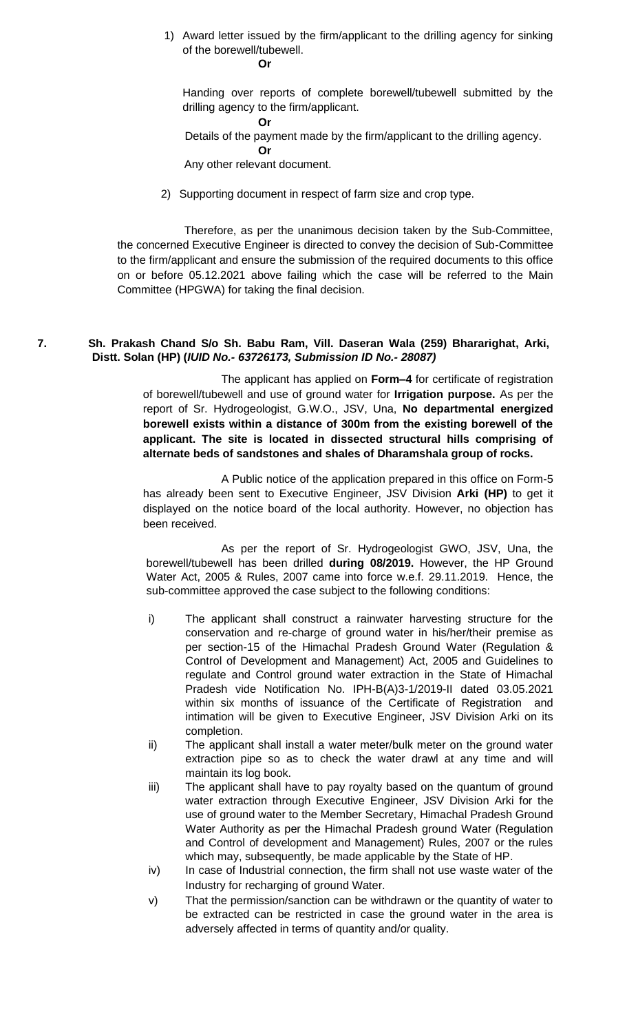1) Award letter issued by the firm/applicant to the drilling agency for sinking of the borewell/tubewell.

**Or**

Handing over reports of complete borewell/tubewell submitted by the drilling agency to the firm/applicant.

**Or**

Details of the payment made by the firm/applicant to the drilling agency.

**Or**

Any other relevant document.

2) Supporting document in respect of farm size and crop type.

Therefore, as per the unanimous decision taken by the Sub-Committee, the concerned Executive Engineer is directed to convey the decision of Sub-Committee to the firm/applicant and ensure the submission of the required documents to this office on or before 05.12.2021 above failing which the case will be referred to the Main Committee (HPGWA) for taking the final decision.

**7. Sh. Prakash Chand S/o Sh. Babu Ram, Vill. Daseran Wala (259) Bhararighat, Arki, Distt. Solan (HP) (*IUID No.- 63726173, Submission ID No.- 28087)***

The applicant has applied on **Form–4** for certificate of registration of borewell/tubewell and use of ground water for **Irrigation purpose.** As per the report of Sr. Hydrogeologist, G.W.O., JSV, Una, **No departmental energized borewell exists within a distance of 300m from the existing borewell of the applicant. The site is located in dissected structural hills comprising of alternate beds of sandstones and shales of Dharamshala group of rocks.**

A Public notice of the application prepared in this office on Form-5 has already been sent to Executive Engineer, JSV Division **Arki (HP)** to get it displayed on the notice board of the local authority. However, no objection has been received.

As per the report of Sr. Hydrogeologist GWO, JSV, Una, the borewell/tubewell has been drilled **during 08/2019.** However, the HP Ground Water Act, 2005 & Rules, 2007 came into force w.e.f. 29.11.2019. Hence, the sub-committee approved the case subject to the following conditions:

i) The applicant shall construct a rainwater harvesting structure for the conservation and re-charge of ground water in his/her/their premise as per section-15 of the Himachal Pradesh Ground Water (Regulation & Control of Development and Management) Act, 2005 and Guidelines to regulate and Control ground water extraction in the State of Himachal Pradesh vide Notification No. IPH-B(A)3-1/2019-II dated 03.05.2021 within six months of issuance of the Certificate of Registration and intimation will be given to Executive Engineer, JSV Division Arki on its completion.

ii) The applicant shall install a water meter/bulk meter on the ground water extraction pipe so as to check the water drawl at any time and will maintain its log book.

iii) The applicant shall have to pay royalty based on the quantum of ground water extraction through Executive Engineer, JSV Division Arki for the use of ground water to the Member Secretary, Himachal Pradesh Ground Water Authority as per the Himachal Pradesh ground Water (Regulation and Control of development and Management) Rules, 2007 or the rules which may, subsequently, be made applicable by the State of HP.

iv) In case of Industrial connection, the firm shall not use waste water of the Industry for recharging of ground Water.

v) That the permission/sanction can be withdrawn or the quantity of water to be extracted can be restricted in case the ground water in the area is adversely affected in terms of quantity and/or quality.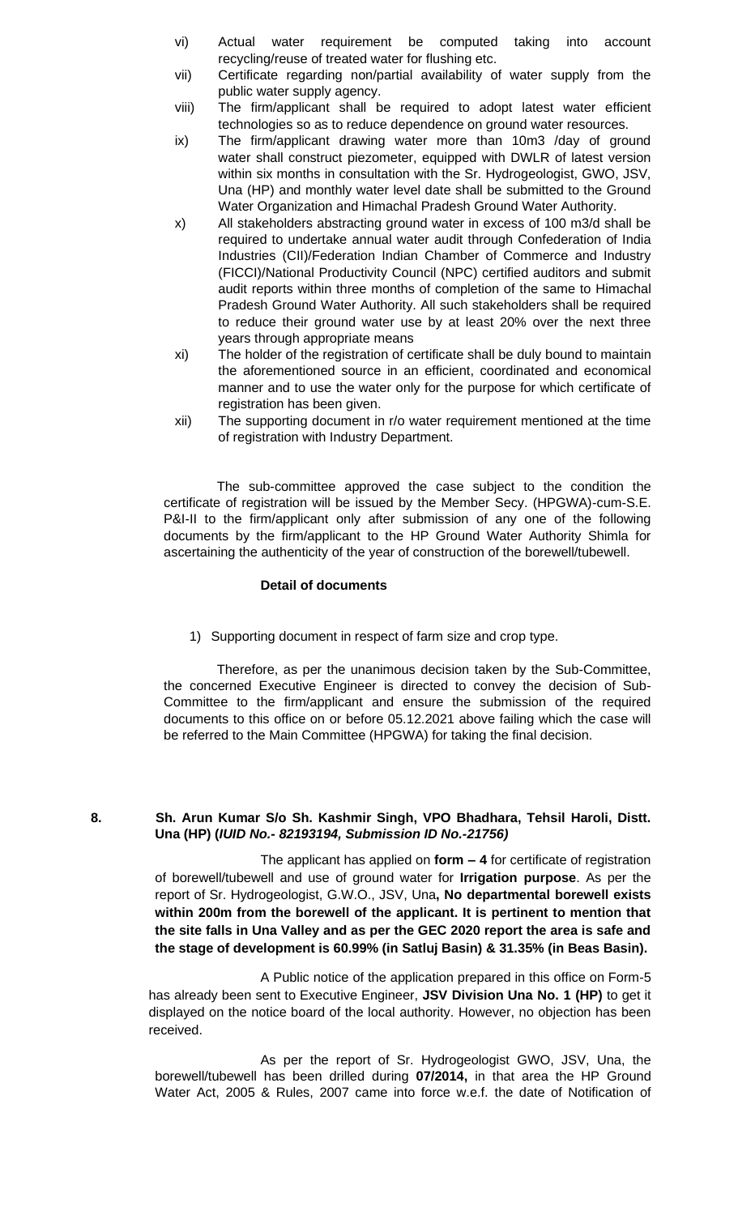vi) Actual water requirement be computed taking into account recycling/reuse of treated water for flushing etc.

vii) Certificate regarding non/partial availability of water supply from the public water supply agency.

viii) The firm/applicant shall be required to adopt latest water efficient technologies so as to reduce dependence on ground water resources.

ix) The firm/applicant drawing water more than 10m3 /day of ground water shall construct piezometer, equipped with DWLR of latest version within six months in consultation with the Sr. Hydrogeologist, GWO, JSV, Una (HP) and monthly water level date shall be submitted to the Ground Water Organization and Himachal Pradesh Ground Water Authority.

x) All stakeholders abstracting ground water in excess of 100 m3/d shall be required to undertake annual water audit through Confederation of India Industries (CII)/Federation Indian Chamber of Commerce and Industry (FICCI)/National Productivity Council (NPC) certified auditors and submit audit reports within three months of completion of the same to Himachal Pradesh Ground Water Authority. All such stakeholders shall be required to reduce their ground water use by at least 20% over the next three years through appropriate means

xi) The holder of the registration of certificate shall be duly bound to maintain the aforementioned source in an efficient, coordinated and economical manner and to use the water only for the purpose for which certificate of registration has been given.

xii) The supporting document in r/o water requirement mentioned at the time of registration with Industry Department.

The sub-committee approved the case subject to the condition the certificate of registration will be issued by the Member Secy. (HPGWA)-cum-S.E. P&I-II to the firm/applicant only after submission of any one of the following documents by the firm/applicant to the HP Ground Water Authority Shimla for ascertaining the authenticity of the year of construction of the borewell/tubewell.

**Detail of documents**

1) Supporting document in respect of farm size and crop type.

Therefore, as per the unanimous decision taken by the Sub-Committee, the concerned Executive Engineer is directed to convey the decision of Sub-Committee to the firm/applicant and ensure the submission of the required documents to this office on or before 05.12.2021 above failing which the case will be referred to the Main Committee (HPGWA) for taking the final decision.

**8. Sh. Arun Kumar S/o Sh. Kashmir Singh, VPO Bhadhara, Tehsil Haroli, Distt. Una (HP) (*IUID No.- 82193194, Submission ID No.-21756)***

The applicant has applied on **form – 4** for certificate of registration of borewell/tubewell and use of ground water for **Irrigation purpose**. As per the report of Sr. Hydrogeologist, G.W.O., JSV, Una**, No departmental borewell exists within 200m from the borewell of the applicant. It is pertinent to mention that the site falls in Una Valley and as per the GEC 2020 report the area is safe and the stage of development is 60.99% (in Satluj Basin) & 31.35% (in Beas Basin).**

A Public notice of the application prepared in this office on Form-5 has already been sent to Executive Engineer, **JSV Division Una No. 1 (HP)** to get it displayed on the notice board of the local authority. However, no objection has been received.

As per the report of Sr. Hydrogeologist GWO, JSV, Una, the borewell/tubewell has been drilled during **07/2014,** in that area the HP Ground Water Act, 2005 & Rules, 2007 came into force w.e.f. the date of Notification of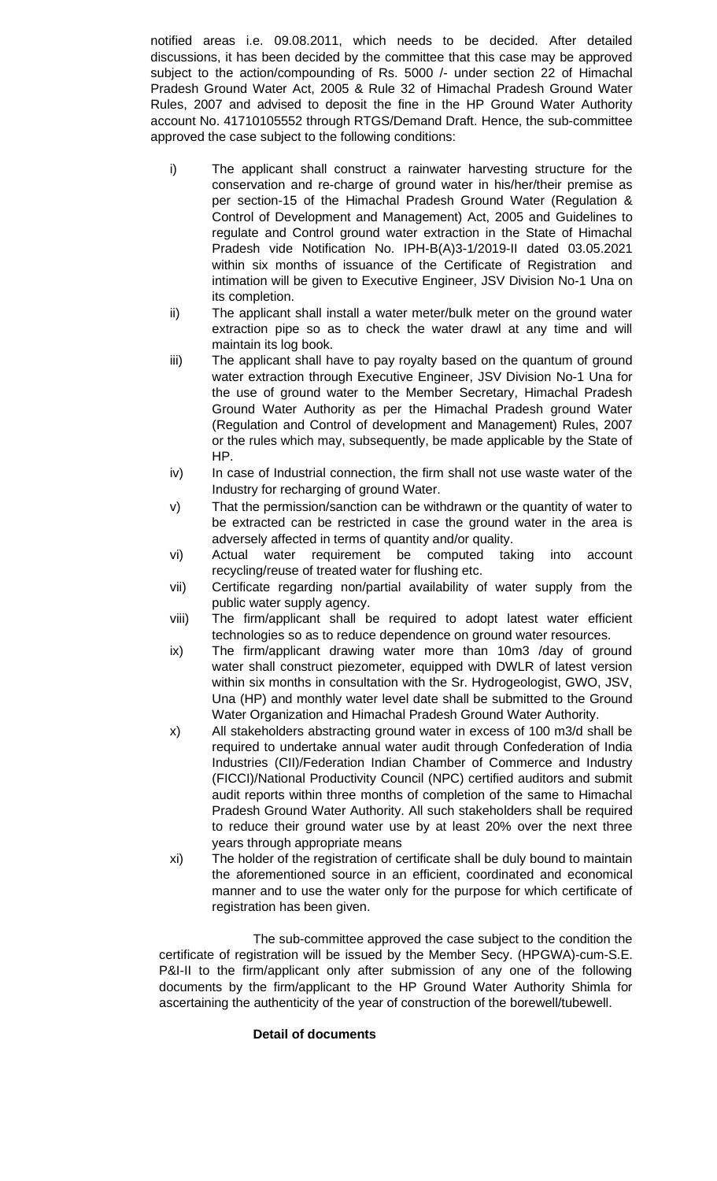notified areas i.e. 09.08.2011, which needs to be decided. After detailed discussions, it has been decided by the committee that this case may be approved subject to the action/compounding of Rs. 5000 /- under section 22 of Himachal Pradesh Ground Water Act, 2005 & Rule 32 of Himachal Pradesh Ground Water Rules, 2007 and advised to deposit the fine in the HP Ground Water Authority account No. 41710105552 through RTGS/Demand Draft. Hence, the sub-committee approved the case subject to the following conditions:

- i) The applicant shall construct a rainwater harvesting structure for the conservation and re-charge of ground water in his/her/their premise as per section-15 of the Himachal Pradesh Ground Water (Regulation & Control of Development and Management) Act, 2005 and Guidelines to regulate and Control ground water extraction in the State of Himachal Pradesh vide Notification No. IPH-B(A)3-1/2019-II dated 03.05.2021 within six months of issuance of the Certificate of Registration and intimation will be given to Executive Engineer, JSV Division No-1 Una on its completion.
- ii) The applicant shall install a water meter/bulk meter on the ground water extraction pipe so as to check the water drawl at any time and will maintain its log book.
- iii) The applicant shall have to pay royalty based on the quantum of ground water extraction through Executive Engineer, JSV Division No-1 Una for the use of ground water to the Member Secretary, Himachal Pradesh Ground Water Authority as per the Himachal Pradesh ground Water (Regulation and Control of development and Management) Rules, 2007 or the rules which may, subsequently, be made applicable by the State of HP.
- iv) In case of Industrial connection, the firm shall not use waste water of the Industry for recharging of ground Water.
- v) That the permission/sanction can be withdrawn or the quantity of water to be extracted can be restricted in case the ground water in the area is adversely affected in terms of quantity and/or quality.
- vi) Actual water requirement be computed taking into account recycling/reuse of treated water for flushing etc.
- vii) Certificate regarding non/partial availability of water supply from the public water supply agency.
- viii) The firm/applicant shall be required to adopt latest water efficient technologies so as to reduce dependence on ground water resources.
- ix) The firm/applicant drawing water more than 10m3 /day of ground water shall construct piezometer, equipped with DWLR of latest version within six months in consultation with the Sr. Hydrogeologist, GWO, JSV, Una (HP) and monthly water level date shall be submitted to the Ground Water Organization and Himachal Pradesh Ground Water Authority.
- x) All stakeholders abstracting ground water in excess of 100 m3/d shall be required to undertake annual water audit through Confederation of India Industries (CII)/Federation Indian Chamber of Commerce and Industry (FICCI)/National Productivity Council (NPC) certified auditors and submit audit reports within three months of completion of the same to Himachal Pradesh Ground Water Authority. All such stakeholders shall be required to reduce their ground water use by at least 20% over the next three years through appropriate means
- xi) The holder of the registration of certificate shall be duly bound to maintain the aforementioned source in an efficient, coordinated and economical manner and to use the water only for the purpose for which certificate of registration has been given.

The sub-committee approved the case subject to the condition the certificate of registration will be issued by the Member Secy. (HPGWA)-cum-S.E. P&I-II to the firm/applicant only after submission of any one of the following documents by the firm/applicant to the HP Ground Water Authority Shimla for ascertaining the authenticity of the year of construction of the borewell/tubewell.

**Detail of documents**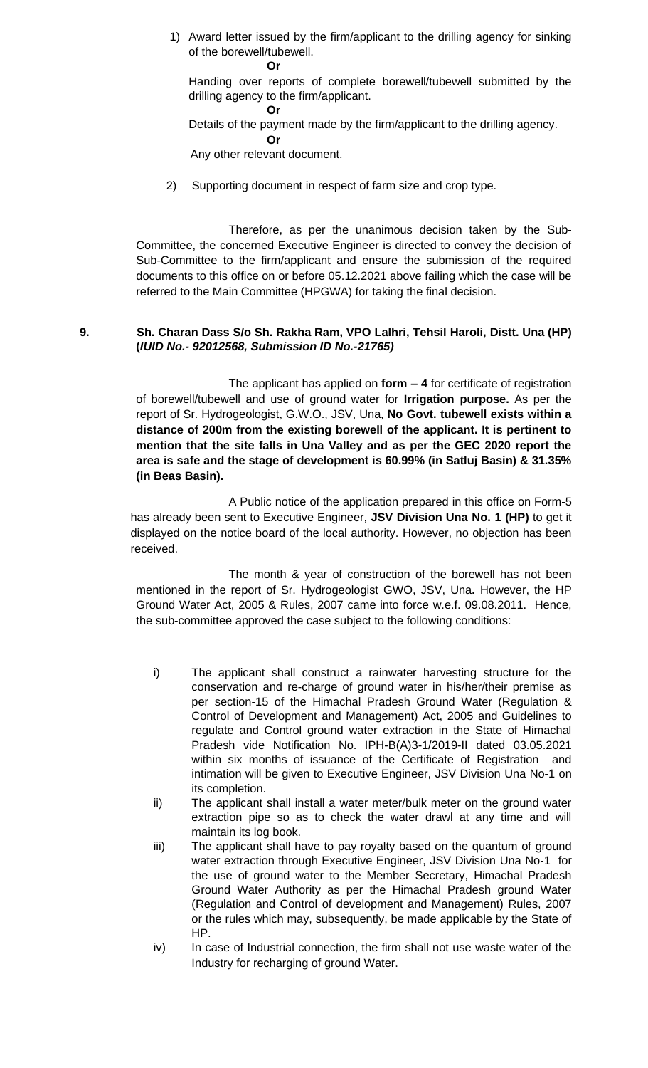1) Award letter issued by the firm/applicant to the drilling agency for sinking of the borewell/tubewell.

   **Or**

   Handing over reports of complete borewell/tubewell submitted by the drilling agency to the firm/applicant.

   **Or**

   Details of the payment made by the firm/applicant to the drilling agency.

   **Or**

   Any other relevant document.

2) Supporting document in respect of farm size and crop type.

Therefore, as per the unanimous decision taken by the Sub-Committee, the concerned Executive Engineer is directed to convey the decision of Sub-Committee to the firm/applicant and ensure the submission of the required documents to this office on or before 05.12.2021 above failing which the case will be referred to the Main Committee (HPGWA) for taking the final decision.

**9. Sh. Charan Dass S/o Sh. Rakha Ram, VPO Lalhri, Tehsil Haroli, Distt. Una (HP) (*IUID No.- 92012568, Submission ID No.-21765)***

The applicant has applied on **form – 4** for certificate of registration of borewell/tubewell and use of ground water for **Irrigation purpose.** As per the report of Sr. Hydrogeologist, G.W.O., JSV, Una, **No Govt. tubewell exists within a distance of 200m from the existing borewell of the applicant. It is pertinent to mention that the site falls in Una Valley and as per the GEC 2020 report the area is safe and the stage of development is 60.99% (in Satluj Basin) & 31.35% (in Beas Basin).**

A Public notice of the application prepared in this office on Form-5 has already been sent to Executive Engineer, **JSV Division Una No. 1 (HP)** to get it displayed on the notice board of the local authority. However, no objection has been received.

The month & year of construction of the borewell has not been mentioned in the report of Sr. Hydrogeologist GWO, JSV, Una**.** However, the HP Ground Water Act, 2005 & Rules, 2007 came into force w.e.f. 09.08.2011. Hence, the sub-committee approved the case subject to the following conditions:

i) The applicant shall construct a rainwater harvesting structure for the conservation and re-charge of ground water in his/her/their premise as per section-15 of the Himachal Pradesh Ground Water (Regulation & Control of Development and Management) Act, 2005 and Guidelines to regulate and Control ground water extraction in the State of Himachal Pradesh vide Notification No. IPH-B(A)3-1/2019-II dated 03.05.2021 within six months of issuance of the Certificate of Registration and intimation will be given to Executive Engineer, JSV Division Una No-1 on its completion.

ii) The applicant shall install a water meter/bulk meter on the ground water extraction pipe so as to check the water drawl at any time and will maintain its log book.

iii) The applicant shall have to pay royalty based on the quantum of ground water extraction through Executive Engineer, JSV Division Una No-1 for the use of ground water to the Member Secretary, Himachal Pradesh Ground Water Authority as per the Himachal Pradesh ground Water (Regulation and Control of development and Management) Rules, 2007 or the rules which may, subsequently, be made applicable by the State of HP.

iv) In case of Industrial connection, the firm shall not use waste water of the Industry for recharging of ground Water.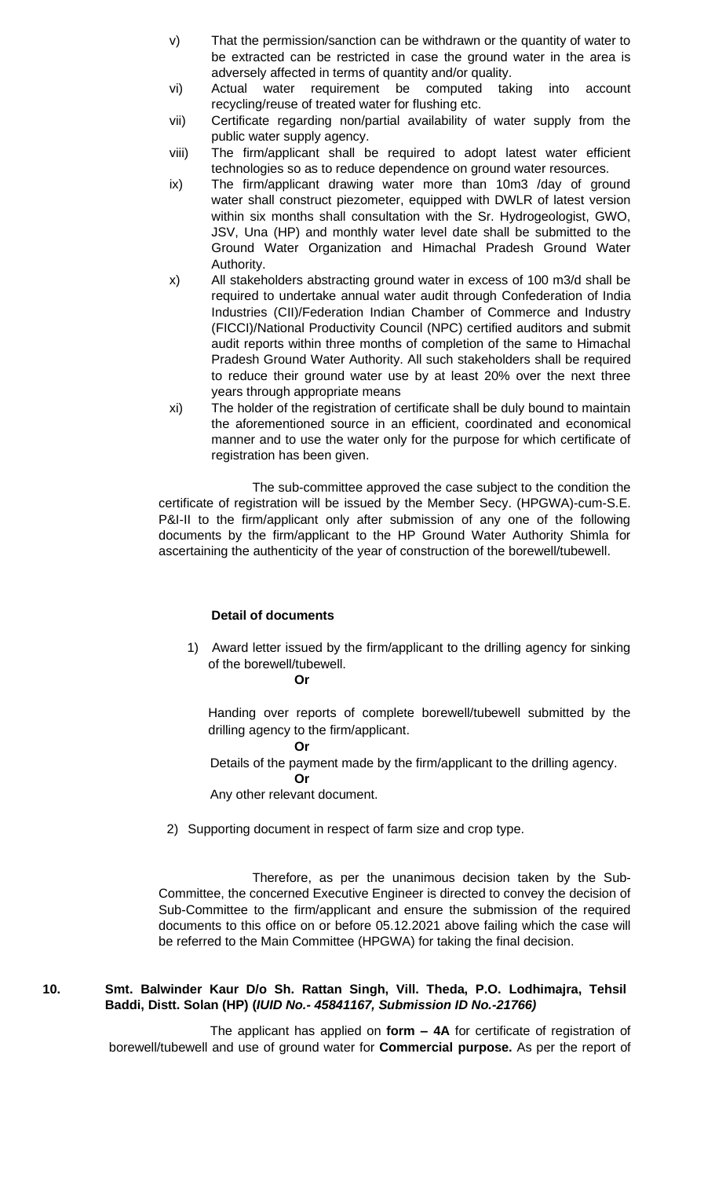v) That the permission/sanction can be withdrawn or the quantity of water to be extracted can be restricted in case the ground water in the area is adversely affected in terms of quantity and/or quality.

vi) Actual water requirement be computed taking into account recycling/reuse of treated water for flushing etc.

vii) Certificate regarding non/partial availability of water supply from the public water supply agency.

viii) The firm/applicant shall be required to adopt latest water efficient technologies so as to reduce dependence on ground water resources.

ix) The firm/applicant drawing water more than 10m3 /day of ground water shall construct piezometer, equipped with DWLR of latest version within six months shall consultation with the Sr. Hydrogeologist, GWO, JSV, Una (HP) and monthly water level date shall be submitted to the Ground Water Organization and Himachal Pradesh Ground Water Authority.

x) All stakeholders abstracting ground water in excess of 100 m3/d shall be required to undertake annual water audit through Confederation of India Industries (CII)/Federation Indian Chamber of Commerce and Industry (FICCI)/National Productivity Council (NPC) certified auditors and submit audit reports within three months of completion of the same to Himachal Pradesh Ground Water Authority. All such stakeholders shall be required to reduce their ground water use by at least 20% over the next three years through appropriate means

xi) The holder of the registration of certificate shall be duly bound to maintain the aforementioned source in an efficient, coordinated and economical manner and to use the water only for the purpose for which certificate of registration has been given.

The sub-committee approved the case subject to the condition the certificate of registration will be issued by the Member Secy. (HPGWA)-cum-S.E. P&I-II to the firm/applicant only after submission of any one of the following documents by the firm/applicant to the HP Ground Water Authority Shimla for ascertaining the authenticity of the year of construction of the borewell/tubewell.

**Detail of documents**

1) Award letter issued by the firm/applicant to the drilling agency for sinking of the borewell/tubewell.

**Or**

Handing over reports of complete borewell/tubewell submitted by the drilling agency to the firm/applicant.

**Or**

Details of the payment made by the firm/applicant to the drilling agency.

**Or**

Any other relevant document.

2) Supporting document in respect of farm size and crop type.

Therefore, as per the unanimous decision taken by the Sub-Committee, the concerned Executive Engineer is directed to convey the decision of Sub-Committee to the firm/applicant and ensure the submission of the required documents to this office on or before 05.12.2021 above failing which the case will be referred to the Main Committee (HPGWA) for taking the final decision.

**10. Smt. Balwinder Kaur D/o Sh. Rattan Singh, Vill. Theda, P.O. Lodhimajra, Tehsil Baddi, Distt. Solan (HP) (*IUID No.- 45841167, Submission ID No.-21766)***

The applicant has applied on **form – 4A** for certificate of registration of borewell/tubewell and use of ground water for **Commercial purpose.** As per the report of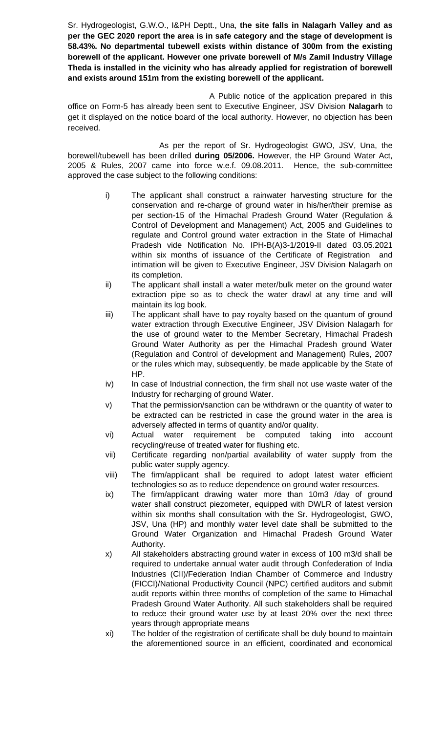Sr. Hydrogeologist, G.W.O., I&PH Deptt., Una, **the site falls in Nalagarh Valley and as per the GEC 2020 report the area is in safe category and the stage of development is 58.43%. No departmental tubewell exists within distance of 300m from the existing borewell of the applicant. However one private borewell of M/s Zamil Industry Village Theda is installed in the vicinity who has already applied for registration of borewell and exists around 151m from the existing borewell of the applicant.**

A Public notice of the application prepared in this office on Form-5 has already been sent to Executive Engineer, JSV Division **Nalagarh** to get it displayed on the notice board of the local authority. However, no objection has been received.

As per the report of Sr. Hydrogeologist GWO, JSV, Una, the borewell/tubewell has been drilled **during 05/2006.** However, the HP Ground Water Act, 2005 & Rules, 2007 came into force w.e.f. 09.08.2011. Hence, the sub-committee approved the case subject to the following conditions:

- i) The applicant shall construct a rainwater harvesting structure for the conservation and re-charge of ground water in his/her/their premise as per section-15 of the Himachal Pradesh Ground Water (Regulation & Control of Development and Management) Act, 2005 and Guidelines to regulate and Control ground water extraction in the State of Himachal Pradesh vide Notification No. IPH-B(A)3-1/2019-II dated 03.05.2021 within six months of issuance of the Certificate of Registration and intimation will be given to Executive Engineer, JSV Division Nalagarh on its completion.
- ii) The applicant shall install a water meter/bulk meter on the ground water extraction pipe so as to check the water drawl at any time and will maintain its log book.
- iii) The applicant shall have to pay royalty based on the quantum of ground water extraction through Executive Engineer, JSV Division Nalagarh for the use of ground water to the Member Secretary, Himachal Pradesh Ground Water Authority as per the Himachal Pradesh ground Water (Regulation and Control of development and Management) Rules, 2007 or the rules which may, subsequently, be made applicable by the State of HP.
- iv) In case of Industrial connection, the firm shall not use waste water of the Industry for recharging of ground Water.
- v) That the permission/sanction can be withdrawn or the quantity of water to be extracted can be restricted in case the ground water in the area is adversely affected in terms of quantity and/or quality.
- vi) Actual water requirement be computed taking into account recycling/reuse of treated water for flushing etc.
- vii) Certificate regarding non/partial availability of water supply from the public water supply agency.
- viii) The firm/applicant shall be required to adopt latest water efficient technologies so as to reduce dependence on ground water resources.
- ix) The firm/applicant drawing water more than 10m3 /day of ground water shall construct piezometer, equipped with DWLR of latest version within six months shall consultation with the Sr. Hydrogeologist, GWO, JSV, Una (HP) and monthly water level date shall be submitted to the Ground Water Organization and Himachal Pradesh Ground Water Authority.
- x) All stakeholders abstracting ground water in excess of 100 m3/d shall be required to undertake annual water audit through Confederation of India Industries (CII)/Federation Indian Chamber of Commerce and Industry (FICCI)/National Productivity Council (NPC) certified auditors and submit audit reports within three months of completion of the same to Himachal Pradesh Ground Water Authority. All such stakeholders shall be required to reduce their ground water use by at least 20% over the next three years through appropriate means
- xi) The holder of the registration of certificate shall be duly bound to maintain the aforementioned source in an efficient, coordinated and economical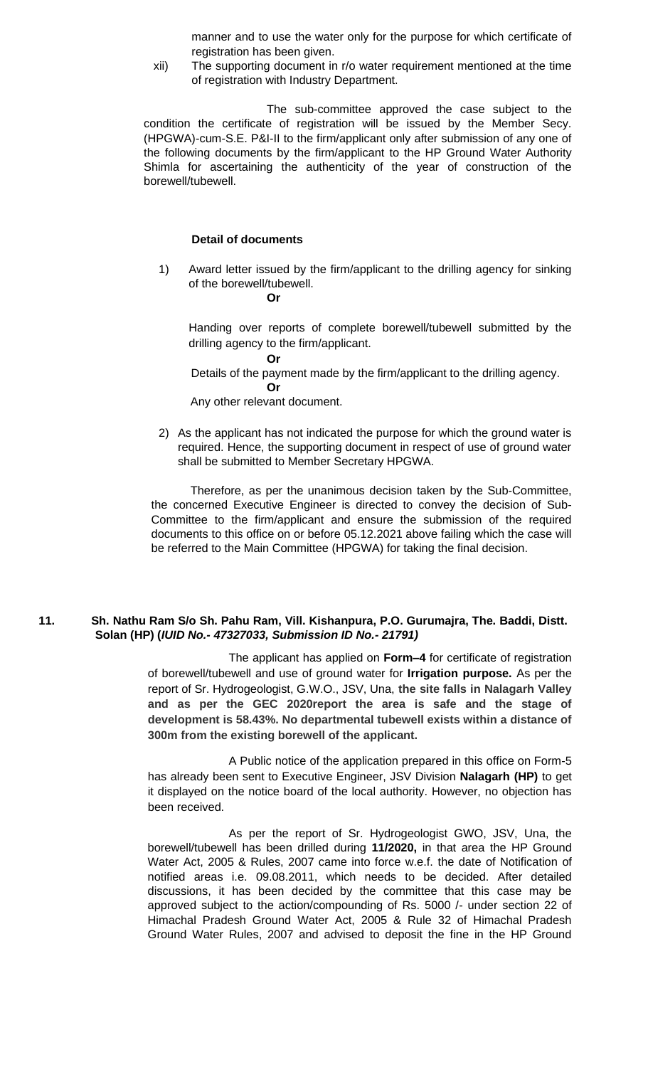manner and to use the water only for the purpose for which certificate of registration has been given.

xii) The supporting document in r/o water requirement mentioned at the time of registration with Industry Department.

The sub-committee approved the case subject to the condition the certificate of registration will be issued by the Member Secy. (HPGWA)-cum-S.E. P&I-II to the firm/applicant only after submission of any one of the following documents by the firm/applicant to the HP Ground Water Authority Shimla for ascertaining the authenticity of the year of construction of the borewell/tubewell.

**Detail of documents**

1) Award letter issued by the firm/applicant to the drilling agency for sinking of the borewell/tubewell.

   **Or**

   Handing over reports of complete borewell/tubewell submitted by the drilling agency to the firm/applicant.

   **Or**

   Details of the payment made by the firm/applicant to the drilling agency.

   **Or**

   Any other relevant document.

2) As the applicant has not indicated the purpose for which the ground water is required. Hence, the supporting document in respect of use of ground water shall be submitted to Member Secretary HPGWA.

Therefore, as per the unanimous decision taken by the Sub-Committee, the concerned Executive Engineer is directed to convey the decision of Sub-Committee to the firm/applicant and ensure the submission of the required documents to this office on or before 05.12.2021 above failing which the case will be referred to the Main Committee (HPGWA) for taking the final decision.

**11. Sh. Nathu Ram S/o Sh. Pahu Ram, Vill. Kishanpura, P.O. Gurumajra, The. Baddi, Distt. Solan (HP) (*IUID No.- 47327033, Submission ID No.- 21791)***

The applicant has applied on **Form–4** for certificate of registration of borewell/tubewell and use of ground water for **Irrigation purpose.** As per the report of Sr. Hydrogeologist, G.W.O., JSV, Una, **the site falls in Nalagarh Valley and as per the GEC 2020report the area is safe and the stage of development is 58.43%. No departmental tubewell exists within a distance of 300m from the existing borewell of the applicant.**

A Public notice of the application prepared in this office on Form-5 has already been sent to Executive Engineer, JSV Division **Nalagarh (HP)** to get it displayed on the notice board of the local authority. However, no objection has been received.

As per the report of Sr. Hydrogeologist GWO, JSV, Una, the borewell/tubewell has been drilled during **11/2020,** in that area the HP Ground Water Act, 2005 & Rules, 2007 came into force w.e.f. the date of Notification of notified areas i.e. 09.08.2011, which needs to be decided. After detailed discussions, it has been decided by the committee that this case may be approved subject to the action/compounding of Rs. 5000 /- under section 22 of Himachal Pradesh Ground Water Act, 2005 & Rule 32 of Himachal Pradesh Ground Water Rules, 2007 and advised to deposit the fine in the HP Ground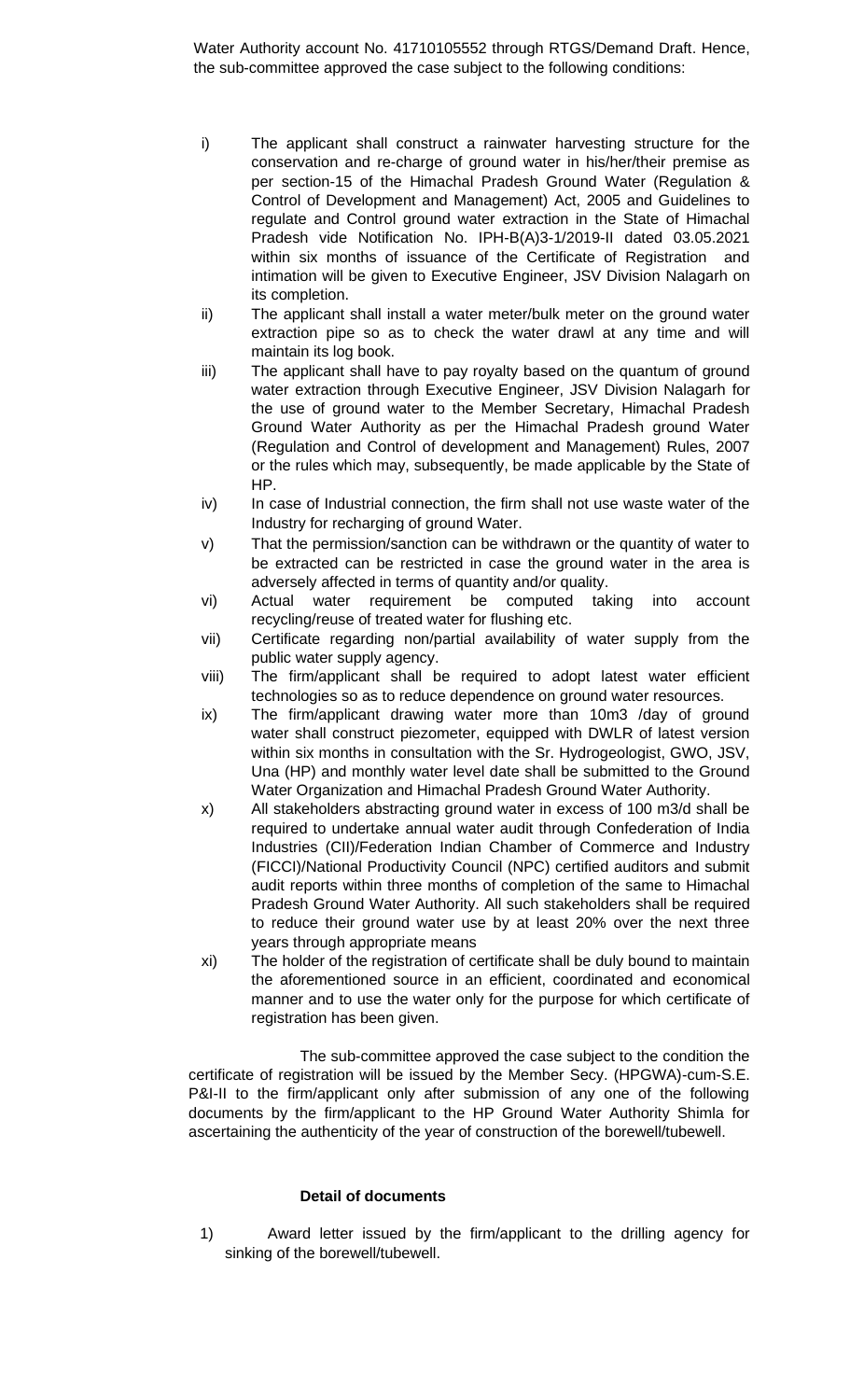Water Authority account No. 41710105552 through RTGS/Demand Draft. Hence, the sub-committee approved the case subject to the following conditions:

i) The applicant shall construct a rainwater harvesting structure for the conservation and re-charge of ground water in his/her/their premise as per section-15 of the Himachal Pradesh Ground Water (Regulation & Control of Development and Management) Act, 2005 and Guidelines to regulate and Control ground water extraction in the State of Himachal Pradesh vide Notification No. IPH-B(A)3-1/2019-II dated 03.05.2021 within six months of issuance of the Certificate of Registration and intimation will be given to Executive Engineer, JSV Division Nalagarh on its completion.

ii) The applicant shall install a water meter/bulk meter on the ground water extraction pipe so as to check the water drawl at any time and will maintain its log book.

iii) The applicant shall have to pay royalty based on the quantum of ground water extraction through Executive Engineer, JSV Division Nalagarh for the use of ground water to the Member Secretary, Himachal Pradesh Ground Water Authority as per the Himachal Pradesh ground Water (Regulation and Control of development and Management) Rules, 2007 or the rules which may, subsequently, be made applicable by the State of HP.

iv) In case of Industrial connection, the firm shall not use waste water of the Industry for recharging of ground Water.

v) That the permission/sanction can be withdrawn or the quantity of water to be extracted can be restricted in case the ground water in the area is adversely affected in terms of quantity and/or quality.

vi) Actual water requirement be computed taking into account recycling/reuse of treated water for flushing etc.

vii) Certificate regarding non/partial availability of water supply from the public water supply agency.

viii) The firm/applicant shall be required to adopt latest water efficient technologies so as to reduce dependence on ground water resources.

ix) The firm/applicant drawing water more than 10m3 /day of ground water shall construct piezometer, equipped with DWLR of latest version within six months in consultation with the Sr. Hydrogeologist, GWO, JSV, Una (HP) and monthly water level date shall be submitted to the Ground Water Organization and Himachal Pradesh Ground Water Authority.

x) All stakeholders abstracting ground water in excess of 100 m3/d shall be required to undertake annual water audit through Confederation of India Industries (CII)/Federation Indian Chamber of Commerce and Industry (FICCI)/National Productivity Council (NPC) certified auditors and submit audit reports within three months of completion of the same to Himachal Pradesh Ground Water Authority. All such stakeholders shall be required to reduce their ground water use by at least 20% over the next three years through appropriate means

xi) The holder of the registration of certificate shall be duly bound to maintain the aforementioned source in an efficient, coordinated and economical manner and to use the water only for the purpose for which certificate of registration has been given.

The sub-committee approved the case subject to the condition the certificate of registration will be issued by the Member Secy. (HPGWA)-cum-S.E. P&I-II to the firm/applicant only after submission of any one of the following documents by the firm/applicant to the HP Ground Water Authority Shimla for ascertaining the authenticity of the year of construction of the borewell/tubewell.

**Detail of documents**

1) Award letter issued by the firm/applicant to the drilling agency for sinking of the borewell/tubewell.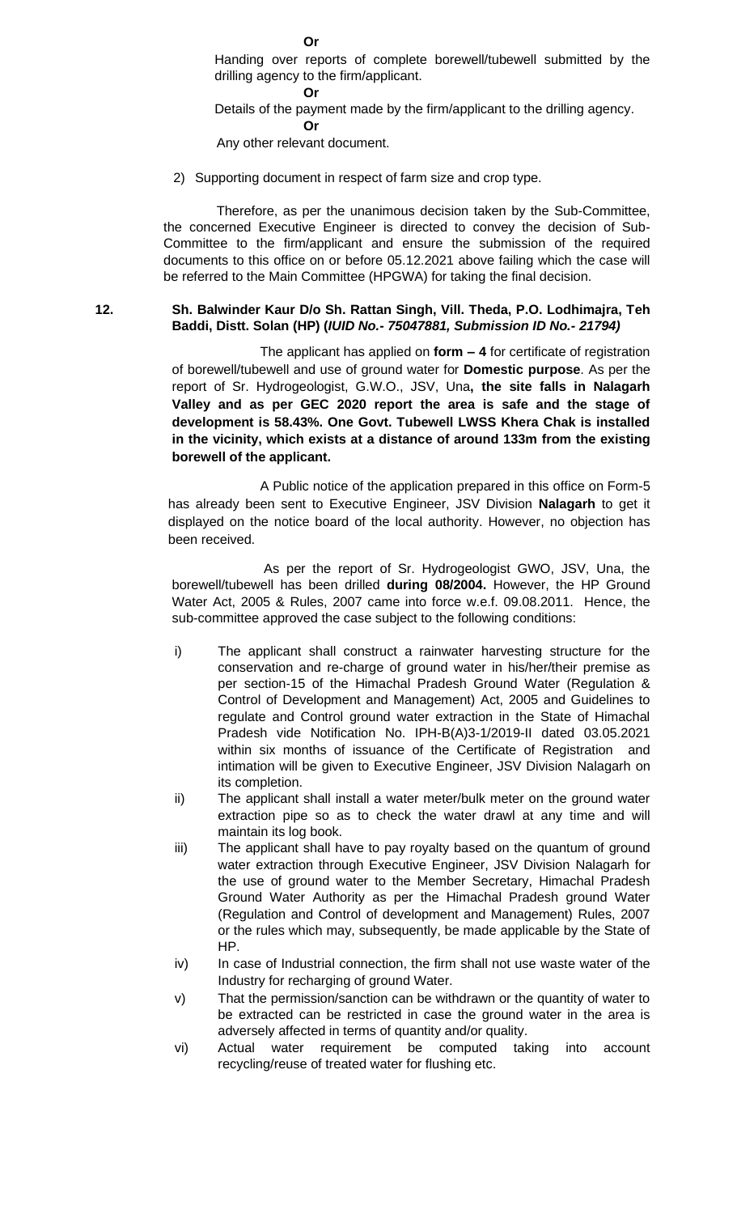**Or**

Handing over reports of complete borewell/tubewell submitted by the drilling agency to the firm/applicant.

**Or**

Details of the payment made by the firm/applicant to the drilling agency.

**Or**

Any other relevant document.

2) Supporting document in respect of farm size and crop type.

Therefore, as per the unanimous decision taken by the Sub-Committee, the concerned Executive Engineer is directed to convey the decision of Sub-Committee to the firm/applicant and ensure the submission of the required documents to this office on or before 05.12.2021 above failing which the case will be referred to the Main Committee (HPGWA) for taking the final decision.

**12. Sh. Balwinder Kaur D/o Sh. Rattan Singh, Vill. Theda, P.O. Lodhimajra, Teh Baddi, Distt. Solan (HP) (*IUID No.- 75047881, Submission ID No.- 21794)***

The applicant has applied on **form – 4** for certificate of registration of borewell/tubewell and use of ground water for **Domestic purpose**. As per the report of Sr. Hydrogeologist, G.W.O., JSV, Una**, the site falls in Nalagarh Valley and as per GEC 2020 report the area is safe and the stage of development is 58.43%. One Govt. Tubewell LWSS Khera Chak is installed in the vicinity, which exists at a distance of around 133m from the existing borewell of the applicant.**

A Public notice of the application prepared in this office on Form-5 has already been sent to Executive Engineer, JSV Division **Nalagarh** to get it displayed on the notice board of the local authority. However, no objection has been received.

As per the report of Sr. Hydrogeologist GWO, JSV, Una, the borewell/tubewell has been drilled **during 08/2004.** However, the HP Ground Water Act, 2005 & Rules, 2007 came into force w.e.f. 09.08.2011. Hence, the sub-committee approved the case subject to the following conditions:

i) The applicant shall construct a rainwater harvesting structure for the conservation and re-charge of ground water in his/her/their premise as per section-15 of the Himachal Pradesh Ground Water (Regulation & Control of Development and Management) Act, 2005 and Guidelines to regulate and Control ground water extraction in the State of Himachal Pradesh vide Notification No. IPH-B(A)3-1/2019-II dated 03.05.2021 within six months of issuance of the Certificate of Registration and intimation will be given to Executive Engineer, JSV Division Nalagarh on its completion.

ii) The applicant shall install a water meter/bulk meter on the ground water extraction pipe so as to check the water drawl at any time and will maintain its log book.

iii) The applicant shall have to pay royalty based on the quantum of ground water extraction through Executive Engineer, JSV Division Nalagarh for the use of ground water to the Member Secretary, Himachal Pradesh Ground Water Authority as per the Himachal Pradesh ground Water (Regulation and Control of development and Management) Rules, 2007 or the rules which may, subsequently, be made applicable by the State of HP.

iv) In case of Industrial connection, the firm shall not use waste water of the Industry for recharging of ground Water.

v) That the permission/sanction can be withdrawn or the quantity of water to be extracted can be restricted in case the ground water in the area is adversely affected in terms of quantity and/or quality.

vi) Actual water requirement be computed taking into account recycling/reuse of treated water for flushing etc.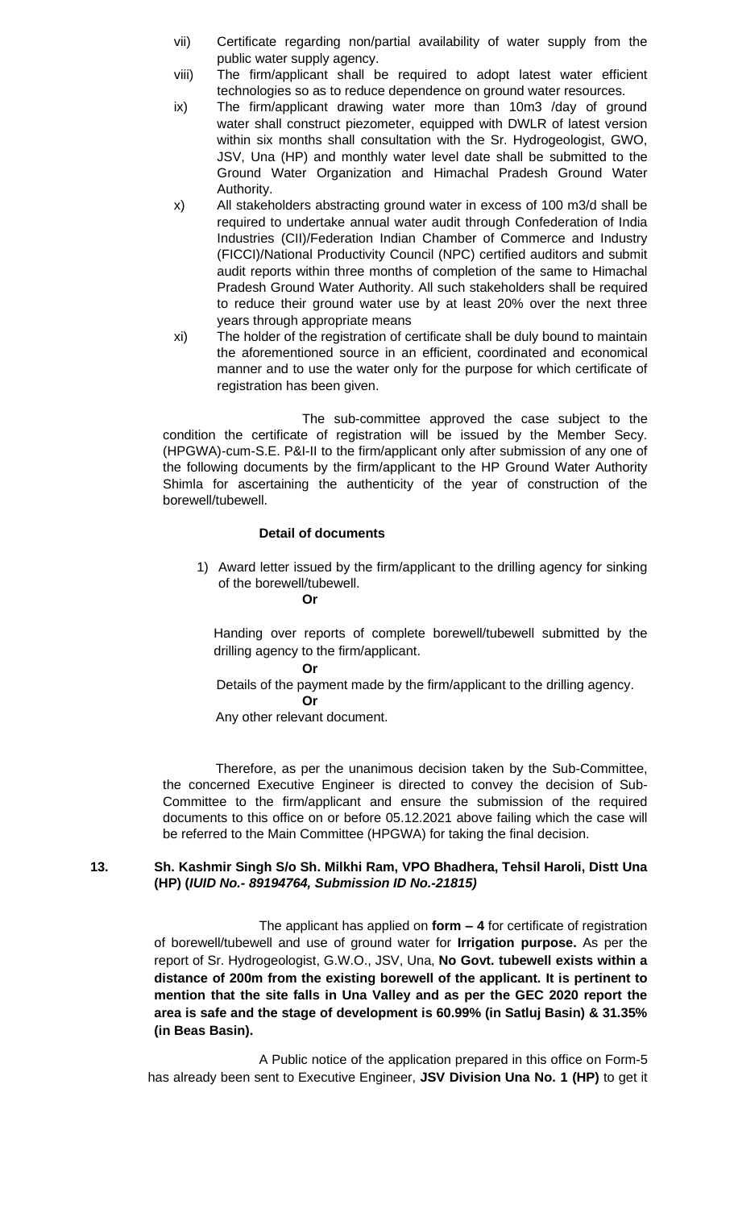vii) Certificate regarding non/partial availability of water supply from the public water supply agency.

viii) The firm/applicant shall be required to adopt latest water efficient technologies so as to reduce dependence on ground water resources.

ix) The firm/applicant drawing water more than 10m3 /day of ground water shall construct piezometer, equipped with DWLR of latest version within six months shall consultation with the Sr. Hydrogeologist, GWO, JSV, Una (HP) and monthly water level date shall be submitted to the Ground Water Organization and Himachal Pradesh Ground Water Authority.

x) All stakeholders abstracting ground water in excess of 100 m3/d shall be required to undertake annual water audit through Confederation of India Industries (CII)/Federation Indian Chamber of Commerce and Industry (FICCI)/National Productivity Council (NPC) certified auditors and submit audit reports within three months of completion of the same to Himachal Pradesh Ground Water Authority. All such stakeholders shall be required to reduce their ground water use by at least 20% over the next three years through appropriate means

xi) The holder of the registration of certificate shall be duly bound to maintain the aforementioned source in an efficient, coordinated and economical manner and to use the water only for the purpose for which certificate of registration has been given.

The sub-committee approved the case subject to the condition the certificate of registration will be issued by the Member Secy. (HPGWA)-cum-S.E. P&I-II to the firm/applicant only after submission of any one of the following documents by the firm/applicant to the HP Ground Water Authority Shimla for ascertaining the authenticity of the year of construction of the borewell/tubewell.

**Detail of documents**

1) Award letter issued by the firm/applicant to the drilling agency for sinking of the borewell/tubewell.

**Or**

Handing over reports of complete borewell/tubewell submitted by the drilling agency to the firm/applicant.

**Or**

Details of the payment made by the firm/applicant to the drilling agency.

**Or**

Any other relevant document.

Therefore, as per the unanimous decision taken by the Sub-Committee, the concerned Executive Engineer is directed to convey the decision of Sub-Committee to the firm/applicant and ensure the submission of the required documents to this office on or before 05.12.2021 above failing which the case will be referred to the Main Committee (HPGWA) for taking the final decision.

**13. Sh. Kashmir Singh S/o Sh. Milkhi Ram, VPO Bhadhera, Tehsil Haroli, Distt Una (HP) (*IUID No.- 89194764, Submission ID No.-21815)***

The applicant has applied on **form – 4** for certificate of registration of borewell/tubewell and use of ground water for **Irrigation purpose.** As per the report of Sr. Hydrogeologist, G.W.O., JSV, Una, **No Govt. tubewell exists within a distance of 200m from the existing borewell of the applicant. It is pertinent to mention that the site falls in Una Valley and as per the GEC 2020 report the area is safe and the stage of development is 60.99% (in Satluj Basin) & 31.35% (in Beas Basin).**

A Public notice of the application prepared in this office on Form-5 has already been sent to Executive Engineer, **JSV Division Una No. 1 (HP)** to get it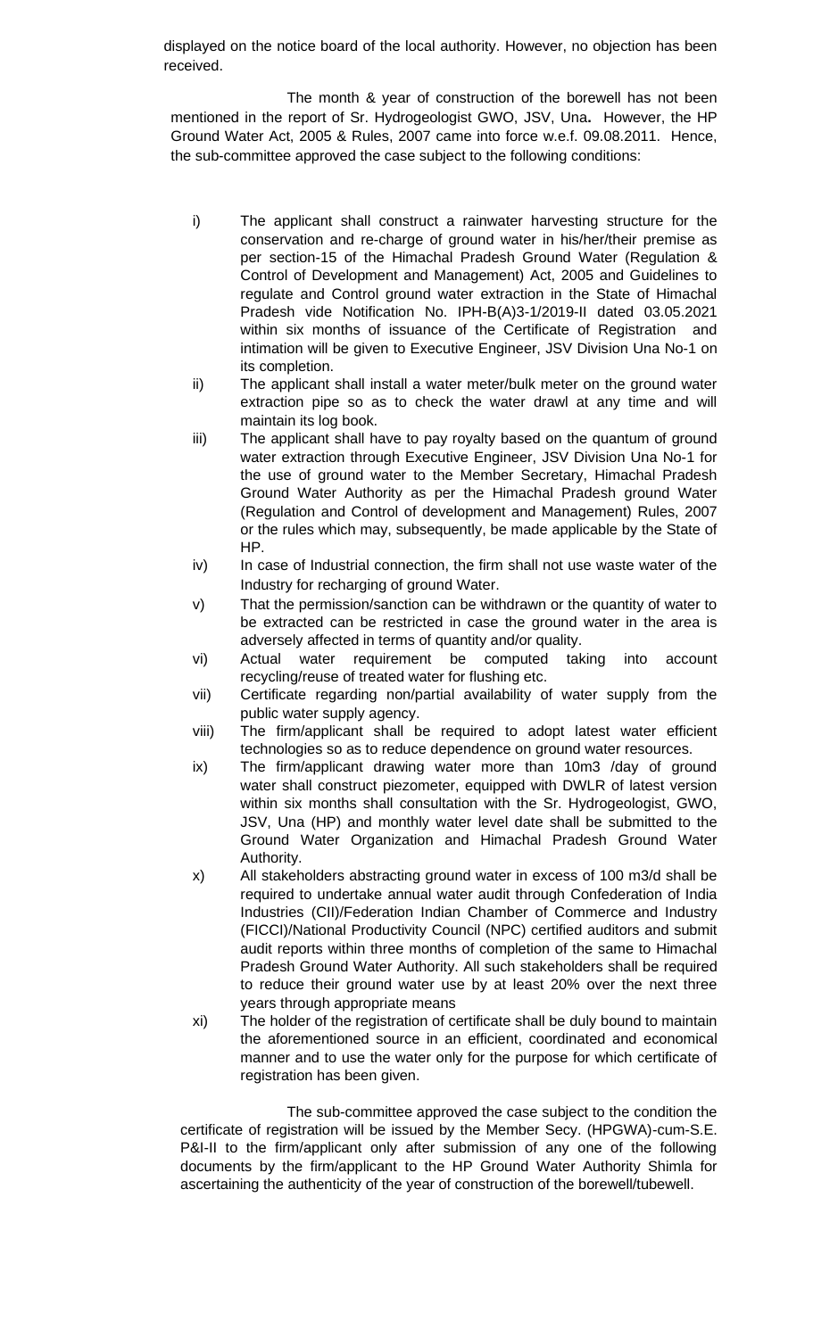displayed on the notice board of the local authority. However, no objection has been received.

The month & year of construction of the borewell has not been mentioned in the report of Sr. Hydrogeologist GWO, JSV, Una**.** However, the HP Ground Water Act, 2005 & Rules, 2007 came into force w.e.f. 09.08.2011. Hence, the sub-committee approved the case subject to the following conditions:

i) The applicant shall construct a rainwater harvesting structure for the conservation and re-charge of ground water in his/her/their premise as per section-15 of the Himachal Pradesh Ground Water (Regulation & Control of Development and Management) Act, 2005 and Guidelines to regulate and Control ground water extraction in the State of Himachal Pradesh vide Notification No. IPH-B(A)3-1/2019-II dated 03.05.2021 within six months of issuance of the Certificate of Registration and intimation will be given to Executive Engineer, JSV Division Una No-1 on its completion.

ii) The applicant shall install a water meter/bulk meter on the ground water extraction pipe so as to check the water drawl at any time and will maintain its log book.

iii) The applicant shall have to pay royalty based on the quantum of ground water extraction through Executive Engineer, JSV Division Una No-1 for the use of ground water to the Member Secretary, Himachal Pradesh Ground Water Authority as per the Himachal Pradesh ground Water (Regulation and Control of development and Management) Rules, 2007 or the rules which may, subsequently, be made applicable by the State of HP.

iv) In case of Industrial connection, the firm shall not use waste water of the Industry for recharging of ground Water.

v) That the permission/sanction can be withdrawn or the quantity of water to be extracted can be restricted in case the ground water in the area is adversely affected in terms of quantity and/or quality.

vi) Actual water requirement be computed taking into account recycling/reuse of treated water for flushing etc.

vii) Certificate regarding non/partial availability of water supply from the public water supply agency.

viii) The firm/applicant shall be required to adopt latest water efficient technologies so as to reduce dependence on ground water resources.

ix) The firm/applicant drawing water more than 10m3 /day of ground water shall construct piezometer, equipped with DWLR of latest version within six months shall consultation with the Sr. Hydrogeologist, GWO, JSV, Una (HP) and monthly water level date shall be submitted to the Ground Water Organization and Himachal Pradesh Ground Water Authority.

x) All stakeholders abstracting ground water in excess of 100 m3/d shall be required to undertake annual water audit through Confederation of India Industries (CII)/Federation Indian Chamber of Commerce and Industry (FICCI)/National Productivity Council (NPC) certified auditors and submit audit reports within three months of completion of the same to Himachal Pradesh Ground Water Authority. All such stakeholders shall be required to reduce their ground water use by at least 20% over the next three years through appropriate means

xi) The holder of the registration of certificate shall be duly bound to maintain the aforementioned source in an efficient, coordinated and economical manner and to use the water only for the purpose for which certificate of registration has been given.

The sub-committee approved the case subject to the condition the certificate of registration will be issued by the Member Secy. (HPGWA)-cum-S.E. P&I-II to the firm/applicant only after submission of any one of the following documents by the firm/applicant to the HP Ground Water Authority Shimla for ascertaining the authenticity of the year of construction of the borewell/tubewell.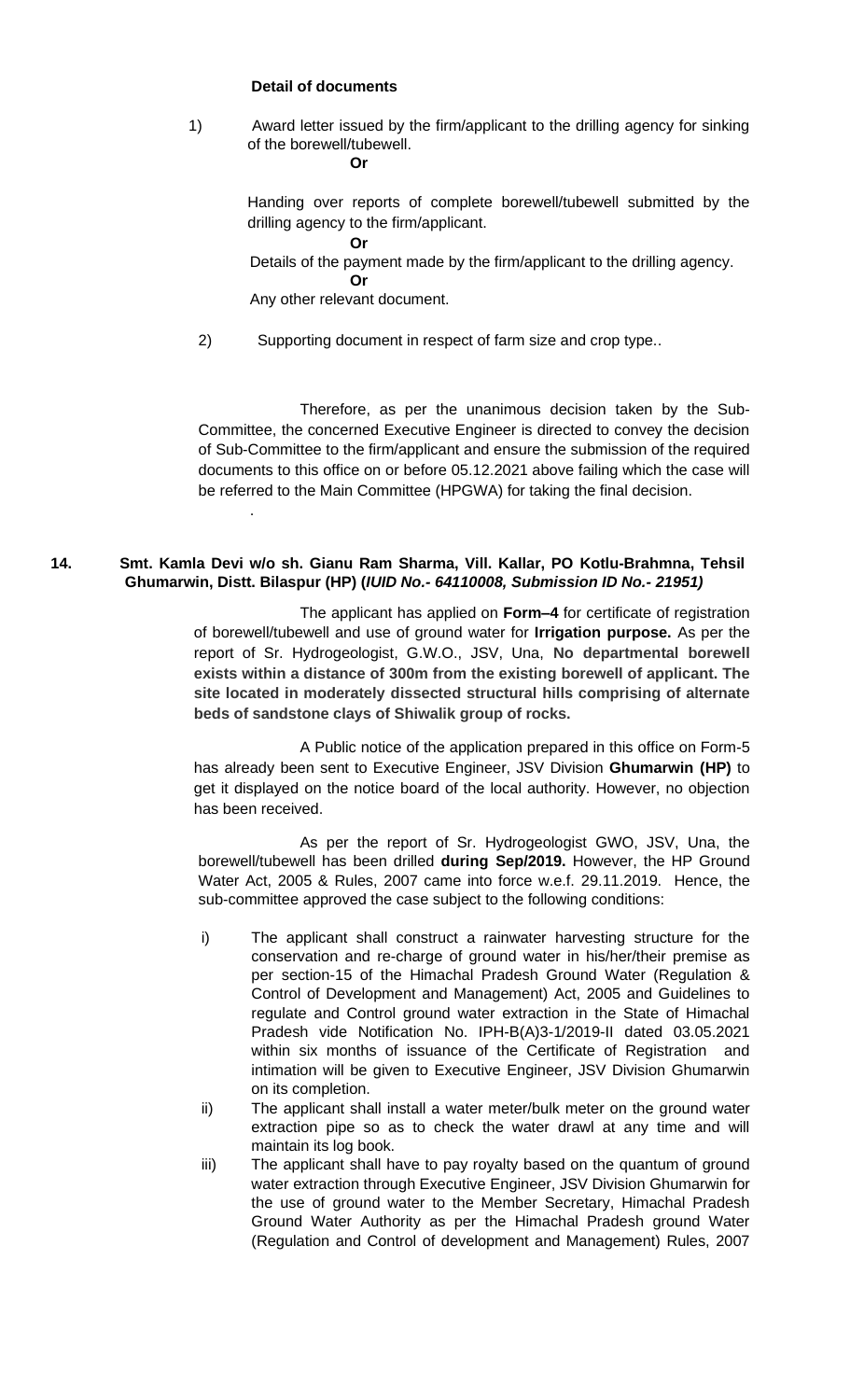**Detail of documents**

1) Award letter issued by the firm/applicant to the drilling agency for sinking of the borewell/tubewell.

**Or**

Handing over reports of complete borewell/tubewell submitted by the drilling agency to the firm/applicant.

**Or**

Details of the payment made by the firm/applicant to the drilling agency.

**Or**

Any other relevant document.

2) Supporting document in respect of farm size and crop type..

Therefore, as per the unanimous decision taken by the Sub-Committee, the concerned Executive Engineer is directed to convey the decision of Sub-Committee to the firm/applicant and ensure the submission of the required documents to this office on or before 05.12.2021 above failing which the case will be referred to the Main Committee (HPGWA) for taking the final decision.

.

**14. Smt. Kamla Devi w/o sh. Gianu Ram Sharma, Vill. Kallar, PO Kotlu-Brahmna, Tehsil Ghumarwin, Distt. Bilaspur (HP) (*IUID No.- 64110008, Submission ID No.- 21951)***

The applicant has applied on **Form–4** for certificate of registration of borewell/tubewell and use of ground water for **Irrigation purpose.** As per the report of Sr. Hydrogeologist, G.W.O., JSV, Una, **No departmental borewell exists within a distance of 300m from the existing borewell of applicant. The site located in moderately dissected structural hills comprising of alternate beds of sandstone clays of Shiwalik group of rocks.**

A Public notice of the application prepared in this office on Form-5 has already been sent to Executive Engineer, JSV Division **Ghumarwin (HP)** to get it displayed on the notice board of the local authority. However, no objection has been received.

As per the report of Sr. Hydrogeologist GWO, JSV, Una, the borewell/tubewell has been drilled **during Sep/2019.** However, the HP Ground Water Act, 2005 & Rules, 2007 came into force w.e.f. 29.11.2019. Hence, the sub-committee approved the case subject to the following conditions:

i) The applicant shall construct a rainwater harvesting structure for the conservation and re-charge of ground water in his/her/their premise as per section-15 of the Himachal Pradesh Ground Water (Regulation & Control of Development and Management) Act, 2005 and Guidelines to regulate and Control ground water extraction in the State of Himachal Pradesh vide Notification No. IPH-B(A)3-1/2019-II dated 03.05.2021 within six months of issuance of the Certificate of Registration and intimation will be given to Executive Engineer, JSV Division Ghumarwin on its completion.

ii) The applicant shall install a water meter/bulk meter on the ground water extraction pipe so as to check the water drawl at any time and will maintain its log book.

iii) The applicant shall have to pay royalty based on the quantum of ground water extraction through Executive Engineer, JSV Division Ghumarwin for the use of ground water to the Member Secretary, Himachal Pradesh Ground Water Authority as per the Himachal Pradesh ground Water (Regulation and Control of development and Management) Rules, 2007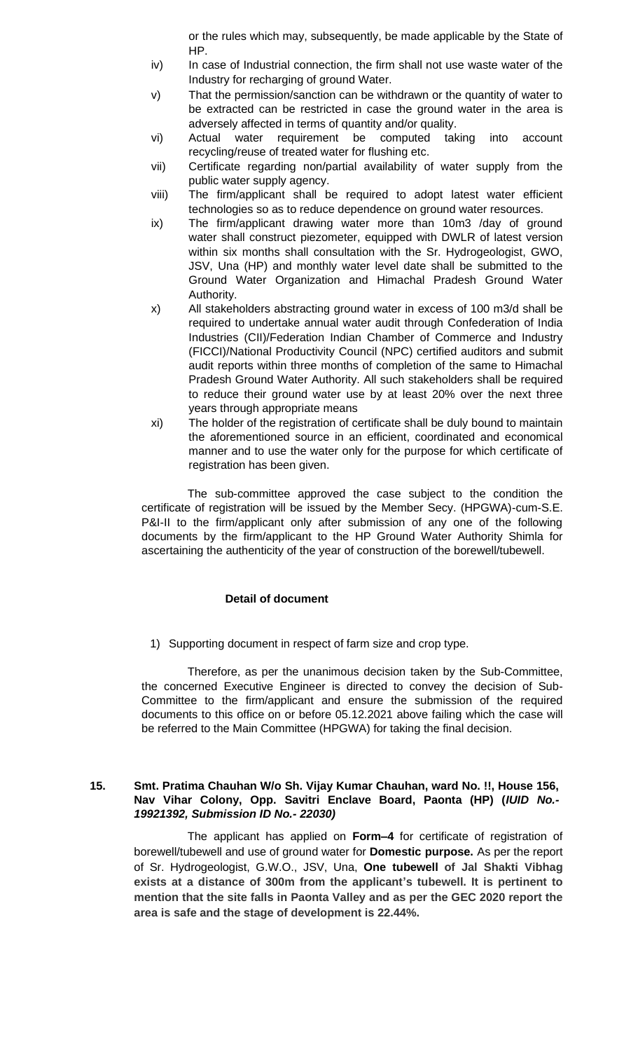or the rules which may, subsequently, be made applicable by the State of HP.

iv) In case of Industrial connection, the firm shall not use waste water of the Industry for recharging of ground Water.

v) That the permission/sanction can be withdrawn or the quantity of water to be extracted can be restricted in case the ground water in the area is adversely affected in terms of quantity and/or quality.

vi) Actual water requirement be computed taking into account recycling/reuse of treated water for flushing etc.

vii) Certificate regarding non/partial availability of water supply from the public water supply agency.

viii) The firm/applicant shall be required to adopt latest water efficient technologies so as to reduce dependence on ground water resources.

ix) The firm/applicant drawing water more than 10m3 /day of ground water shall construct piezometer, equipped with DWLR of latest version within six months shall consultation with the Sr. Hydrogeologist, GWO, JSV, Una (HP) and monthly water level date shall be submitted to the Ground Water Organization and Himachal Pradesh Ground Water Authority.

x) All stakeholders abstracting ground water in excess of 100 m3/d shall be required to undertake annual water audit through Confederation of India Industries (CII)/Federation Indian Chamber of Commerce and Industry (FICCI)/National Productivity Council (NPC) certified auditors and submit audit reports within three months of completion of the same to Himachal Pradesh Ground Water Authority. All such stakeholders shall be required to reduce their ground water use by at least 20% over the next three years through appropriate means

xi) The holder of the registration of certificate shall be duly bound to maintain the aforementioned source in an efficient, coordinated and economical manner and to use the water only for the purpose for which certificate of registration has been given.

The sub-committee approved the case subject to the condition the certificate of registration will be issued by the Member Secy. (HPGWA)-cum-S.E. P&I-II to the firm/applicant only after submission of any one of the following documents by the firm/applicant to the HP Ground Water Authority Shimla for ascertaining the authenticity of the year of construction of the borewell/tubewell.

**Detail of document**

1) Supporting document in respect of farm size and crop type.

Therefore, as per the unanimous decision taken by the Sub-Committee, the concerned Executive Engineer is directed to convey the decision of Sub-Committee to the firm/applicant and ensure the submission of the required documents to this office on or before 05.12.2021 above failing which the case will be referred to the Main Committee (HPGWA) for taking the final decision.

**15. Smt. Pratima Chauhan W/o Sh. Vijay Kumar Chauhan, ward No. !!, House 156, Nav Vihar Colony, Opp. Savitri Enclave Board, Paonta (HP) (*IUID No.- 19921392, Submission ID No.- 22030)***

The applicant has applied on **Form–4** for certificate of registration of borewell/tubewell and use of ground water for **Domestic purpose.** As per the report of Sr. Hydrogeologist, G.W.O., JSV, Una, **One tubewell of Jal Shakti Vibhag exists at a distance of 300m from the applicant's tubewell. It is pertinent to mention that the site falls in Paonta Valley and as per the GEC 2020 report the area is safe and the stage of development is 22.44%.**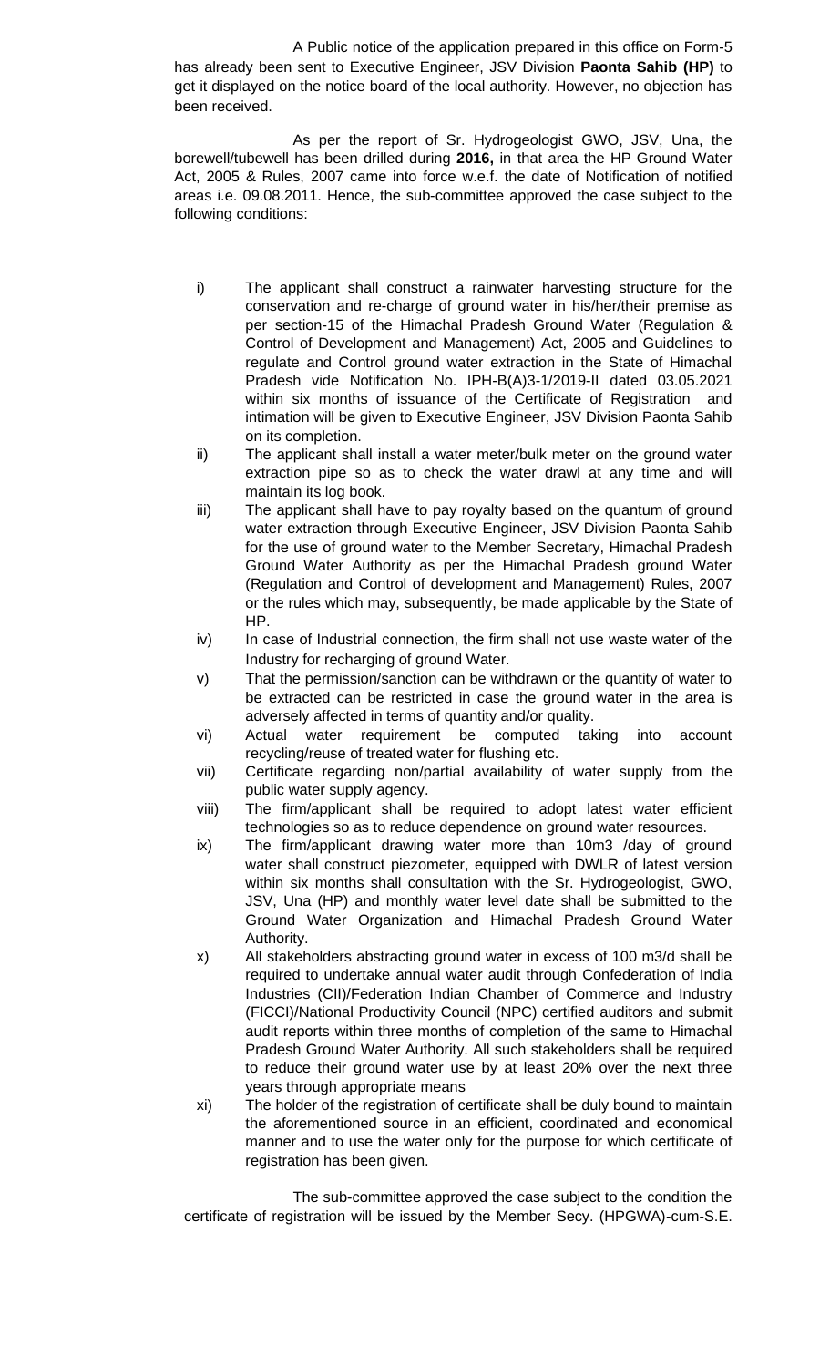A Public notice of the application prepared in this office on Form-5 has already been sent to Executive Engineer, JSV Division **Paonta Sahib (HP)** to get it displayed on the notice board of the local authority. However, no objection has been received.

As per the report of Sr. Hydrogeologist GWO, JSV, Una, the borewell/tubewell has been drilled during **2016,** in that area the HP Ground Water Act, 2005 & Rules, 2007 came into force w.e.f. the date of Notification of notified areas i.e. 09.08.2011. Hence, the sub-committee approved the case subject to the following conditions:

i) The applicant shall construct a rainwater harvesting structure for the conservation and re-charge of ground water in his/her/their premise as per section-15 of the Himachal Pradesh Ground Water (Regulation & Control of Development and Management) Act, 2005 and Guidelines to regulate and Control ground water extraction in the State of Himachal Pradesh vide Notification No. IPH-B(A)3-1/2019-II dated 03.05.2021 within six months of issuance of the Certificate of Registration and intimation will be given to Executive Engineer, JSV Division Paonta Sahib on its completion.

ii) The applicant shall install a water meter/bulk meter on the ground water extraction pipe so as to check the water drawl at any time and will maintain its log book.

iii) The applicant shall have to pay royalty based on the quantum of ground water extraction through Executive Engineer, JSV Division Paonta Sahib for the use of ground water to the Member Secretary, Himachal Pradesh Ground Water Authority as per the Himachal Pradesh ground Water (Regulation and Control of development and Management) Rules, 2007 or the rules which may, subsequently, be made applicable by the State of HP.

iv) In case of Industrial connection, the firm shall not use waste water of the Industry for recharging of ground Water.

v) That the permission/sanction can be withdrawn or the quantity of water to be extracted can be restricted in case the ground water in the area is adversely affected in terms of quantity and/or quality.

vi) Actual water requirement be computed taking into account recycling/reuse of treated water for flushing etc.

vii) Certificate regarding non/partial availability of water supply from the public water supply agency.

viii) The firm/applicant shall be required to adopt latest water efficient technologies so as to reduce dependence on ground water resources.

ix) The firm/applicant drawing water more than 10m3 /day of ground water shall construct piezometer, equipped with DWLR of latest version within six months shall consultation with the Sr. Hydrogeologist, GWO, JSV, Una (HP) and monthly water level date shall be submitted to the Ground Water Organization and Himachal Pradesh Ground Water Authority.

x) All stakeholders abstracting ground water in excess of 100 m3/d shall be required to undertake annual water audit through Confederation of India Industries (CII)/Federation Indian Chamber of Commerce and Industry (FICCI)/National Productivity Council (NPC) certified auditors and submit audit reports within three months of completion of the same to Himachal Pradesh Ground Water Authority. All such stakeholders shall be required to reduce their ground water use by at least 20% over the next three years through appropriate means

xi) The holder of the registration of certificate shall be duly bound to maintain the aforementioned source in an efficient, coordinated and economical manner and to use the water only for the purpose for which certificate of registration has been given.

The sub-committee approved the case subject to the condition the certificate of registration will be issued by the Member Secy. (HPGWA)-cum-S.E.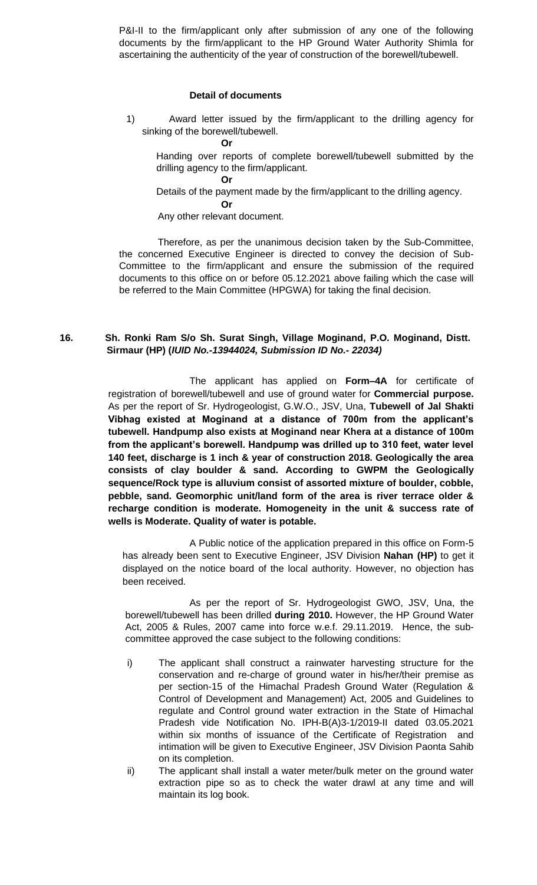P&I-II to the firm/applicant only after submission of any one of the following documents by the firm/applicant to the HP Ground Water Authority Shimla for ascertaining the authenticity of the year of construction of the borewell/tubewell.

**Detail of documents**

1) Award letter issued by the firm/applicant to the drilling agency for sinking of the borewell/tubewell.

**Or**

Handing over reports of complete borewell/tubewell submitted by the drilling agency to the firm/applicant.

**Or**

Details of the payment made by the firm/applicant to the drilling agency.

**Or**

Any other relevant document.

Therefore, as per the unanimous decision taken by the Sub-Committee, the concerned Executive Engineer is directed to convey the decision of Sub-Committee to the firm/applicant and ensure the submission of the required documents to this office on or before 05.12.2021 above failing which the case will be referred to the Main Committee (HPGWA) for taking the final decision.

**16. Sh. Ronki Ram S/o Sh. Surat Singh, Village Moginand, P.O. Moginand, Distt. Sirmaur (HP) (*IUID No.-13944024, Submission ID No.- 22034)***

The applicant has applied on **Form–4A** for certificate of registration of borewell/tubewell and use of ground water for **Commercial purpose.** As per the report of Sr. Hydrogeologist, G.W.O., JSV, Una, **Tubewell of Jal Shakti Vibhag existed at Moginand at a distance of 700m from the applicant's tubewell. Handpump also exists at Moginand near Khera at a distance of 100m from the applicant's borewell. Handpump was drilled up to 310 feet, water level 140 feet, discharge is 1 inch & year of construction 2018. Geologically the area consists of clay boulder & sand. According to GWPM the Geologically sequence/Rock type is alluvium consist of assorted mixture of boulder, cobble, pebble, sand. Geomorphic unit/land form of the area is river terrace older & recharge condition is moderate. Homogeneity in the unit & success rate of wells is Moderate. Quality of water is potable.**

A Public notice of the application prepared in this office on Form-5 has already been sent to Executive Engineer, JSV Division **Nahan (HP)** to get it displayed on the notice board of the local authority. However, no objection has been received.

As per the report of Sr. Hydrogeologist GWO, JSV, Una, the borewell/tubewell has been drilled **during 2010.** However, the HP Ground Water Act, 2005 & Rules, 2007 came into force w.e.f. 29.11.2019. Hence, the sub-committee approved the case subject to the following conditions:

i) The applicant shall construct a rainwater harvesting structure for the conservation and re-charge of ground water in his/her/their premise as per section-15 of the Himachal Pradesh Ground Water (Regulation & Control of Development and Management) Act, 2005 and Guidelines to regulate and Control ground water extraction in the State of Himachal Pradesh vide Notification No. IPH-B(A)3-1/2019-II dated 03.05.2021 within six months of issuance of the Certificate of Registration and intimation will be given to Executive Engineer, JSV Division Paonta Sahib on its completion.

ii) The applicant shall install a water meter/bulk meter on the ground water extraction pipe so as to check the water drawl at any time and will maintain its log book.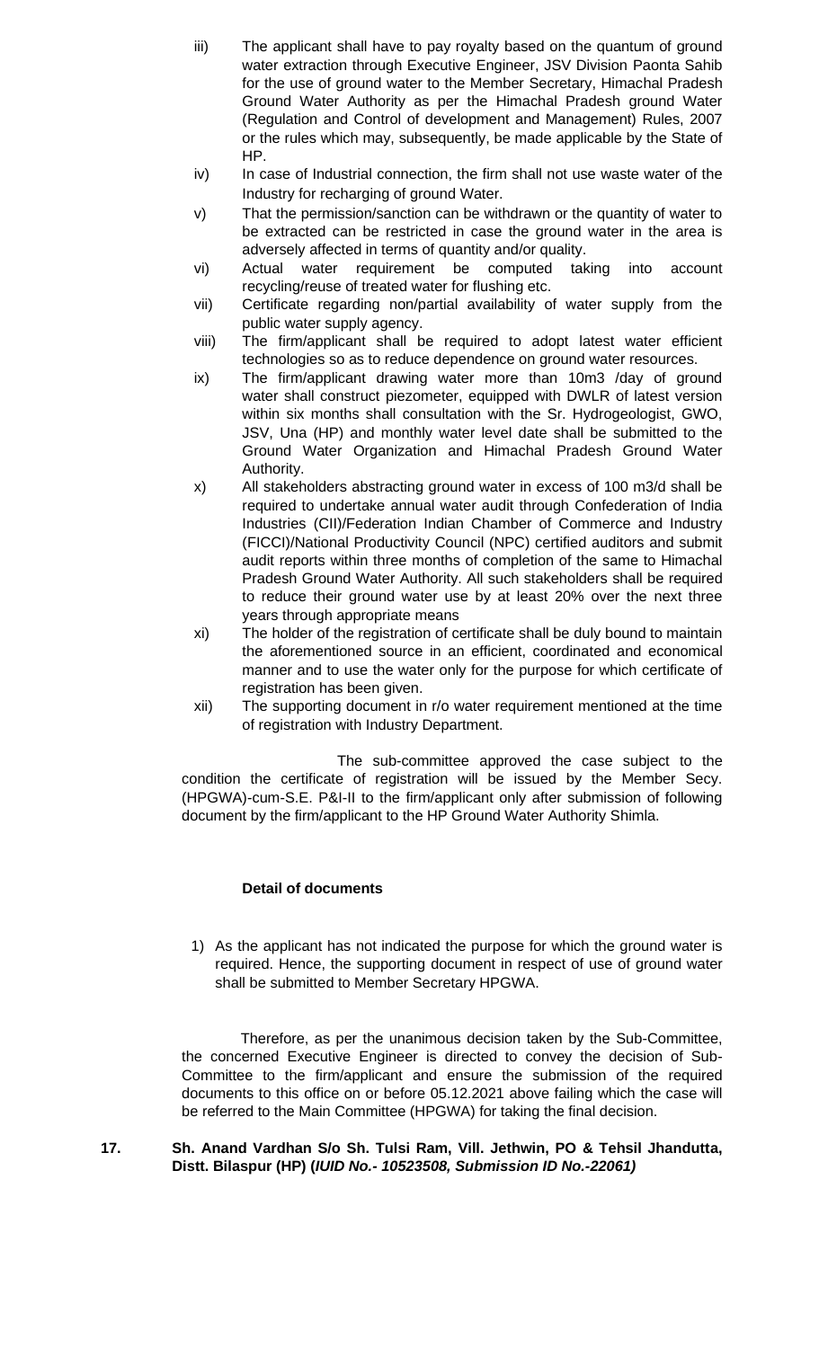iii) The applicant shall have to pay royalty based on the quantum of ground water extraction through Executive Engineer, JSV Division Paonta Sahib for the use of ground water to the Member Secretary, Himachal Pradesh Ground Water Authority as per the Himachal Pradesh ground Water (Regulation and Control of development and Management) Rules, 2007 or the rules which may, subsequently, be made applicable by the State of HP.

iv) In case of Industrial connection, the firm shall not use waste water of the Industry for recharging of ground Water.

v) That the permission/sanction can be withdrawn or the quantity of water to be extracted can be restricted in case the ground water in the area is adversely affected in terms of quantity and/or quality.

vi) Actual water requirement be computed taking into account recycling/reuse of treated water for flushing etc.

vii) Certificate regarding non/partial availability of water supply from the public water supply agency.

viii) The firm/applicant shall be required to adopt latest water efficient technologies so as to reduce dependence on ground water resources.

ix) The firm/applicant drawing water more than 10m3 /day of ground water shall construct piezometer, equipped with DWLR of latest version within six months shall consultation with the Sr. Hydrogeologist, GWO, JSV, Una (HP) and monthly water level date shall be submitted to the Ground Water Organization and Himachal Pradesh Ground Water Authority.

x) All stakeholders abstracting ground water in excess of 100 m3/d shall be required to undertake annual water audit through Confederation of India Industries (CII)/Federation Indian Chamber of Commerce and Industry (FICCI)/National Productivity Council (NPC) certified auditors and submit audit reports within three months of completion of the same to Himachal Pradesh Ground Water Authority. All such stakeholders shall be required to reduce their ground water use by at least 20% over the next three years through appropriate means

xi) The holder of the registration of certificate shall be duly bound to maintain the aforementioned source in an efficient, coordinated and economical manner and to use the water only for the purpose for which certificate of registration has been given.

xii) The supporting document in r/o water requirement mentioned at the time of registration with Industry Department.

The sub-committee approved the case subject to the condition the certificate of registration will be issued by the Member Secy. (HPGWA)-cum-S.E. P&I-II to the firm/applicant only after submission of following document by the firm/applicant to the HP Ground Water Authority Shimla.

**Detail of documents**

1) As the applicant has not indicated the purpose for which the ground water is required. Hence, the supporting document in respect of use of ground water shall be submitted to Member Secretary HPGWA.

Therefore, as per the unanimous decision taken by the Sub-Committee, the concerned Executive Engineer is directed to convey the decision of Sub-Committee to the firm/applicant and ensure the submission of the required documents to this office on or before 05.12.2021 above failing which the case will be referred to the Main Committee (HPGWA) for taking the final decision.

**17. Sh. Anand Vardhan S/o Sh. Tulsi Ram, Vill. Jethwin, PO & Tehsil Jhandutta, Distt. Bilaspur (HP) (*IUID No.- 10523508, Submission ID No.-22061)***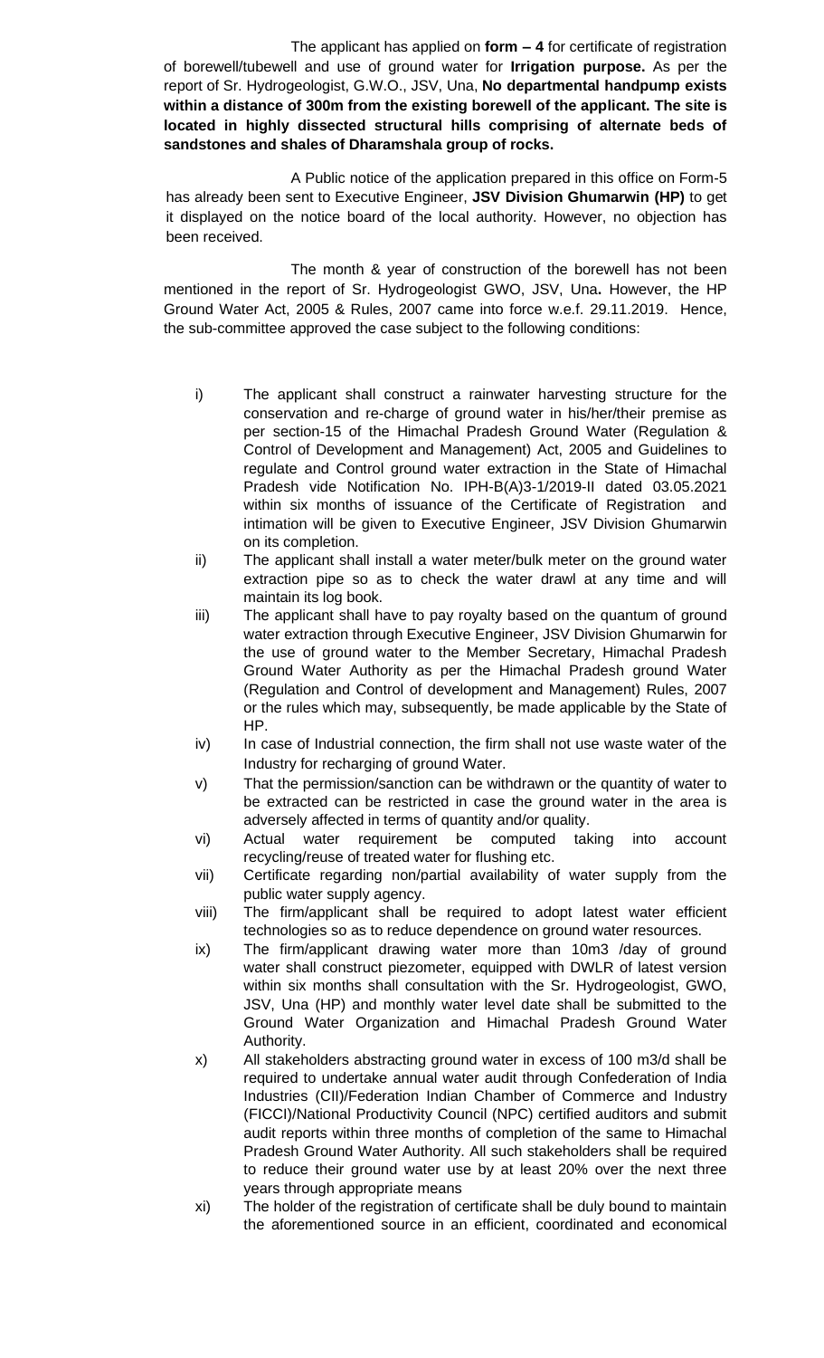The applicant has applied on **form – 4** for certificate of registration of borewell/tubewell and use of ground water for **Irrigation purpose.** As per the report of Sr. Hydrogeologist, G.W.O., JSV, Una, **No departmental handpump exists within a distance of 300m from the existing borewell of the applicant. The site is located in highly dissected structural hills comprising of alternate beds of sandstones and shales of Dharamshala group of rocks.**

A Public notice of the application prepared in this office on Form-5 has already been sent to Executive Engineer, **JSV Division Ghumarwin (HP)** to get it displayed on the notice board of the local authority. However, no objection has been received.

The month & year of construction of the borewell has not been mentioned in the report of Sr. Hydrogeologist GWO, JSV, Una**.** However, the HP Ground Water Act, 2005 & Rules, 2007 came into force w.e.f. 29.11.2019. Hence, the sub-committee approved the case subject to the following conditions:

i) The applicant shall construct a rainwater harvesting structure for the conservation and re-charge of ground water in his/her/their premise as per section-15 of the Himachal Pradesh Ground Water (Regulation & Control of Development and Management) Act, 2005 and Guidelines to regulate and Control ground water extraction in the State of Himachal Pradesh vide Notification No. IPH-B(A)3-1/2019-II dated 03.05.2021 within six months of issuance of the Certificate of Registration and intimation will be given to Executive Engineer, JSV Division Ghumarwin on its completion.

ii) The applicant shall install a water meter/bulk meter on the ground water extraction pipe so as to check the water drawl at any time and will maintain its log book.

iii) The applicant shall have to pay royalty based on the quantum of ground water extraction through Executive Engineer, JSV Division Ghumarwin for the use of ground water to the Member Secretary, Himachal Pradesh Ground Water Authority as per the Himachal Pradesh ground Water (Regulation and Control of development and Management) Rules, 2007 or the rules which may, subsequently, be made applicable by the State of HP.

iv) In case of Industrial connection, the firm shall not use waste water of the Industry for recharging of ground Water.

v) That the permission/sanction can be withdrawn or the quantity of water to be extracted can be restricted in case the ground water in the area is adversely affected in terms of quantity and/or quality.

vi) Actual water requirement be computed taking into account recycling/reuse of treated water for flushing etc.

vii) Certificate regarding non/partial availability of water supply from the public water supply agency.

viii) The firm/applicant shall be required to adopt latest water efficient technologies so as to reduce dependence on ground water resources.

ix) The firm/applicant drawing water more than 10m3 /day of ground water shall construct piezometer, equipped with DWLR of latest version within six months shall consultation with the Sr. Hydrogeologist, GWO, JSV, Una (HP) and monthly water level date shall be submitted to the Ground Water Organization and Himachal Pradesh Ground Water Authority.

x) All stakeholders abstracting ground water in excess of 100 m3/d shall be required to undertake annual water audit through Confederation of India Industries (CII)/Federation Indian Chamber of Commerce and Industry (FICCI)/National Productivity Council (NPC) certified auditors and submit audit reports within three months of completion of the same to Himachal Pradesh Ground Water Authority. All such stakeholders shall be required to reduce their ground water use by at least 20% over the next three years through appropriate means

xi) The holder of the registration of certificate shall be duly bound to maintain the aforementioned source in an efficient, coordinated and economical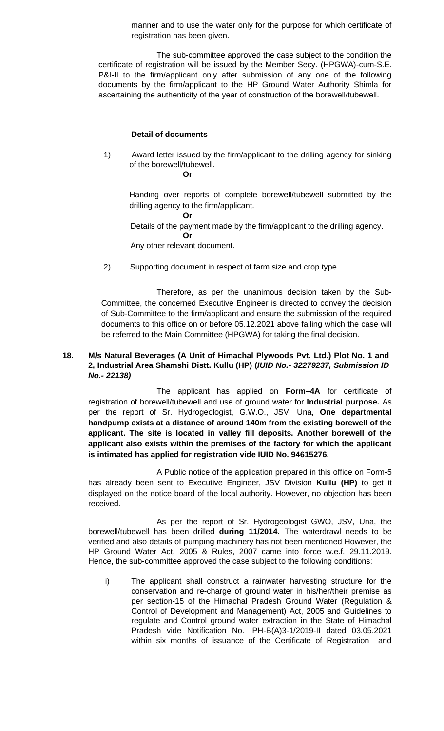manner and to use the water only for the purpose for which certificate of registration has been given.

The sub-committee approved the case subject to the condition the certificate of registration will be issued by the Member Secy. (HPGWA)-cum-S.E. P&I-II to the firm/applicant only after submission of any one of the following documents by the firm/applicant to the HP Ground Water Authority Shimla for ascertaining the authenticity of the year of construction of the borewell/tubewell.

**Detail of documents**

1) Award letter issued by the firm/applicant to the drilling agency for sinking of the borewell/tubewell.

   **Or**

   Handing over reports of complete borewell/tubewell submitted by the drilling agency to the firm/applicant.

   **Or**

   Details of the payment made by the firm/applicant to the drilling agency.

   **Or**

   Any other relevant document.

2) Supporting document in respect of farm size and crop type.

Therefore, as per the unanimous decision taken by the Sub-Committee, the concerned Executive Engineer is directed to convey the decision of Sub-Committee to the firm/applicant and ensure the submission of the required documents to this office on or before 05.12.2021 above failing which the case will be referred to the Main Committee (HPGWA) for taking the final decision.

**18. M/s Natural Beverages (A Unit of Himachal Plywoods Pvt. Ltd.) Plot No. 1 and 2, Industrial Area Shamshi Distt. Kullu (HP) (*IUID No.- 32279237, Submission ID No.- 22138)***

The applicant has applied on **Form–4A** for certificate of registration of borewell/tubewell and use of ground water for **Industrial purpose.** As per the report of Sr. Hydrogeologist, G.W.O., JSV, Una, **One departmental handpump exists at a distance of around 140m from the existing borewell of the applicant. The site is located in valley fill deposits. Another borewell of the applicant also exists within the premises of the factory for which the applicant is intimated has applied for registration vide IUID No. 94615276.**

A Public notice of the application prepared in this office on Form-5 has already been sent to Executive Engineer, JSV Division **Kullu (HP)** to get it displayed on the notice board of the local authority. However, no objection has been received.

As per the report of Sr. Hydrogeologist GWO, JSV, Una, the borewell/tubewell has been drilled **during 11/2014.** The waterdrawl needs to be verified and also details of pumping machinery has not been mentioned However, the HP Ground Water Act, 2005 & Rules, 2007 came into force w.e.f. 29.11.2019. Hence, the sub-committee approved the case subject to the following conditions:

i) The applicant shall construct a rainwater harvesting structure for the conservation and re-charge of ground water in his/her/their premise as per section-15 of the Himachal Pradesh Ground Water (Regulation & Control of Development and Management) Act, 2005 and Guidelines to regulate and Control ground water extraction in the State of Himachal Pradesh vide Notification No. IPH-B(A)3-1/2019-II dated 03.05.2021 within six months of issuance of the Certificate of Registration and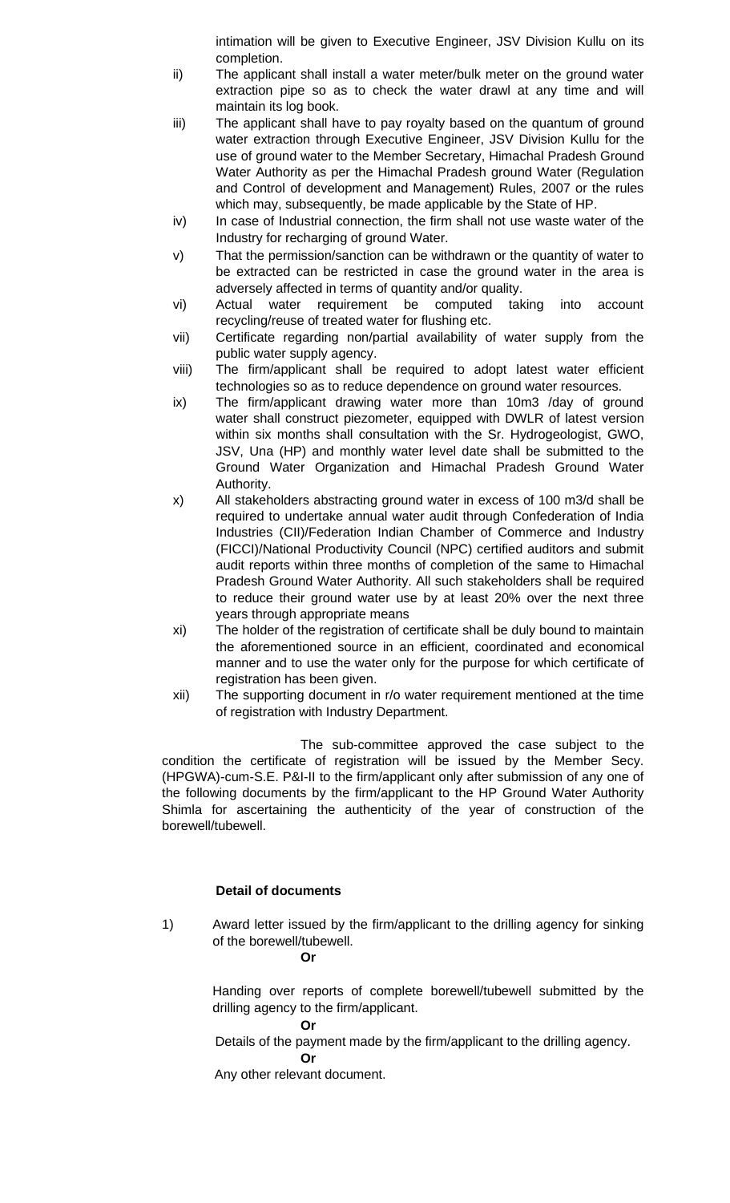intimation will be given to Executive Engineer, JSV Division Kullu on its completion.

ii) The applicant shall install a water meter/bulk meter on the ground water extraction pipe so as to check the water drawl at any time and will maintain its log book.

iii) The applicant shall have to pay royalty based on the quantum of ground water extraction through Executive Engineer, JSV Division Kullu for the use of ground water to the Member Secretary, Himachal Pradesh Ground Water Authority as per the Himachal Pradesh ground Water (Regulation and Control of development and Management) Rules, 2007 or the rules which may, subsequently, be made applicable by the State of HP.

iv) In case of Industrial connection, the firm shall not use waste water of the Industry for recharging of ground Water.

v) That the permission/sanction can be withdrawn or the quantity of water to be extracted can be restricted in case the ground water in the area is adversely affected in terms of quantity and/or quality.

vi) Actual water requirement be computed taking into account recycling/reuse of treated water for flushing etc.

vii) Certificate regarding non/partial availability of water supply from the public water supply agency.

viii) The firm/applicant shall be required to adopt latest water efficient technologies so as to reduce dependence on ground water resources.

ix) The firm/applicant drawing water more than 10m3 /day of ground water shall construct piezometer, equipped with DWLR of latest version within six months shall consultation with the Sr. Hydrogeologist, GWO, JSV, Una (HP) and monthly water level date shall be submitted to the Ground Water Organization and Himachal Pradesh Ground Water Authority.

x) All stakeholders abstracting ground water in excess of 100 m3/d shall be required to undertake annual water audit through Confederation of India Industries (CII)/Federation Indian Chamber of Commerce and Industry (FICCI)/National Productivity Council (NPC) certified auditors and submit audit reports within three months of completion of the same to Himachal Pradesh Ground Water Authority. All such stakeholders shall be required to reduce their ground water use by at least 20% over the next three years through appropriate means

xi) The holder of the registration of certificate shall be duly bound to maintain the aforementioned source in an efficient, coordinated and economical manner and to use the water only for the purpose for which certificate of registration has been given.

xii) The supporting document in r/o water requirement mentioned at the time of registration with Industry Department.

The sub-committee approved the case subject to the condition the certificate of registration will be issued by the Member Secy. (HPGWA)-cum-S.E. P&I-II to the firm/applicant only after submission of any one of the following documents by the firm/applicant to the HP Ground Water Authority Shimla for ascertaining the authenticity of the year of construction of the borewell/tubewell.

**Detail of documents**

1) Award letter issued by the firm/applicant to the drilling agency for sinking of the borewell/tubewell.

**Or**

Handing over reports of complete borewell/tubewell submitted by the drilling agency to the firm/applicant.

**Or**

Details of the payment made by the firm/applicant to the drilling agency.

**Or**

Any other relevant document.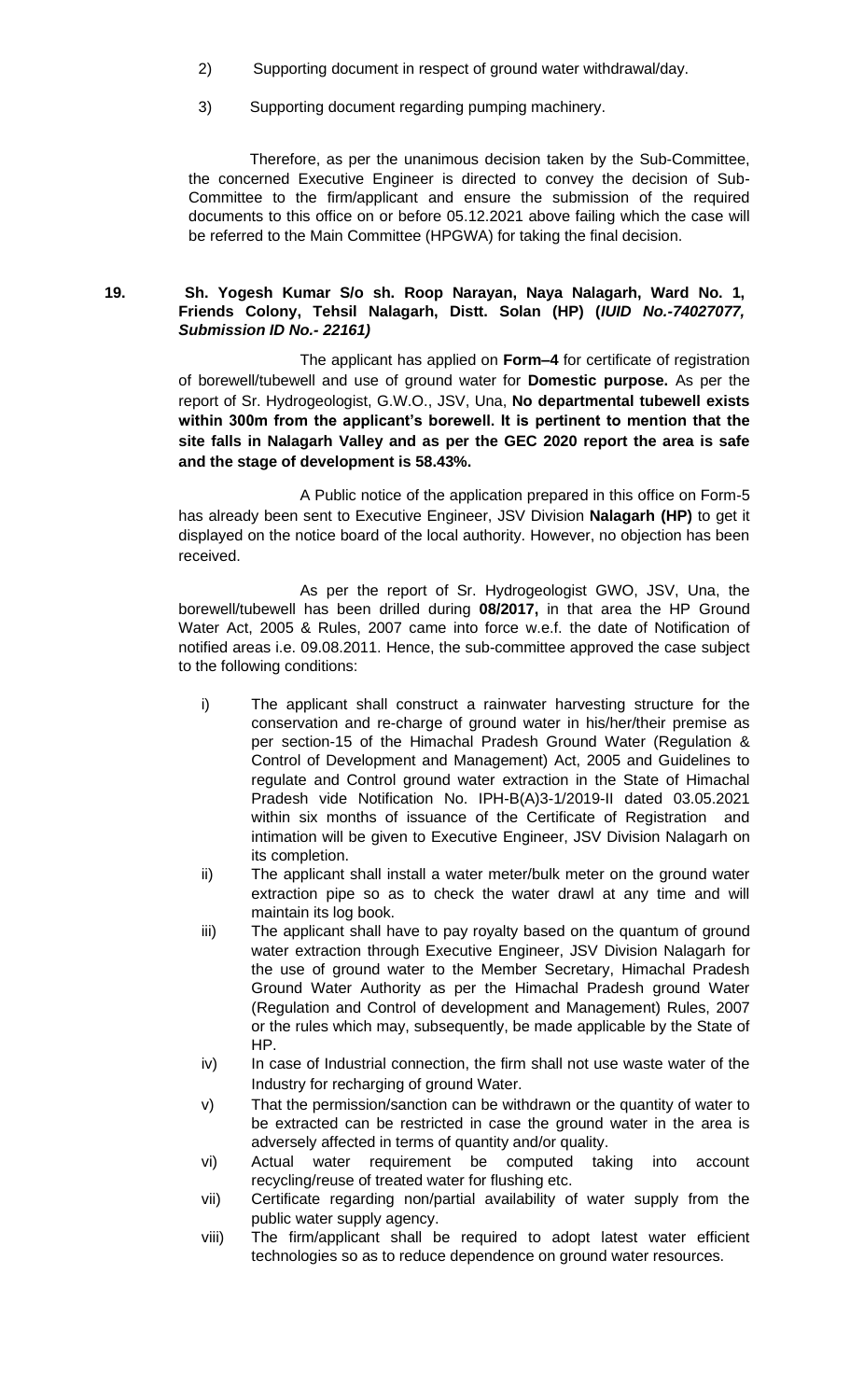2) Supporting document in respect of ground water withdrawal/day.

3) Supporting document regarding pumping machinery.

Therefore, as per the unanimous decision taken by the Sub-Committee, the concerned Executive Engineer is directed to convey the decision of Sub-Committee to the firm/applicant and ensure the submission of the required documents to this office on or before 05.12.2021 above failing which the case will be referred to the Main Committee (HPGWA) for taking the final decision.

**19. Sh. Yogesh Kumar S/o sh. Roop Narayan, Naya Nalagarh, Ward No. 1, Friends Colony, Tehsil Nalagarh, Distt. Solan (HP) (*IUID No.-74027077, Submission ID No.- 22161)***

The applicant has applied on **Form–4** for certificate of registration of borewell/tubewell and use of ground water for **Domestic purpose.** As per the report of Sr. Hydrogeologist, G.W.O., JSV, Una, **No departmental tubewell exists within 300m from the applicant's borewell. It is pertinent to mention that the site falls in Nalagarh Valley and as per the GEC 2020 report the area is safe and the stage of development is 58.43%.**

A Public notice of the application prepared in this office on Form-5 has already been sent to Executive Engineer, JSV Division **Nalagarh (HP)** to get it displayed on the notice board of the local authority. However, no objection has been received.

As per the report of Sr. Hydrogeologist GWO, JSV, Una, the borewell/tubewell has been drilled during **08/2017,** in that area the HP Ground Water Act, 2005 & Rules, 2007 came into force w.e.f. the date of Notification of notified areas i.e. 09.08.2011. Hence, the sub-committee approved the case subject to the following conditions:

i) The applicant shall construct a rainwater harvesting structure for the conservation and re-charge of ground water in his/her/their premise as per section-15 of the Himachal Pradesh Ground Water (Regulation & Control of Development and Management) Act, 2005 and Guidelines to regulate and Control ground water extraction in the State of Himachal Pradesh vide Notification No. IPH-B(A)3-1/2019-II dated 03.05.2021 within six months of issuance of the Certificate of Registration and intimation will be given to Executive Engineer, JSV Division Nalagarh on its completion.

ii) The applicant shall install a water meter/bulk meter on the ground water extraction pipe so as to check the water drawl at any time and will maintain its log book.

iii) The applicant shall have to pay royalty based on the quantum of ground water extraction through Executive Engineer, JSV Division Nalagarh for the use of ground water to the Member Secretary, Himachal Pradesh Ground Water Authority as per the Himachal Pradesh ground Water (Regulation and Control of development and Management) Rules, 2007 or the rules which may, subsequently, be made applicable by the State of HP.

iv) In case of Industrial connection, the firm shall not use waste water of the Industry for recharging of ground Water.

v) That the permission/sanction can be withdrawn or the quantity of water to be extracted can be restricted in case the ground water in the area is adversely affected in terms of quantity and/or quality.

vi) Actual water requirement be computed taking into account recycling/reuse of treated water for flushing etc.

vii) Certificate regarding non/partial availability of water supply from the public water supply agency.

viii) The firm/applicant shall be required to adopt latest water efficient technologies so as to reduce dependence on ground water resources.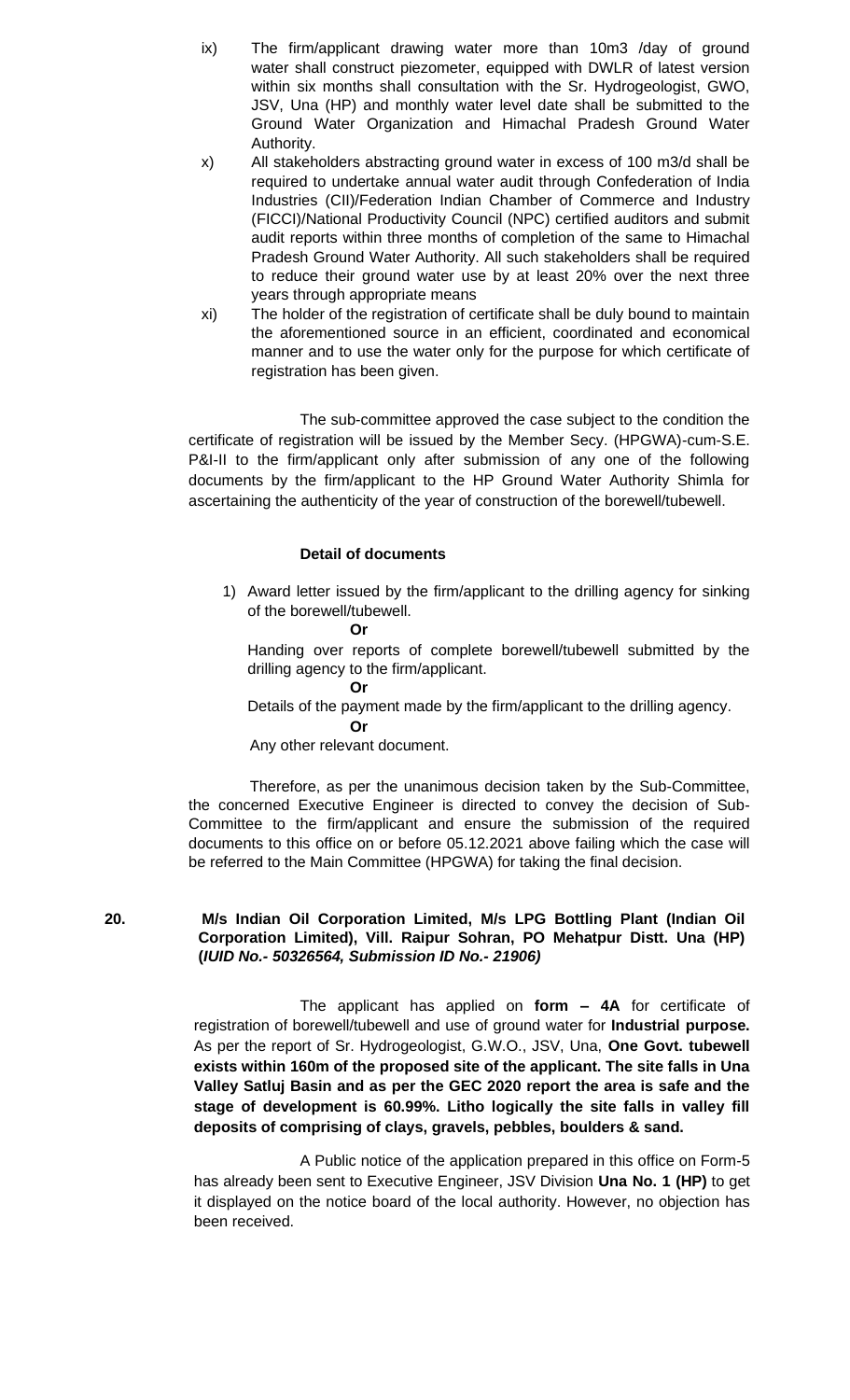ix) The firm/applicant drawing water more than 10m3 /day of ground water shall construct piezometer, equipped with DWLR of latest version within six months shall consultation with the Sr. Hydrogeologist, GWO, JSV, Una (HP) and monthly water level date shall be submitted to the Ground Water Organization and Himachal Pradesh Ground Water Authority.

x) All stakeholders abstracting ground water in excess of 100 m3/d shall be required to undertake annual water audit through Confederation of India Industries (CII)/Federation Indian Chamber of Commerce and Industry (FICCI)/National Productivity Council (NPC) certified auditors and submit audit reports within three months of completion of the same to Himachal Pradesh Ground Water Authority. All such stakeholders shall be required to reduce their ground water use by at least 20% over the next three years through appropriate means

xi) The holder of the registration of certificate shall be duly bound to maintain the aforementioned source in an efficient, coordinated and economical manner and to use the water only for the purpose for which certificate of registration has been given.

The sub-committee approved the case subject to the condition the certificate of registration will be issued by the Member Secy. (HPGWA)-cum-S.E. P&I-II to the firm/applicant only after submission of any one of the following documents by the firm/applicant to the HP Ground Water Authority Shimla for ascertaining the authenticity of the year of construction of the borewell/tubewell.

**Detail of documents**

1) Award letter issued by the firm/applicant to the drilling agency for sinking of the borewell/tubewell.

**Or**

Handing over reports of complete borewell/tubewell submitted by the drilling agency to the firm/applicant.

**Or**

Details of the payment made by the firm/applicant to the drilling agency.

**Or**

Any other relevant document.

Therefore, as per the unanimous decision taken by the Sub-Committee, the concerned Executive Engineer is directed to convey the decision of Sub-Committee to the firm/applicant and ensure the submission of the required documents to this office on or before 05.12.2021 above failing which the case will be referred to the Main Committee (HPGWA) for taking the final decision.

**20. M/s Indian Oil Corporation Limited, M/s LPG Bottling Plant (Indian Oil Corporation Limited), Vill. Raipur Sohran, PO Mehatpur Distt. Una (HP) (*IUID No.- 50326564, Submission ID No.- 21906*)**

The applicant has applied on **form – 4A** for certificate of registration of borewell/tubewell and use of ground water for **Industrial purpose.** As per the report of Sr. Hydrogeologist, G.W.O., JSV, Una, **One Govt. tubewell exists within 160m of the proposed site of the applicant. The site falls in Una Valley Satluj Basin and as per the GEC 2020 report the area is safe and the stage of development is 60.99%. Litho logically the site falls in valley fill deposits of comprising of clays, gravels, pebbles, boulders & sand.**

A Public notice of the application prepared in this office on Form-5 has already been sent to Executive Engineer, JSV Division **Una No. 1 (HP)** to get it displayed on the notice board of the local authority. However, no objection has been received.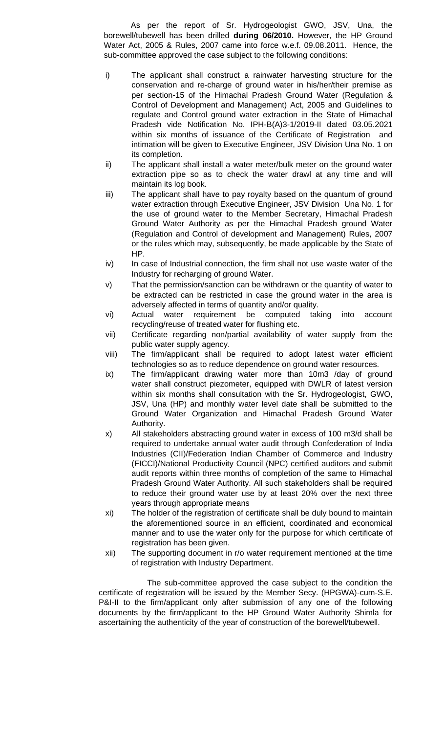As per the report of Sr. Hydrogeologist GWO, JSV, Una, the borewell/tubewell has been drilled **during 06/2010.** However, the HP Ground Water Act, 2005 & Rules, 2007 came into force w.e.f. 09.08.2011. Hence, the sub-committee approved the case subject to the following conditions:

i) The applicant shall construct a rainwater harvesting structure for the conservation and re-charge of ground water in his/her/their premise as per section-15 of the Himachal Pradesh Ground Water (Regulation & Control of Development and Management) Act, 2005 and Guidelines to regulate and Control ground water extraction in the State of Himachal Pradesh vide Notification No. IPH-B(A)3-1/2019-II dated 03.05.2021 within six months of issuance of the Certificate of Registration and intimation will be given to Executive Engineer, JSV Division Una No. 1 on its completion.

ii) The applicant shall install a water meter/bulk meter on the ground water extraction pipe so as to check the water drawl at any time and will maintain its log book.

iii) The applicant shall have to pay royalty based on the quantum of ground water extraction through Executive Engineer, JSV Division Una No. 1 for the use of ground water to the Member Secretary, Himachal Pradesh Ground Water Authority as per the Himachal Pradesh ground Water (Regulation and Control of development and Management) Rules, 2007 or the rules which may, subsequently, be made applicable by the State of HP.

iv) In case of Industrial connection, the firm shall not use waste water of the Industry for recharging of ground Water.

v) That the permission/sanction can be withdrawn or the quantity of water to be extracted can be restricted in case the ground water in the area is adversely affected in terms of quantity and/or quality.

vi) Actual water requirement be computed taking into account recycling/reuse of treated water for flushing etc.

vii) Certificate regarding non/partial availability of water supply from the public water supply agency.

viii) The firm/applicant shall be required to adopt latest water efficient technologies so as to reduce dependence on ground water resources.

ix) The firm/applicant drawing water more than 10m3 /day of ground water shall construct piezometer, equipped with DWLR of latest version within six months shall consultation with the Sr. Hydrogeologist, GWO, JSV, Una (HP) and monthly water level date shall be submitted to the Ground Water Organization and Himachal Pradesh Ground Water Authority.

x) All stakeholders abstracting ground water in excess of 100 m3/d shall be required to undertake annual water audit through Confederation of India Industries (CII)/Federation Indian Chamber of Commerce and Industry (FICCI)/National Productivity Council (NPC) certified auditors and submit audit reports within three months of completion of the same to Himachal Pradesh Ground Water Authority. All such stakeholders shall be required to reduce their ground water use by at least 20% over the next three years through appropriate means

xi) The holder of the registration of certificate shall be duly bound to maintain the aforementioned source in an efficient, coordinated and economical manner and to use the water only for the purpose for which certificate of registration has been given.

xii) The supporting document in r/o water requirement mentioned at the time of registration with Industry Department.

The sub-committee approved the case subject to the condition the certificate of registration will be issued by the Member Secy. (HPGWA)-cum-S.E. P&I-II to the firm/applicant only after submission of any one of the following documents by the firm/applicant to the HP Ground Water Authority Shimla for ascertaining the authenticity of the year of construction of the borewell/tubewell.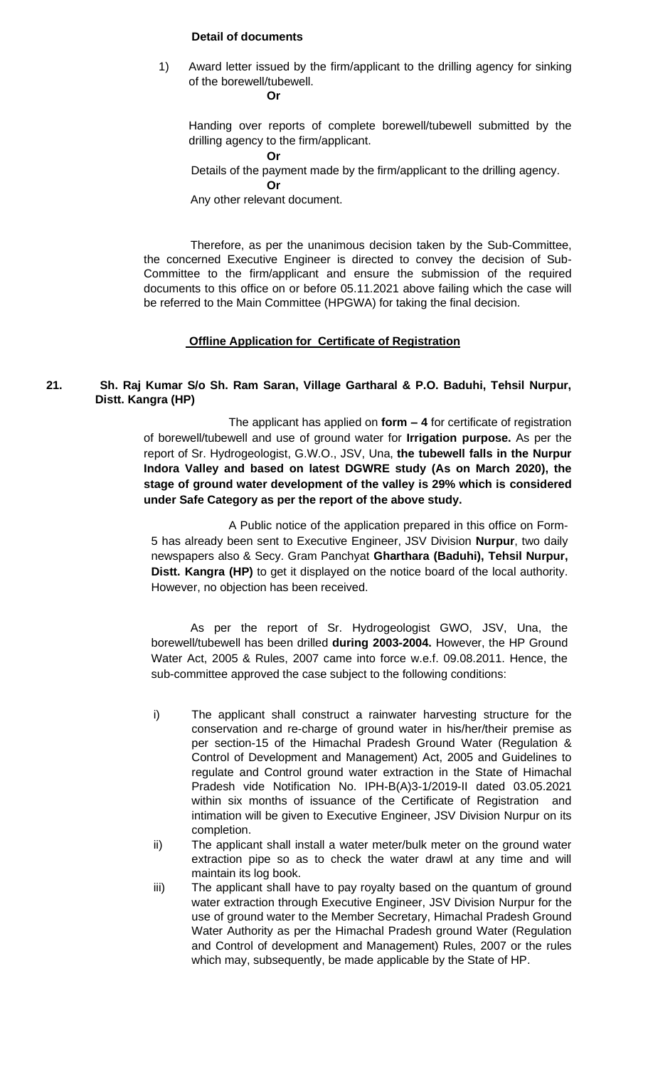**Detail of documents**

1) Award letter issued by the firm/applicant to the drilling agency for sinking of the borewell/tubewell.

**Or**

Handing over reports of complete borewell/tubewell submitted by the drilling agency to the firm/applicant.

**Or**

Details of the payment made by the firm/applicant to the drilling agency.

**Or**

Any other relevant document.

Therefore, as per the unanimous decision taken by the Sub-Committee, the concerned Executive Engineer is directed to convey the decision of Sub-Committee to the firm/applicant and ensure the submission of the required documents to this office on or before 05.11.2021 above failing which the case will be referred to the Main Committee (HPGWA) for taking the final decision.

**Offline Application for Certificate of Registration**

**21. Sh. Raj Kumar S/o Sh. Ram Saran, Village Gartharal & P.O. Baduhi, Tehsil Nurpur, Distt. Kangra (HP)**

The applicant has applied on **form – 4** for certificate of registration of borewell/tubewell and use of ground water for **Irrigation purpose.** As per the report of Sr. Hydrogeologist, G.W.O., JSV, Una, **the tubewell falls in the Nurpur Indora Valley and based on latest DGWRE study (As on March 2020), the stage of ground water development of the valley is 29% which is considered under Safe Category as per the report of the above study.**

A Public notice of the application prepared in this office on Form-5 has already been sent to Executive Engineer, JSV Division **Nurpur**, two daily newspapers also & Secy. Gram Panchyat **Gharthara (Baduhi), Tehsil Nurpur, Distt. Kangra (HP)** to get it displayed on the notice board of the local authority. However, no objection has been received.

As per the report of Sr. Hydrogeologist GWO, JSV, Una, the borewell/tubewell has been drilled **during 2003-2004.** However, the HP Ground Water Act, 2005 & Rules, 2007 came into force w.e.f. 09.08.2011. Hence, the sub-committee approved the case subject to the following conditions:

i) The applicant shall construct a rainwater harvesting structure for the conservation and re-charge of ground water in his/her/their premise as per section-15 of the Himachal Pradesh Ground Water (Regulation & Control of Development and Management) Act, 2005 and Guidelines to regulate and Control ground water extraction in the State of Himachal Pradesh vide Notification No. IPH-B(A)3-1/2019-II dated 03.05.2021 within six months of issuance of the Certificate of Registration and intimation will be given to Executive Engineer, JSV Division Nurpur on its completion.

ii) The applicant shall install a water meter/bulk meter on the ground water extraction pipe so as to check the water drawl at any time and will maintain its log book.

iii) The applicant shall have to pay royalty based on the quantum of ground water extraction through Executive Engineer, JSV Division Nurpur for the use of ground water to the Member Secretary, Himachal Pradesh Ground Water Authority as per the Himachal Pradesh ground Water (Regulation and Control of development and Management) Rules, 2007 or the rules which may, subsequently, be made applicable by the State of HP.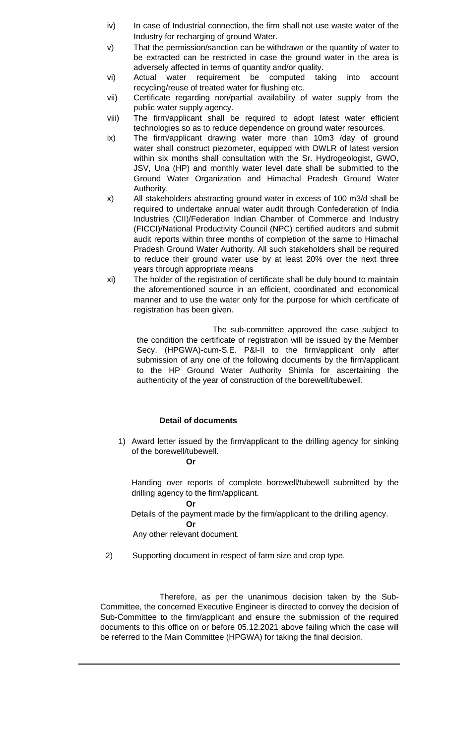iv) In case of Industrial connection, the firm shall not use waste water of the Industry for recharging of ground Water.

v) That the permission/sanction can be withdrawn or the quantity of water to be extracted can be restricted in case the ground water in the area is adversely affected in terms of quantity and/or quality.

vi) Actual water requirement be computed taking into account recycling/reuse of treated water for flushing etc.

vii) Certificate regarding non/partial availability of water supply from the public water supply agency.

viii) The firm/applicant shall be required to adopt latest water efficient technologies so as to reduce dependence on ground water resources.

ix) The firm/applicant drawing water more than 10m3 /day of ground water shall construct piezometer, equipped with DWLR of latest version within six months shall consultation with the Sr. Hydrogeologist, GWO, JSV, Una (HP) and monthly water level date shall be submitted to the Ground Water Organization and Himachal Pradesh Ground Water Authority.

x) All stakeholders abstracting ground water in excess of 100 m3/d shall be required to undertake annual water audit through Confederation of India Industries (CII)/Federation Indian Chamber of Commerce and Industry (FICCI)/National Productivity Council (NPC) certified auditors and submit audit reports within three months of completion of the same to Himachal Pradesh Ground Water Authority. All such stakeholders shall be required to reduce their ground water use by at least 20% over the next three years through appropriate means

xi) The holder of the registration of certificate shall be duly bound to maintain the aforementioned source in an efficient, coordinated and economical manner and to use the water only for the purpose for which certificate of registration has been given.

The sub-committee approved the case subject to the condition the certificate of registration will be issued by the Member Secy. (HPGWA)-cum-S.E. P&I-II to the firm/applicant only after submission of any one of the following documents by the firm/applicant to the HP Ground Water Authority Shimla for ascertaining the authenticity of the year of construction of the borewell/tubewell.

**Detail of documents**

1) Award letter issued by the firm/applicant to the drilling agency for sinking of the borewell/tubewell.

   **Or**

   Handing over reports of complete borewell/tubewell submitted by the drilling agency to the firm/applicant.

   **Or**

   Details of the payment made by the firm/applicant to the drilling agency.

   **Or**

   Any other relevant document.

2) Supporting document in respect of farm size and crop type.

Therefore, as per the unanimous decision taken by the Sub-Committee, the concerned Executive Engineer is directed to convey the decision of Sub-Committee to the firm/applicant and ensure the submission of the required documents to this office on or before 05.12.2021 above failing which the case will be referred to the Main Committee (HPGWA) for taking the final decision.

---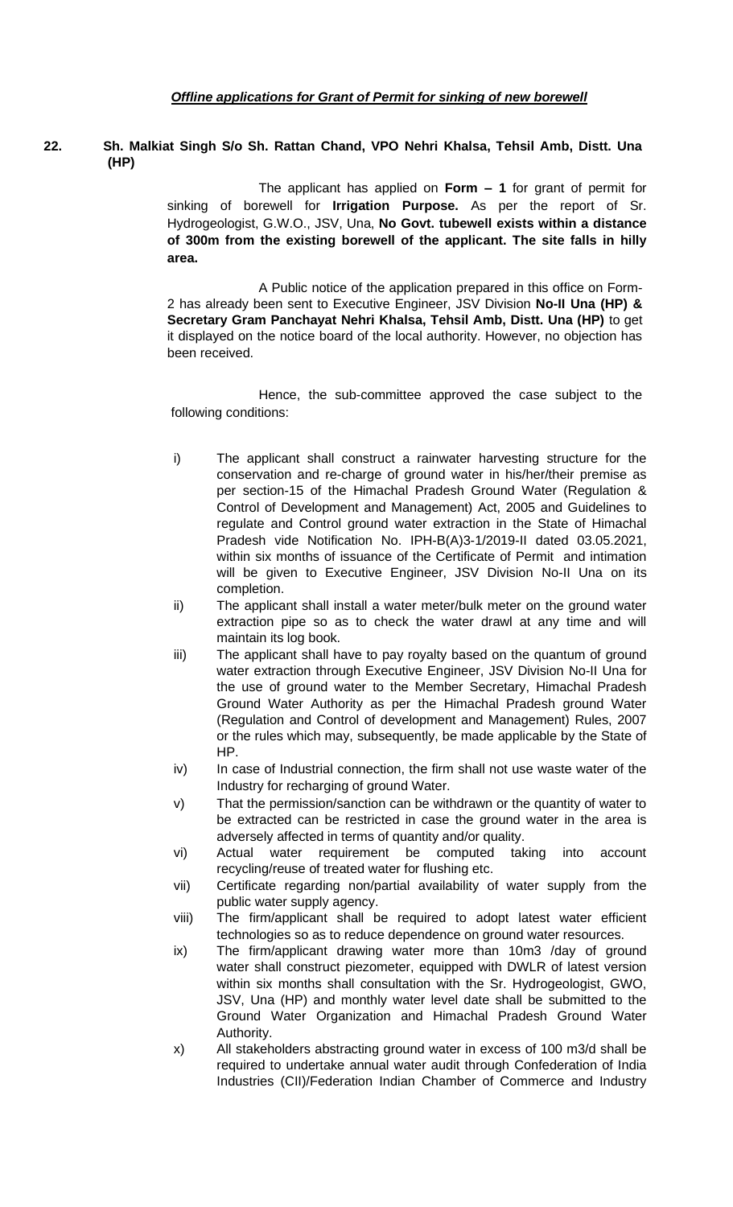***Offline applications for Grant of Permit for sinking of new borewell***

**22. Sh. Malkiat Singh S/o Sh. Rattan Chand, VPO Nehri Khalsa, Tehsil Amb, Distt. Una (HP)**

The applicant has applied on **Form – 1** for grant of permit for sinking of borewell for **Irrigation Purpose.** As per the report of Sr. Hydrogeologist, G.W.O., JSV, Una, **No Govt. tubewell exists within a distance of 300m from the existing borewell of the applicant. The site falls in hilly area.**

A Public notice of the application prepared in this office on Form-2 has already been sent to Executive Engineer, JSV Division **No-II Una (HP) & Secretary Gram Panchayat Nehri Khalsa, Tehsil Amb, Distt. Una (HP)** to get it displayed on the notice board of the local authority. However, no objection has been received.

Hence, the sub-committee approved the case subject to the following conditions:

- i) The applicant shall construct a rainwater harvesting structure for the conservation and re-charge of ground water in his/her/their premise as per section-15 of the Himachal Pradesh Ground Water (Regulation & Control of Development and Management) Act, 2005 and Guidelines to regulate and Control ground water extraction in the State of Himachal Pradesh vide Notification No. IPH-B(A)3-1/2019-II dated 03.05.2021, within six months of issuance of the Certificate of Permit and intimation will be given to Executive Engineer, JSV Division No-II Una on its completion.
- ii) The applicant shall install a water meter/bulk meter on the ground water extraction pipe so as to check the water drawl at any time and will maintain its log book.
- iii) The applicant shall have to pay royalty based on the quantum of ground water extraction through Executive Engineer, JSV Division No-II Una for the use of ground water to the Member Secretary, Himachal Pradesh Ground Water Authority as per the Himachal Pradesh ground Water (Regulation and Control of development and Management) Rules, 2007 or the rules which may, subsequently, be made applicable by the State of HP.
- iv) In case of Industrial connection, the firm shall not use waste water of the Industry for recharging of ground Water.
- v) That the permission/sanction can be withdrawn or the quantity of water to be extracted can be restricted in case the ground water in the area is adversely affected in terms of quantity and/or quality.
- vi) Actual water requirement be computed taking into account recycling/reuse of treated water for flushing etc.
- vii) Certificate regarding non/partial availability of water supply from the public water supply agency.
- viii) The firm/applicant shall be required to adopt latest water efficient technologies so as to reduce dependence on ground water resources.
- ix) The firm/applicant drawing water more than 10m3 /day of ground water shall construct piezometer, equipped with DWLR of latest version within six months shall consultation with the Sr. Hydrogeologist, GWO, JSV, Una (HP) and monthly water level date shall be submitted to the Ground Water Organization and Himachal Pradesh Ground Water Authority.
- x) All stakeholders abstracting ground water in excess of 100 m3/d shall be required to undertake annual water audit through Confederation of India Industries (CII)/Federation Indian Chamber of Commerce and Industry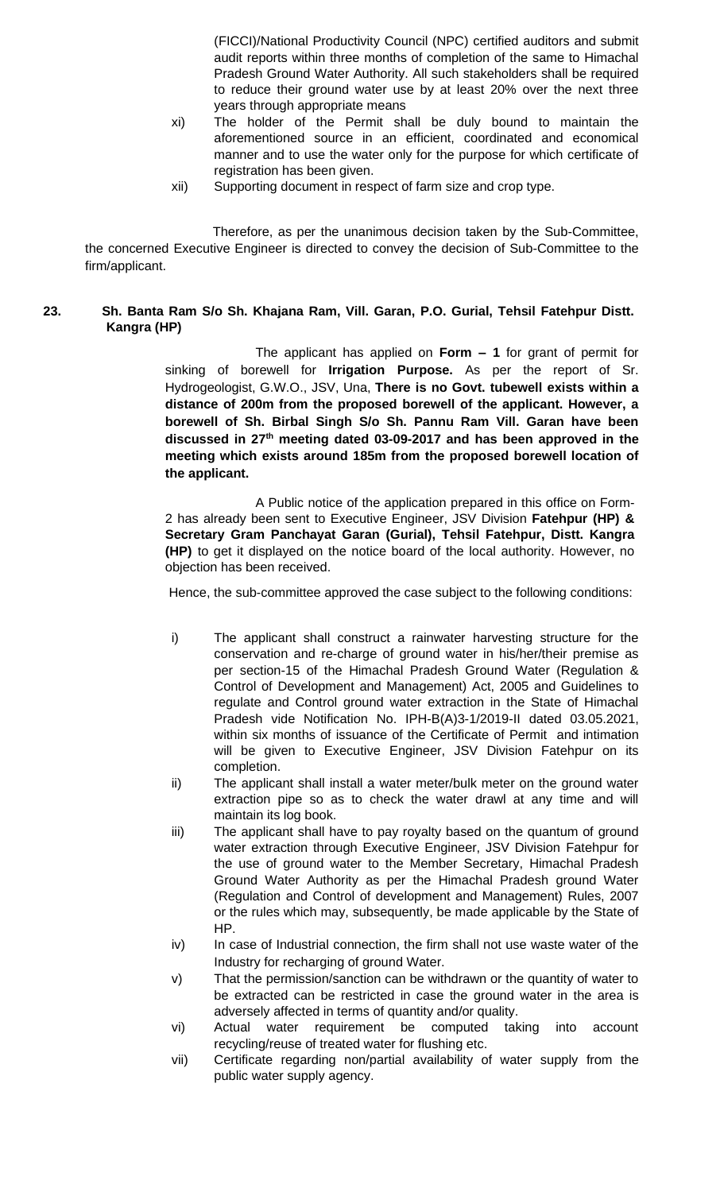(FICCI)/National Productivity Council (NPC) certified auditors and submit audit reports within three months of completion of the same to Himachal Pradesh Ground Water Authority. All such stakeholders shall be required to reduce their ground water use by at least 20% over the next three years through appropriate means

xi) The holder of the Permit shall be duly bound to maintain the aforementioned source in an efficient, coordinated and economical manner and to use the water only for the purpose for which certificate of registration has been given.

xii) Supporting document in respect of farm size and crop type.

Therefore, as per the unanimous decision taken by the Sub-Committee, the concerned Executive Engineer is directed to convey the decision of Sub-Committee to the firm/applicant.

**23. Sh. Banta Ram S/o Sh. Khajana Ram, Vill. Garan, P.O. Gurial, Tehsil Fatehpur Distt. Kangra (HP)**

The applicant has applied on **Form – 1** for grant of permit for sinking of borewell for **Irrigation Purpose.** As per the report of Sr. Hydrogeologist, G.W.O., JSV, Una, **There is no Govt. tubewell exists within a distance of 200m from the proposed borewell of the applicant. However, a borewell of Sh. Birbal Singh S/o Sh. Pannu Ram Vill. Garan have been discussed in 27th meeting dated 03-09-2017 and has been approved in the meeting which exists around 185m from the proposed borewell location of the applicant.**

A Public notice of the application prepared in this office on Form-2 has already been sent to Executive Engineer, JSV Division **Fatehpur (HP) & Secretary Gram Panchayat Garan (Gurial), Tehsil Fatehpur, Distt. Kangra (HP)** to get it displayed on the notice board of the local authority. However, no objection has been received.

Hence, the sub-committee approved the case subject to the following conditions:

i) The applicant shall construct a rainwater harvesting structure for the conservation and re-charge of ground water in his/her/their premise as per section-15 of the Himachal Pradesh Ground Water (Regulation & Control of Development and Management) Act, 2005 and Guidelines to regulate and Control ground water extraction in the State of Himachal Pradesh vide Notification No. IPH-B(A)3-1/2019-II dated 03.05.2021, within six months of issuance of the Certificate of Permit and intimation will be given to Executive Engineer, JSV Division Fatehpur on its completion.

ii) The applicant shall install a water meter/bulk meter on the ground water extraction pipe so as to check the water drawl at any time and will maintain its log book.

iii) The applicant shall have to pay royalty based on the quantum of ground water extraction through Executive Engineer, JSV Division Fatehpur for the use of ground water to the Member Secretary, Himachal Pradesh Ground Water Authority as per the Himachal Pradesh ground Water (Regulation and Control of development and Management) Rules, 2007 or the rules which may, subsequently, be made applicable by the State of HP.

iv) In case of Industrial connection, the firm shall not use waste water of the Industry for recharging of ground Water.

v) That the permission/sanction can be withdrawn or the quantity of water to be extracted can be restricted in case the ground water in the area is adversely affected in terms of quantity and/or quality.

vi) Actual water requirement be computed taking into account recycling/reuse of treated water for flushing etc.

vii) Certificate regarding non/partial availability of water supply from the public water supply agency.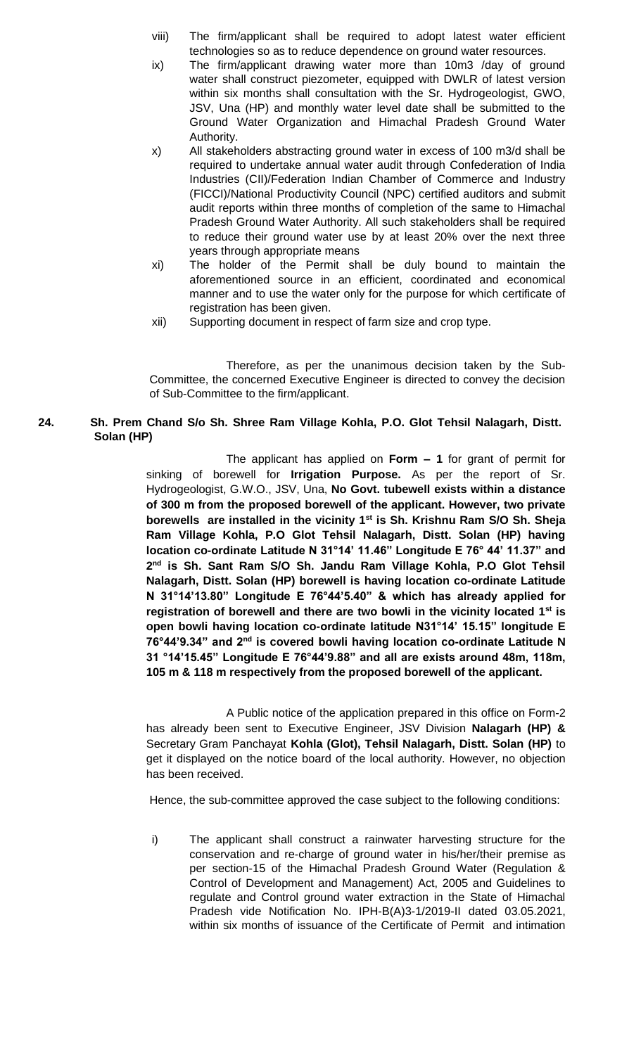viii) The firm/applicant shall be required to adopt latest water efficient technologies so as to reduce dependence on ground water resources.

ix) The firm/applicant drawing water more than 10m3 /day of ground water shall construct piezometer, equipped with DWLR of latest version within six months shall consultation with the Sr. Hydrogeologist, GWO, JSV, Una (HP) and monthly water level date shall be submitted to the Ground Water Organization and Himachal Pradesh Ground Water Authority.

x) All stakeholders abstracting ground water in excess of 100 m3/d shall be required to undertake annual water audit through Confederation of India Industries (CII)/Federation Indian Chamber of Commerce and Industry (FICCI)/National Productivity Council (NPC) certified auditors and submit audit reports within three months of completion of the same to Himachal Pradesh Ground Water Authority. All such stakeholders shall be required to reduce their ground water use by at least 20% over the next three years through appropriate means

xi) The holder of the Permit shall be duly bound to maintain the aforementioned source in an efficient, coordinated and economical manner and to use the water only for the purpose for which certificate of registration has been given.

xii) Supporting document in respect of farm size and crop type.

Therefore, as per the unanimous decision taken by the Sub-Committee, the concerned Executive Engineer is directed to convey the decision of Sub-Committee to the firm/applicant.

**24. Sh. Prem Chand S/o Sh. Shree Ram Village Kohla, P.O. Glot Tehsil Nalagarh, Distt. Solan (HP)**

The applicant has applied on **Form – 1** for grant of permit for sinking of borewell for **Irrigation Purpose.** As per the report of Sr. Hydrogeologist, G.W.O., JSV, Una, **No Govt. tubewell exists within a distance of 300 m from the proposed borewell of the applicant. However, two private borewells are installed in the vicinity 1st is Sh. Krishnu Ram S/O Sh. Sheja Ram Village Kohla, P.O Glot Tehsil Nalagarh, Distt. Solan (HP) having location co-ordinate Latitude N 31°14' 11.46" Longitude E 76° 44' 11.37" and 2nd is Sh. Sant Ram S/O Sh. Jandu Ram Village Kohla, P.O Glot Tehsil Nalagarh, Distt. Solan (HP) borewell is having location co-ordinate Latitude N 31°14'13.80" Longitude E 76°44'5.40" & which has already applied for registration of borewell and there are two bowli in the vicinity located 1st is open bowli having location co-ordinate latitude N31°14' 15.15" longitude E 76°44'9.34" and 2nd is covered bowli having location co-ordinate Latitude N 31 °14'15.45" Longitude E 76°44'9.88" and all are exists around 48m, 118m, 105 m & 118 m respectively from the proposed borewell of the applicant.**

A Public notice of the application prepared in this office on Form-2 has already been sent to Executive Engineer, JSV Division **Nalagarh (HP) &** Secretary Gram Panchayat **Kohla (Glot), Tehsil Nalagarh, Distt. Solan (HP)** to get it displayed on the notice board of the local authority. However, no objection has been received.

Hence, the sub-committee approved the case subject to the following conditions:

i) The applicant shall construct a rainwater harvesting structure for the conservation and re-charge of ground water in his/her/their premise as per section-15 of the Himachal Pradesh Ground Water (Regulation & Control of Development and Management) Act, 2005 and Guidelines to regulate and Control ground water extraction in the State of Himachal Pradesh vide Notification No. IPH-B(A)3-1/2019-II dated 03.05.2021, within six months of issuance of the Certificate of Permit and intimation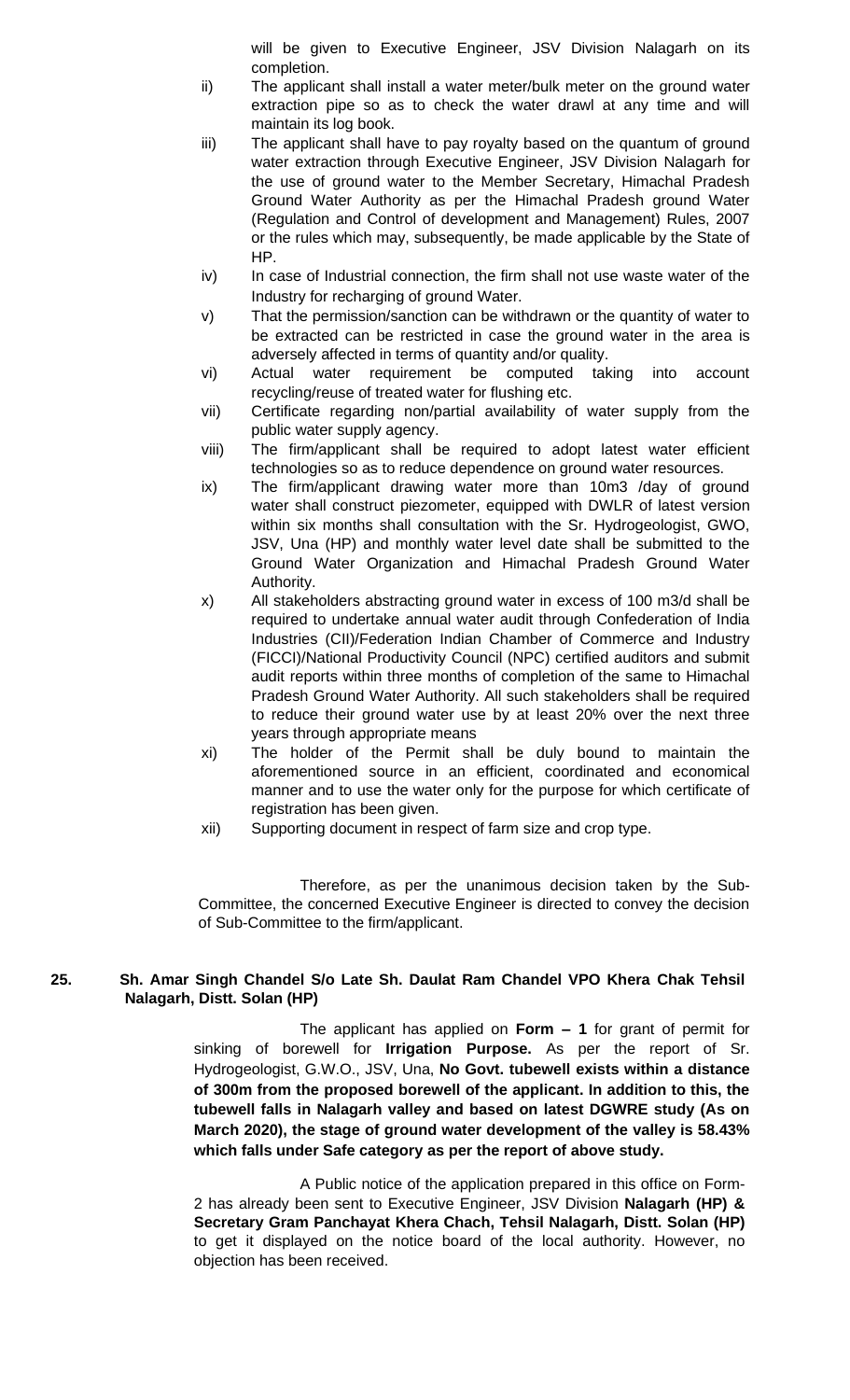will be given to Executive Engineer, JSV Division Nalagarh on its completion.

ii) The applicant shall install a water meter/bulk meter on the ground water extraction pipe so as to check the water drawl at any time and will maintain its log book.

iii) The applicant shall have to pay royalty based on the quantum of ground water extraction through Executive Engineer, JSV Division Nalagarh for the use of ground water to the Member Secretary, Himachal Pradesh Ground Water Authority as per the Himachal Pradesh ground Water (Regulation and Control of development and Management) Rules, 2007 or the rules which may, subsequently, be made applicable by the State of HP.

iv) In case of Industrial connection, the firm shall not use waste water of the Industry for recharging of ground Water.

v) That the permission/sanction can be withdrawn or the quantity of water to be extracted can be restricted in case the ground water in the area is adversely affected in terms of quantity and/or quality.

vi) Actual water requirement be computed taking into account recycling/reuse of treated water for flushing etc.

vii) Certificate regarding non/partial availability of water supply from the public water supply agency.

viii) The firm/applicant shall be required to adopt latest water efficient technologies so as to reduce dependence on ground water resources.

ix) The firm/applicant drawing water more than 10m3 /day of ground water shall construct piezometer, equipped with DWLR of latest version within six months shall consultation with the Sr. Hydrogeologist, GWO, JSV, Una (HP) and monthly water level date shall be submitted to the Ground Water Organization and Himachal Pradesh Ground Water Authority.

x) All stakeholders abstracting ground water in excess of 100 m3/d shall be required to undertake annual water audit through Confederation of India Industries (CII)/Federation Indian Chamber of Commerce and Industry (FICCI)/National Productivity Council (NPC) certified auditors and submit audit reports within three months of completion of the same to Himachal Pradesh Ground Water Authority. All such stakeholders shall be required to reduce their ground water use by at least 20% over the next three years through appropriate means

xi) The holder of the Permit shall be duly bound to maintain the aforementioned source in an efficient, coordinated and economical manner and to use the water only for the purpose for which certificate of registration has been given.

xii) Supporting document in respect of farm size and crop type.

Therefore, as per the unanimous decision taken by the Sub-Committee, the concerned Executive Engineer is directed to convey the decision of Sub-Committee to the firm/applicant.

**25. Sh. Amar Singh Chandel S/o Late Sh. Daulat Ram Chandel VPO Khera Chak Tehsil Nalagarh, Distt. Solan (HP)**

The applicant has applied on **Form – 1** for grant of permit for sinking of borewell for **Irrigation Purpose.** As per the report of Sr. Hydrogeologist, G.W.O., JSV, Una, **No Govt. tubewell exists within a distance of 300m from the proposed borewell of the applicant. In addition to this, the tubewell falls in Nalagarh valley and based on latest DGWRE study (As on March 2020), the stage of ground water development of the valley is 58.43% which falls under Safe category as per the report of above study.**

A Public notice of the application prepared in this office on Form-2 has already been sent to Executive Engineer, JSV Division **Nalagarh (HP) & Secretary Gram Panchayat Khera Chach, Tehsil Nalagarh, Distt. Solan (HP)** to get it displayed on the notice board of the local authority. However, no objection has been received.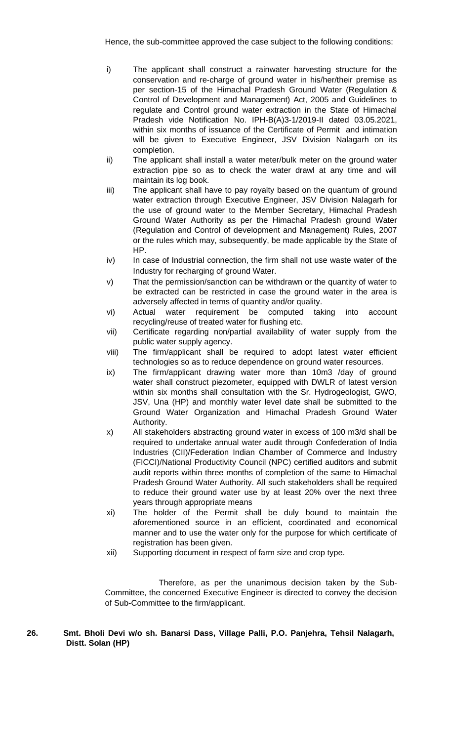Hence, the sub-committee approved the case subject to the following conditions:

i) The applicant shall construct a rainwater harvesting structure for the conservation and re-charge of ground water in his/her/their premise as per section-15 of the Himachal Pradesh Ground Water (Regulation & Control of Development and Management) Act, 2005 and Guidelines to regulate and Control ground water extraction in the State of Himachal Pradesh vide Notification No. IPH-B(A)3-1/2019-II dated 03.05.2021, within six months of issuance of the Certificate of Permit and intimation will be given to Executive Engineer, JSV Division Nalagarh on its completion.

ii) The applicant shall install a water meter/bulk meter on the ground water extraction pipe so as to check the water drawl at any time and will maintain its log book.

iii) The applicant shall have to pay royalty based on the quantum of ground water extraction through Executive Engineer, JSV Division Nalagarh for the use of ground water to the Member Secretary, Himachal Pradesh Ground Water Authority as per the Himachal Pradesh ground Water (Regulation and Control of development and Management) Rules, 2007 or the rules which may, subsequently, be made applicable by the State of HP.

iv) In case of Industrial connection, the firm shall not use waste water of the Industry for recharging of ground Water.

v) That the permission/sanction can be withdrawn or the quantity of water to be extracted can be restricted in case the ground water in the area is adversely affected in terms of quantity and/or quality.

vi) Actual water requirement be computed taking into account recycling/reuse of treated water for flushing etc.

vii) Certificate regarding non/partial availability of water supply from the public water supply agency.

viii) The firm/applicant shall be required to adopt latest water efficient technologies so as to reduce dependence on ground water resources.

ix) The firm/applicant drawing water more than 10m3 /day of ground water shall construct piezometer, equipped with DWLR of latest version within six months shall consultation with the Sr. Hydrogeologist, GWO, JSV, Una (HP) and monthly water level date shall be submitted to the Ground Water Organization and Himachal Pradesh Ground Water Authority.

x) All stakeholders abstracting ground water in excess of 100 m3/d shall be required to undertake annual water audit through Confederation of India Industries (CII)/Federation Indian Chamber of Commerce and Industry (FICCI)/National Productivity Council (NPC) certified auditors and submit audit reports within three months of completion of the same to Himachal Pradesh Ground Water Authority. All such stakeholders shall be required to reduce their ground water use by at least 20% over the next three years through appropriate means

xi) The holder of the Permit shall be duly bound to maintain the aforementioned source in an efficient, coordinated and economical manner and to use the water only for the purpose for which certificate of registration has been given.

xii) Supporting document in respect of farm size and crop type.

Therefore, as per the unanimous decision taken by the Sub-Committee, the concerned Executive Engineer is directed to convey the decision of Sub-Committee to the firm/applicant.

**26. Smt. Bholi Devi w/o sh. Banarsi Dass, Village Palli, P.O. Panjehra, Tehsil Nalagarh, Distt. Solan (HP)**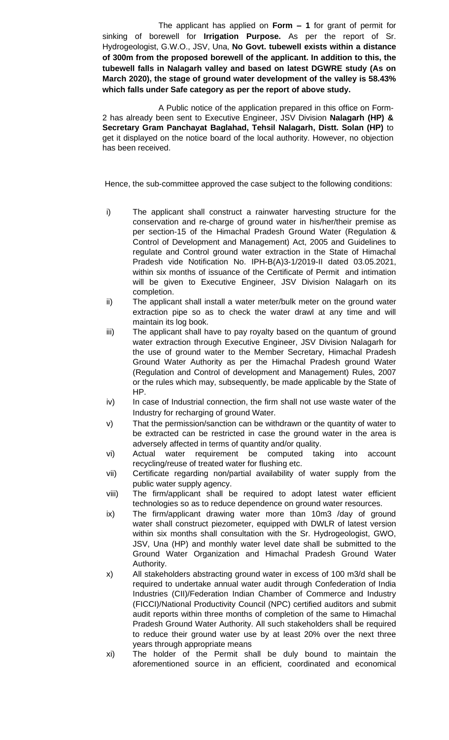The applicant has applied on **Form – 1** for grant of permit for sinking of borewell for **Irrigation Purpose.** As per the report of Sr. Hydrogeologist, G.W.O., JSV, Una, **No Govt. tubewell exists within a distance of 300m from the proposed borewell of the applicant. In addition to this, the tubewell falls in Nalagarh valley and based on latest DGWRE study (As on March 2020), the stage of ground water development of the valley is 58.43% which falls under Safe category as per the report of above study.**

A Public notice of the application prepared in this office on Form-2 has already been sent to Executive Engineer, JSV Division **Nalagarh (HP) & Secretary Gram Panchayat Baglahad, Tehsil Nalagarh, Distt. Solan (HP)** to get it displayed on the notice board of the local authority. However, no objection has been received.

Hence, the sub-committee approved the case subject to the following conditions:

i) The applicant shall construct a rainwater harvesting structure for the conservation and re-charge of ground water in his/her/their premise as per section-15 of the Himachal Pradesh Ground Water (Regulation & Control of Development and Management) Act, 2005 and Guidelines to regulate and Control ground water extraction in the State of Himachal Pradesh vide Notification No. IPH-B(A)3-1/2019-II dated 03.05.2021, within six months of issuance of the Certificate of Permit and intimation will be given to Executive Engineer, JSV Division Nalagarh on its completion.

ii) The applicant shall install a water meter/bulk meter on the ground water extraction pipe so as to check the water drawl at any time and will maintain its log book.

iii) The applicant shall have to pay royalty based on the quantum of ground water extraction through Executive Engineer, JSV Division Nalagarh for the use of ground water to the Member Secretary, Himachal Pradesh Ground Water Authority as per the Himachal Pradesh ground Water (Regulation and Control of development and Management) Rules, 2007 or the rules which may, subsequently, be made applicable by the State of HP.

iv) In case of Industrial connection, the firm shall not use waste water of the Industry for recharging of ground Water.

v) That the permission/sanction can be withdrawn or the quantity of water to be extracted can be restricted in case the ground water in the area is adversely affected in terms of quantity and/or quality.

vi) Actual water requirement be computed taking into account recycling/reuse of treated water for flushing etc.

vii) Certificate regarding non/partial availability of water supply from the public water supply agency.

viii) The firm/applicant shall be required to adopt latest water efficient technologies so as to reduce dependence on ground water resources.

ix) The firm/applicant drawing water more than 10m3 /day of ground water shall construct piezometer, equipped with DWLR of latest version within six months shall consultation with the Sr. Hydrogeologist, GWO, JSV, Una (HP) and monthly water level date shall be submitted to the Ground Water Organization and Himachal Pradesh Ground Water Authority.

x) All stakeholders abstracting ground water in excess of 100 m3/d shall be required to undertake annual water audit through Confederation of India Industries (CII)/Federation Indian Chamber of Commerce and Industry (FICCI)/National Productivity Council (NPC) certified auditors and submit audit reports within three months of completion of the same to Himachal Pradesh Ground Water Authority. All such stakeholders shall be required to reduce their ground water use by at least 20% over the next three years through appropriate means

xi) The holder of the Permit shall be duly bound to maintain the aforementioned source in an efficient, coordinated and economical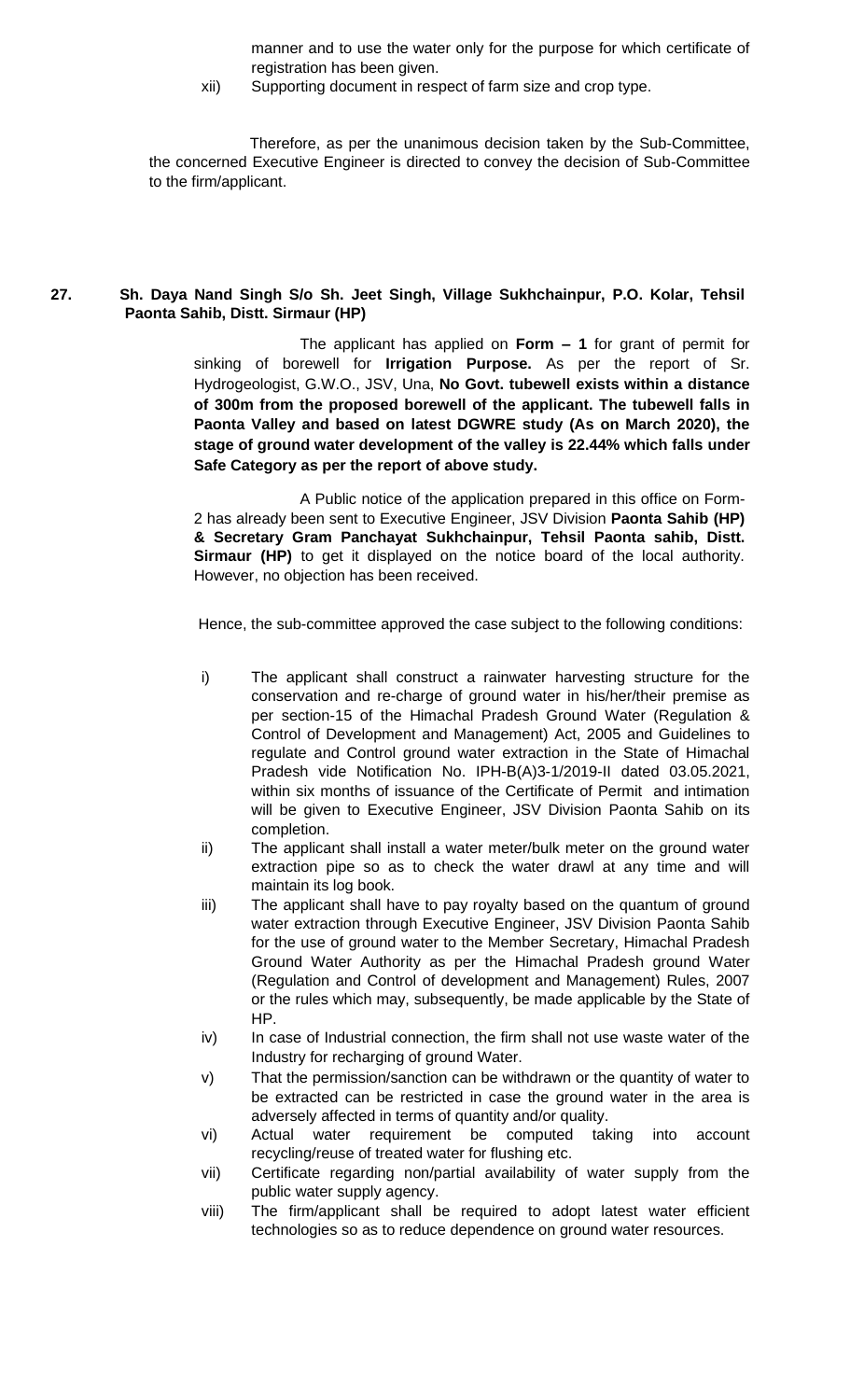manner and to use the water only for the purpose for which certificate of registration has been given.

xii) Supporting document in respect of farm size and crop type.

Therefore, as per the unanimous decision taken by the Sub-Committee, the concerned Executive Engineer is directed to convey the decision of Sub-Committee to the firm/applicant.

**27. Sh. Daya Nand Singh S/o Sh. Jeet Singh, Village Sukhchainpur, P.O. Kolar, Tehsil Paonta Sahib, Distt. Sirmaur (HP)**

The applicant has applied on **Form – 1** for grant of permit for sinking of borewell for **Irrigation Purpose.** As per the report of Sr. Hydrogeologist, G.W.O., JSV, Una, **No Govt. tubewell exists within a distance of 300m from the proposed borewell of the applicant. The tubewell falls in Paonta Valley and based on latest DGWRE study (As on March 2020), the stage of ground water development of the valley is 22.44% which falls under Safe Category as per the report of above study.**

A Public notice of the application prepared in this office on Form-2 has already been sent to Executive Engineer, JSV Division **Paonta Sahib (HP) & Secretary Gram Panchayat Sukhchainpur, Tehsil Paonta sahib, Distt. Sirmaur (HP)** to get it displayed on the notice board of the local authority. However, no objection has been received.

Hence, the sub-committee approved the case subject to the following conditions:

i) The applicant shall construct a rainwater harvesting structure for the conservation and re-charge of ground water in his/her/their premise as per section-15 of the Himachal Pradesh Ground Water (Regulation & Control of Development and Management) Act, 2005 and Guidelines to regulate and Control ground water extraction in the State of Himachal Pradesh vide Notification No. IPH-B(A)3-1/2019-II dated 03.05.2021, within six months of issuance of the Certificate of Permit and intimation will be given to Executive Engineer, JSV Division Paonta Sahib on its completion.

ii) The applicant shall install a water meter/bulk meter on the ground water extraction pipe so as to check the water drawl at any time and will maintain its log book.

iii) The applicant shall have to pay royalty based on the quantum of ground water extraction through Executive Engineer, JSV Division Paonta Sahib for the use of ground water to the Member Secretary, Himachal Pradesh Ground Water Authority as per the Himachal Pradesh ground Water (Regulation and Control of development and Management) Rules, 2007 or the rules which may, subsequently, be made applicable by the State of HP.

iv) In case of Industrial connection, the firm shall not use waste water of the Industry for recharging of ground Water.

v) That the permission/sanction can be withdrawn or the quantity of water to be extracted can be restricted in case the ground water in the area is adversely affected in terms of quantity and/or quality.

vi) Actual water requirement be computed taking into account recycling/reuse of treated water for flushing etc.

vii) Certificate regarding non/partial availability of water supply from the public water supply agency.

viii) The firm/applicant shall be required to adopt latest water efficient technologies so as to reduce dependence on ground water resources.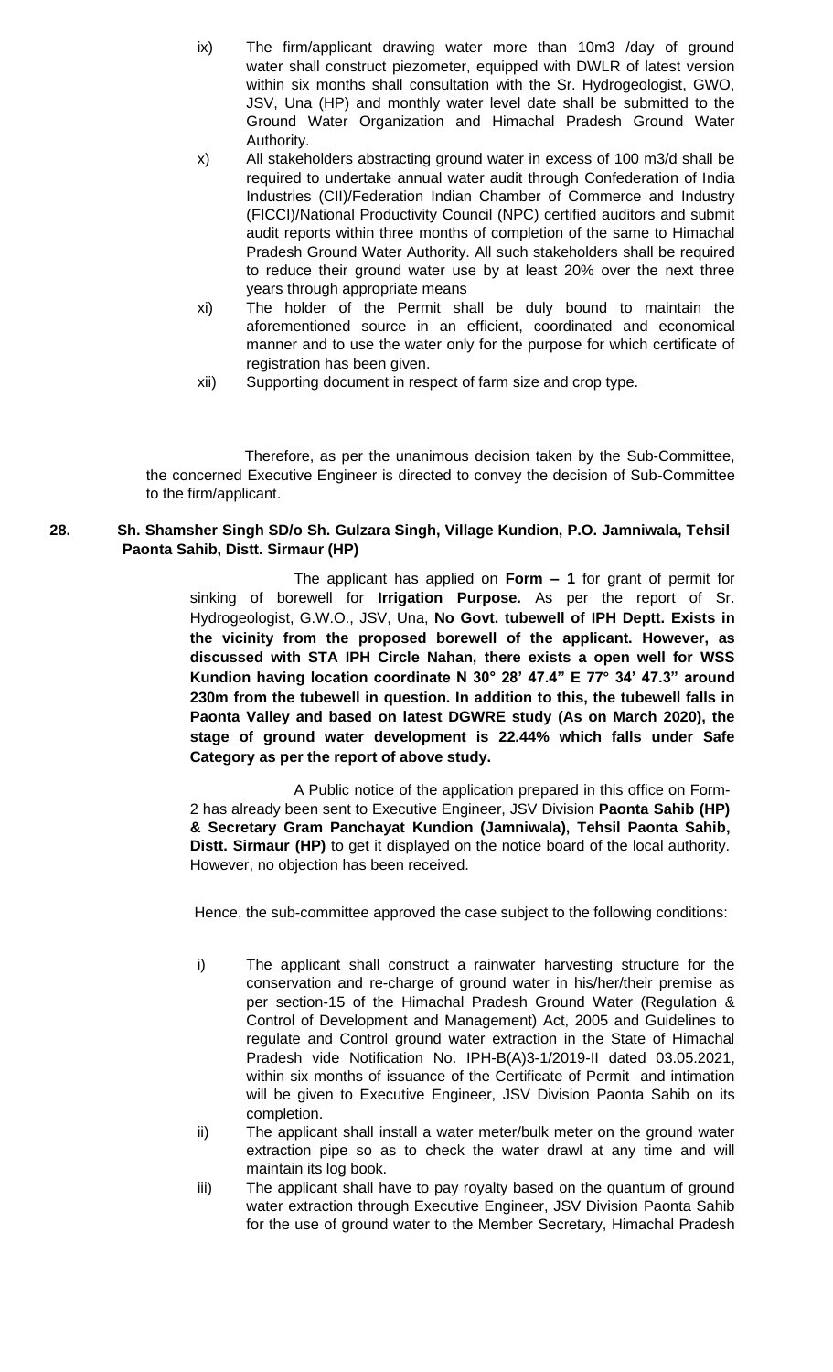- ix) The firm/applicant drawing water more than 10m3 /day of ground water shall construct piezometer, equipped with DWLR of latest version within six months shall consultation with the Sr. Hydrogeologist, GWO, JSV, Una (HP) and monthly water level date shall be submitted to the Ground Water Organization and Himachal Pradesh Ground Water Authority.
- x) All stakeholders abstracting ground water in excess of 100 m3/d shall be required to undertake annual water audit through Confederation of India Industries (CII)/Federation Indian Chamber of Commerce and Industry (FICCI)/National Productivity Council (NPC) certified auditors and submit audit reports within three months of completion of the same to Himachal Pradesh Ground Water Authority. All such stakeholders shall be required to reduce their ground water use by at least 20% over the next three years through appropriate means
- xi) The holder of the Permit shall be duly bound to maintain the aforementioned source in an efficient, coordinated and economical manner and to use the water only for the purpose for which certificate of registration has been given.
- xii) Supporting document in respect of farm size and crop type.

Therefore, as per the unanimous decision taken by the Sub-Committee, the concerned Executive Engineer is directed to convey the decision of Sub-Committee to the firm/applicant.

**28. Sh. Shamsher Singh SD/o Sh. Gulzara Singh, Village Kundion, P.O. Jamniwala, Tehsil Paonta Sahib, Distt. Sirmaur (HP)**

The applicant has applied on **Form – 1** for grant of permit for sinking of borewell for **Irrigation Purpose.** As per the report of Sr. Hydrogeologist, G.W.O., JSV, Una, **No Govt. tubewell of IPH Deptt. Exists in the vicinity from the proposed borewell of the applicant. However, as discussed with STA IPH Circle Nahan, there exists a open well for WSS Kundion having location coordinate N 30° 28' 47.4" E 77° 34' 47.3" around 230m from the tubewell in question. In addition to this, the tubewell falls in Paonta Valley and based on latest DGWRE study (As on March 2020), the stage of ground water development is 22.44% which falls under Safe Category as per the report of above study.**

A Public notice of the application prepared in this office on Form-2 has already been sent to Executive Engineer, JSV Division **Paonta Sahib (HP) & Secretary Gram Panchayat Kundion (Jamniwala), Tehsil Paonta Sahib, Distt. Sirmaur (HP)** to get it displayed on the notice board of the local authority. However, no objection has been received.

Hence, the sub-committee approved the case subject to the following conditions:

- i) The applicant shall construct a rainwater harvesting structure for the conservation and re-charge of ground water in his/her/their premise as per section-15 of the Himachal Pradesh Ground Water (Regulation & Control of Development and Management) Act, 2005 and Guidelines to regulate and Control ground water extraction in the State of Himachal Pradesh vide Notification No. IPH-B(A)3-1/2019-II dated 03.05.2021, within six months of issuance of the Certificate of Permit and intimation will be given to Executive Engineer, JSV Division Paonta Sahib on its completion.
- ii) The applicant shall install a water meter/bulk meter on the ground water extraction pipe so as to check the water drawl at any time and will maintain its log book.
- iii) The applicant shall have to pay royalty based on the quantum of ground water extraction through Executive Engineer, JSV Division Paonta Sahib for the use of ground water to the Member Secretary, Himachal Pradesh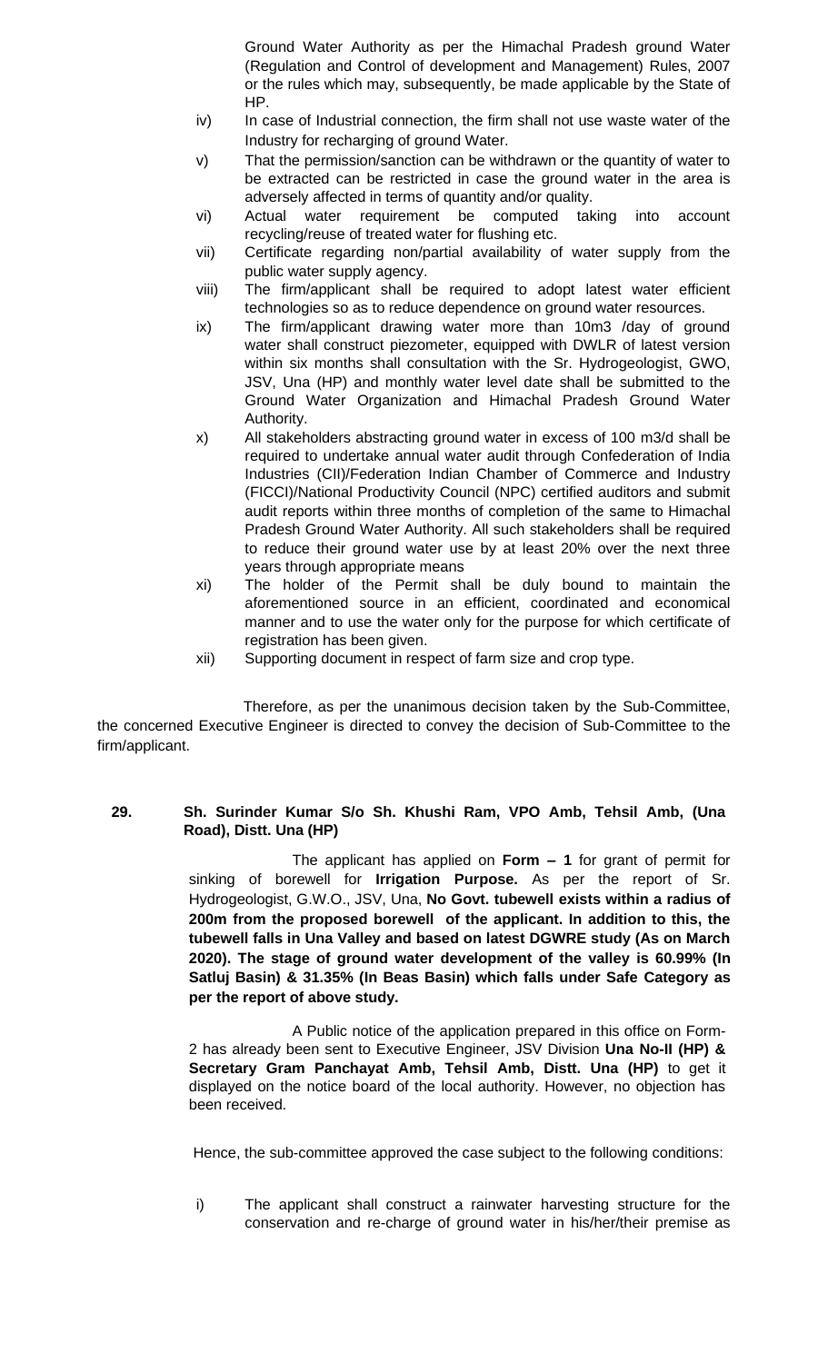Ground Water Authority as per the Himachal Pradesh ground Water (Regulation and Control of development and Management) Rules, 2007 or the rules which may, subsequently, be made applicable by the State of HP.

iv) In case of Industrial connection, the firm shall not use waste water of the Industry for recharging of ground Water.

v) That the permission/sanction can be withdrawn or the quantity of water to be extracted can be restricted in case the ground water in the area is adversely affected in terms of quantity and/or quality.

vi) Actual water requirement be computed taking into account recycling/reuse of treated water for flushing etc.

vii) Certificate regarding non/partial availability of water supply from the public water supply agency.

viii) The firm/applicant shall be required to adopt latest water efficient technologies so as to reduce dependence on ground water resources.

ix) The firm/applicant drawing water more than 10m3 /day of ground water shall construct piezometer, equipped with DWLR of latest version within six months shall consultation with the Sr. Hydrogeologist, GWO, JSV, Una (HP) and monthly water level date shall be submitted to the Ground Water Organization and Himachal Pradesh Ground Water Authority.

x) All stakeholders abstracting ground water in excess of 100 m3/d shall be required to undertake annual water audit through Confederation of India Industries (CII)/Federation Indian Chamber of Commerce and Industry (FICCI)/National Productivity Council (NPC) certified auditors and submit audit reports within three months of completion of the same to Himachal Pradesh Ground Water Authority. All such stakeholders shall be required to reduce their ground water use by at least 20% over the next three years through appropriate means

xi) The holder of the Permit shall be duly bound to maintain the aforementioned source in an efficient, coordinated and economical manner and to use the water only for the purpose for which certificate of registration has been given.

xii) Supporting document in respect of farm size and crop type.

Therefore, as per the unanimous decision taken by the Sub-Committee, the concerned Executive Engineer is directed to convey the decision of Sub-Committee to the firm/applicant.

**29. Sh. Surinder Kumar S/o Sh. Khushi Ram, VPO Amb, Tehsil Amb, (Una Road), Distt. Una (HP)**

The applicant has applied on **Form – 1** for grant of permit for sinking of borewell for **Irrigation Purpose.** As per the report of Sr. Hydrogeologist, G.W.O., JSV, Una, **No Govt. tubewell exists within a radius of 200m from the proposed borewell of the applicant. In addition to this, the tubewell falls in Una Valley and based on latest DGWRE study (As on March 2020). The stage of ground water development of the valley is 60.99% (In Satluj Basin) & 31.35% (In Beas Basin) which falls under Safe Category as per the report of above study.**

A Public notice of the application prepared in this office on Form-2 has already been sent to Executive Engineer, JSV Division **Una No-II (HP) & Secretary Gram Panchayat Amb, Tehsil Amb, Distt. Una (HP)** to get it displayed on the notice board of the local authority. However, no objection has been received.

Hence, the sub-committee approved the case subject to the following conditions:

i) The applicant shall construct a rainwater harvesting structure for the conservation and re-charge of ground water in his/her/their premise as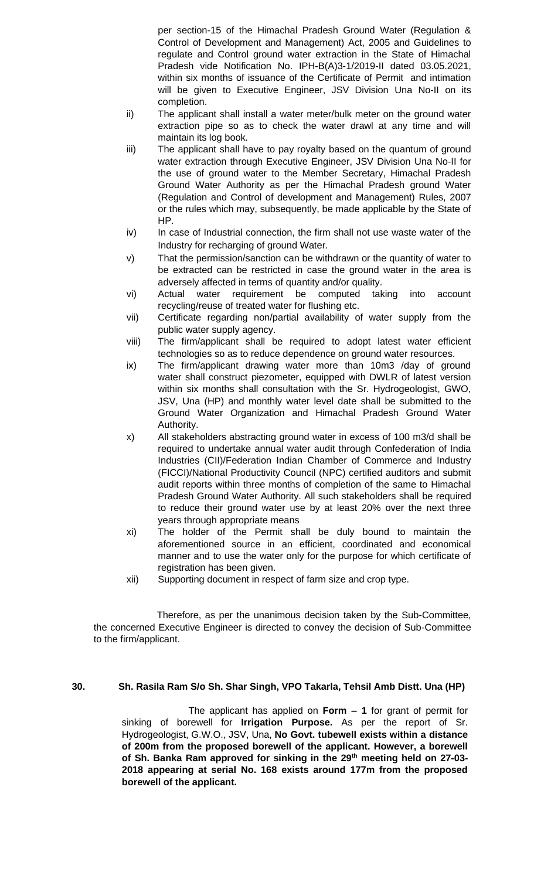per section-15 of the Himachal Pradesh Ground Water (Regulation & Control of Development and Management) Act, 2005 and Guidelines to regulate and Control ground water extraction in the State of Himachal Pradesh vide Notification No. IPH-B(A)3-1/2019-II dated 03.05.2021, within six months of issuance of the Certificate of Permit and intimation will be given to Executive Engineer, JSV Division Una No-II on its completion.

ii) The applicant shall install a water meter/bulk meter on the ground water extraction pipe so as to check the water drawl at any time and will maintain its log book.

iii) The applicant shall have to pay royalty based on the quantum of ground water extraction through Executive Engineer, JSV Division Una No-II for the use of ground water to the Member Secretary, Himachal Pradesh Ground Water Authority as per the Himachal Pradesh ground Water (Regulation and Control of development and Management) Rules, 2007 or the rules which may, subsequently, be made applicable by the State of HP.

iv) In case of Industrial connection, the firm shall not use waste water of the Industry for recharging of ground Water.

v) That the permission/sanction can be withdrawn or the quantity of water to be extracted can be restricted in case the ground water in the area is adversely affected in terms of quantity and/or quality.

vi) Actual water requirement be computed taking into account recycling/reuse of treated water for flushing etc.

vii) Certificate regarding non/partial availability of water supply from the public water supply agency.

viii) The firm/applicant shall be required to adopt latest water efficient technologies so as to reduce dependence on ground water resources.

ix) The firm/applicant drawing water more than 10m3 /day of ground water shall construct piezometer, equipped with DWLR of latest version within six months shall consultation with the Sr. Hydrogeologist, GWO, JSV, Una (HP) and monthly water level date shall be submitted to the Ground Water Organization and Himachal Pradesh Ground Water Authority.

x) All stakeholders abstracting ground water in excess of 100 m3/d shall be required to undertake annual water audit through Confederation of India Industries (CII)/Federation Indian Chamber of Commerce and Industry (FICCI)/National Productivity Council (NPC) certified auditors and submit audit reports within three months of completion of the same to Himachal Pradesh Ground Water Authority. All such stakeholders shall be required to reduce their ground water use by at least 20% over the next three years through appropriate means

xi) The holder of the Permit shall be duly bound to maintain the aforementioned source in an efficient, coordinated and economical manner and to use the water only for the purpose for which certificate of registration has been given.

xii) Supporting document in respect of farm size and crop type.

Therefore, as per the unanimous decision taken by the Sub-Committee, the concerned Executive Engineer is directed to convey the decision of Sub-Committee to the firm/applicant.

**30. Sh. Rasila Ram S/o Sh. Shar Singh, VPO Takarla, Tehsil Amb Distt. Una (HP)**

The applicant has applied on **Form – 1** for grant of permit for sinking of borewell for **Irrigation Purpose.** As per the report of Sr. Hydrogeologist, G.W.O., JSV, Una, **No Govt. tubewell exists within a distance of 200m from the proposed borewell of the applicant. However, a borewell of Sh. Banka Ram approved for sinking in the 29th meeting held on 27-03-2018 appearing at serial No. 168 exists around 177m from the proposed borewell of the applicant.**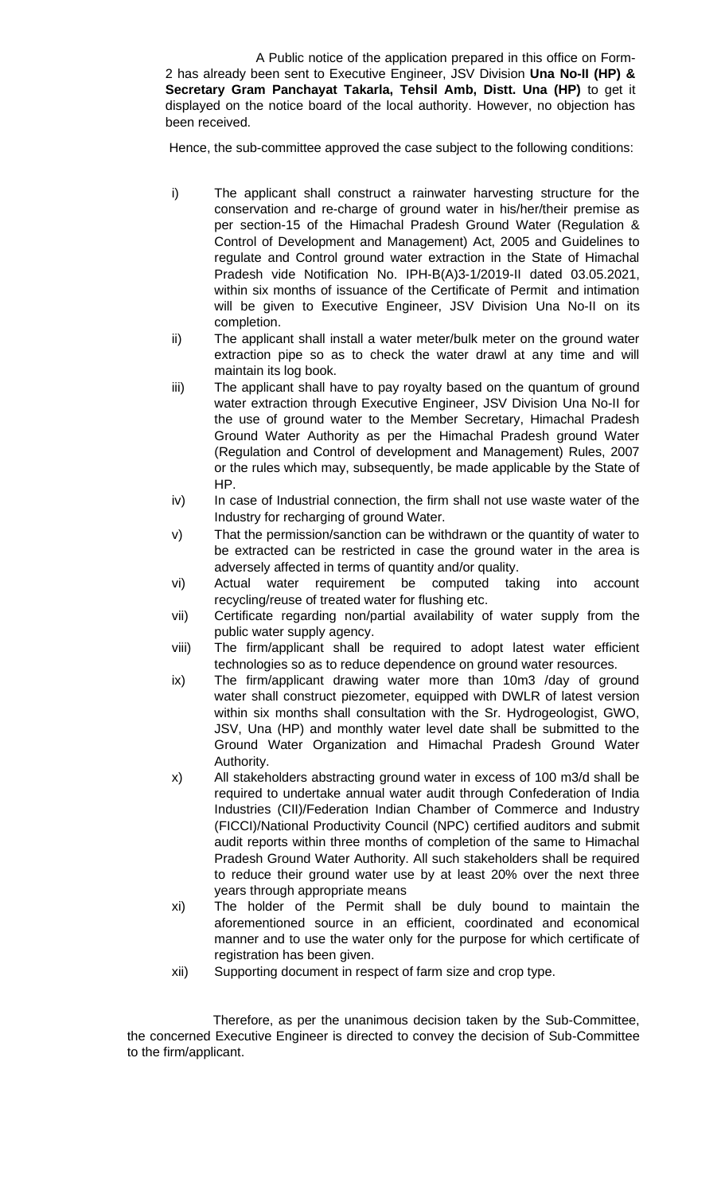A Public notice of the application prepared in this office on Form-2 has already been sent to Executive Engineer, JSV Division **Una No-II (HP) & Secretary Gram Panchayat Takarla, Tehsil Amb, Distt. Una (HP)** to get it displayed on the notice board of the local authority. However, no objection has been received.

Hence, the sub-committee approved the case subject to the following conditions:

i) The applicant shall construct a rainwater harvesting structure for the conservation and re-charge of ground water in his/her/their premise as per section-15 of the Himachal Pradesh Ground Water (Regulation & Control of Development and Management) Act, 2005 and Guidelines to regulate and Control ground water extraction in the State of Himachal Pradesh vide Notification No. IPH-B(A)3-1/2019-II dated 03.05.2021, within six months of issuance of the Certificate of Permit and intimation will be given to Executive Engineer, JSV Division Una No-II on its completion.

ii) The applicant shall install a water meter/bulk meter on the ground water extraction pipe so as to check the water drawl at any time and will maintain its log book.

iii) The applicant shall have to pay royalty based on the quantum of ground water extraction through Executive Engineer, JSV Division Una No-II for the use of ground water to the Member Secretary, Himachal Pradesh Ground Water Authority as per the Himachal Pradesh ground Water (Regulation and Control of development and Management) Rules, 2007 or the rules which may, subsequently, be made applicable by the State of HP.

iv) In case of Industrial connection, the firm shall not use waste water of the Industry for recharging of ground Water.

v) That the permission/sanction can be withdrawn or the quantity of water to be extracted can be restricted in case the ground water in the area is adversely affected in terms of quantity and/or quality.

vi) Actual water requirement be computed taking into account recycling/reuse of treated water for flushing etc.

vii) Certificate regarding non/partial availability of water supply from the public water supply agency.

viii) The firm/applicant shall be required to adopt latest water efficient technologies so as to reduce dependence on ground water resources.

ix) The firm/applicant drawing water more than 10m3 /day of ground water shall construct piezometer, equipped with DWLR of latest version within six months shall consultation with the Sr. Hydrogeologist, GWO, JSV, Una (HP) and monthly water level date shall be submitted to the Ground Water Organization and Himachal Pradesh Ground Water Authority.

x) All stakeholders abstracting ground water in excess of 100 m3/d shall be required to undertake annual water audit through Confederation of India Industries (CII)/Federation Indian Chamber of Commerce and Industry (FICCI)/National Productivity Council (NPC) certified auditors and submit audit reports within three months of completion of the same to Himachal Pradesh Ground Water Authority. All such stakeholders shall be required to reduce their ground water use by at least 20% over the next three years through appropriate means

xi) The holder of the Permit shall be duly bound to maintain the aforementioned source in an efficient, coordinated and economical manner and to use the water only for the purpose for which certificate of registration has been given.

xii) Supporting document in respect of farm size and crop type.

Therefore, as per the unanimous decision taken by the Sub-Committee, the concerned Executive Engineer is directed to convey the decision of Sub-Committee to the firm/applicant.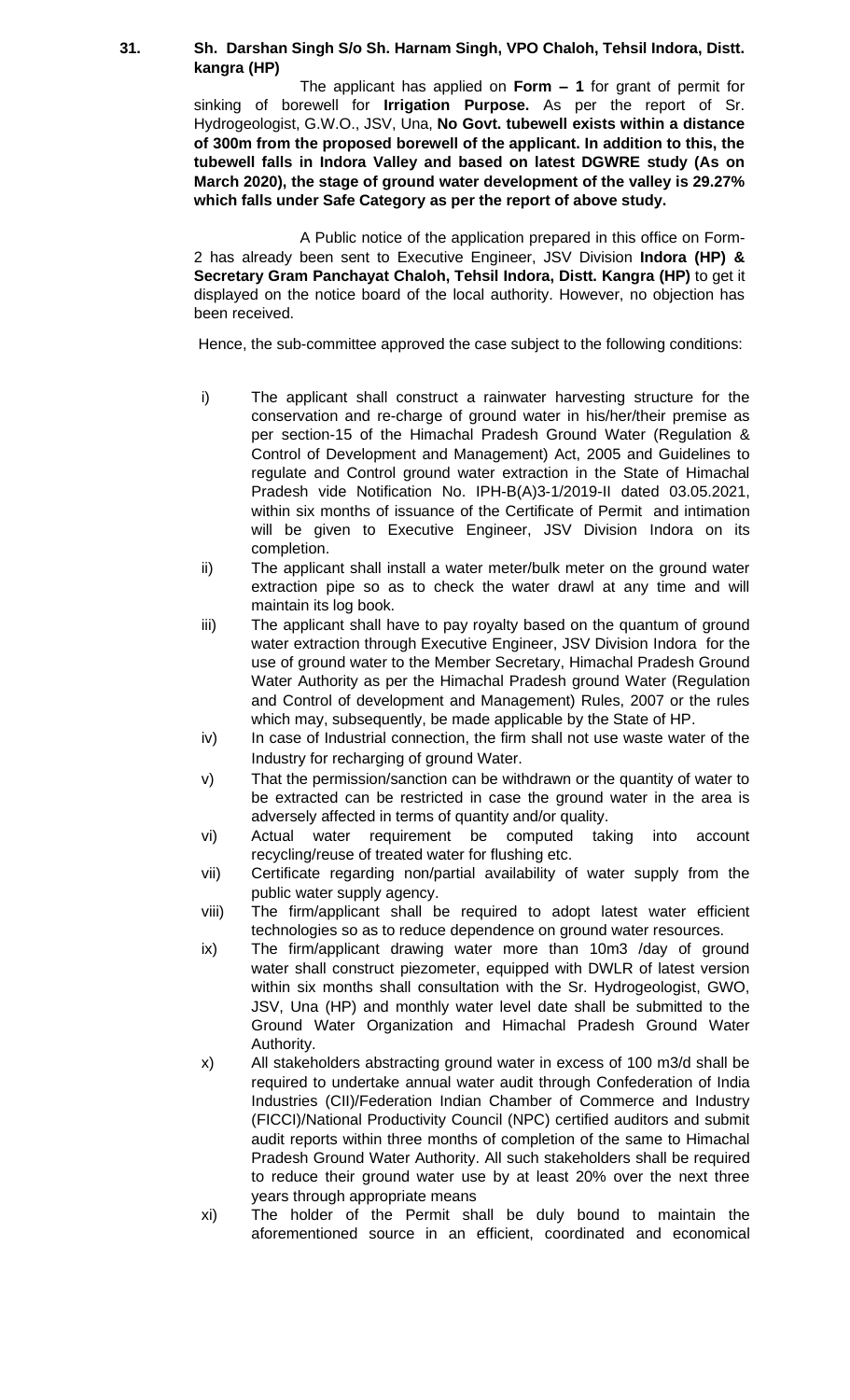**31. Sh. Darshan Singh S/o Sh. Harnam Singh, VPO Chaloh, Tehsil Indora, Distt. kangra (HP)**

The applicant has applied on **Form – 1** for grant of permit for sinking of borewell for **Irrigation Purpose.** As per the report of Sr. Hydrogeologist, G.W.O., JSV, Una, **No Govt. tubewell exists within a distance of 300m from the proposed borewell of the applicant. In addition to this, the tubewell falls in Indora Valley and based on latest DGWRE study (As on March 2020), the stage of ground water development of the valley is 29.27% which falls under Safe Category as per the report of above study.**

A Public notice of the application prepared in this office on Form-2 has already been sent to Executive Engineer, JSV Division **Indora (HP) & Secretary Gram Panchayat Chaloh, Tehsil Indora, Distt. Kangra (HP)** to get it displayed on the notice board of the local authority. However, no objection has been received.

Hence, the sub-committee approved the case subject to the following conditions:

i) The applicant shall construct a rainwater harvesting structure for the conservation and re-charge of ground water in his/her/their premise as per section-15 of the Himachal Pradesh Ground Water (Regulation & Control of Development and Management) Act, 2005 and Guidelines to regulate and Control ground water extraction in the State of Himachal Pradesh vide Notification No. IPH-B(A)3-1/2019-II dated 03.05.2021, within six months of issuance of the Certificate of Permit and intimation will be given to Executive Engineer, JSV Division Indora on its completion.

ii) The applicant shall install a water meter/bulk meter on the ground water extraction pipe so as to check the water drawl at any time and will maintain its log book.

iii) The applicant shall have to pay royalty based on the quantum of ground water extraction through Executive Engineer, JSV Division Indora for the use of ground water to the Member Secretary, Himachal Pradesh Ground Water Authority as per the Himachal Pradesh ground Water (Regulation and Control of development and Management) Rules, 2007 or the rules which may, subsequently, be made applicable by the State of HP.

iv) In case of Industrial connection, the firm shall not use waste water of the Industry for recharging of ground Water.

v) That the permission/sanction can be withdrawn or the quantity of water to be extracted can be restricted in case the ground water in the area is adversely affected in terms of quantity and/or quality.

vi) Actual water requirement be computed taking into account recycling/reuse of treated water for flushing etc.

vii) Certificate regarding non/partial availability of water supply from the public water supply agency.

viii) The firm/applicant shall be required to adopt latest water efficient technologies so as to reduce dependence on ground water resources.

ix) The firm/applicant drawing water more than 10m3 /day of ground water shall construct piezometer, equipped with DWLR of latest version within six months shall consultation with the Sr. Hydrogeologist, GWO, JSV, Una (HP) and monthly water level date shall be submitted to the Ground Water Organization and Himachal Pradesh Ground Water Authority.

x) All stakeholders abstracting ground water in excess of 100 m3/d shall be required to undertake annual water audit through Confederation of India Industries (CII)/Federation Indian Chamber of Commerce and Industry (FICCI)/National Productivity Council (NPC) certified auditors and submit audit reports within three months of completion of the same to Himachal Pradesh Ground Water Authority. All such stakeholders shall be required to reduce their ground water use by at least 20% over the next three years through appropriate means

xi) The holder of the Permit shall be duly bound to maintain the aforementioned source in an efficient, coordinated and economical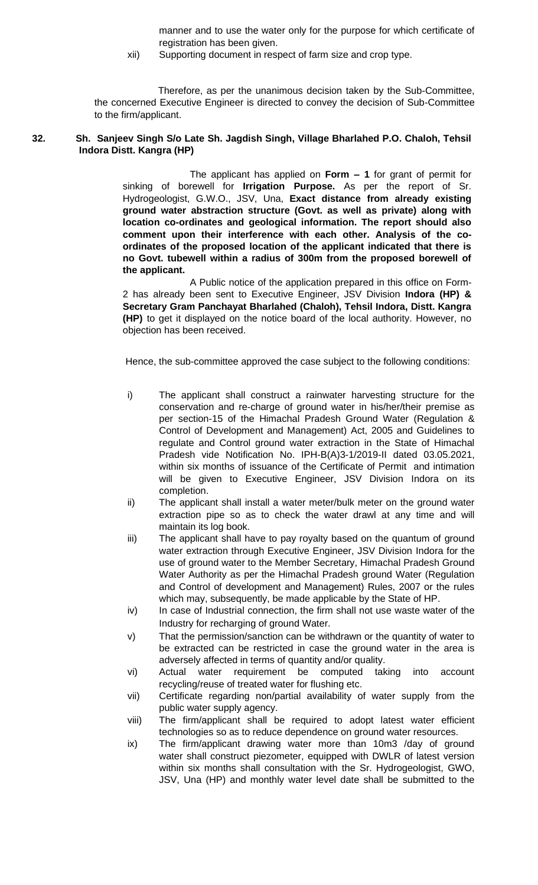manner and to use the water only for the purpose for which certificate of registration has been given.

xii) Supporting document in respect of farm size and crop type.

Therefore, as per the unanimous decision taken by the Sub-Committee, the concerned Executive Engineer is directed to convey the decision of Sub-Committee to the firm/applicant.

**32. Sh. Sanjeev Singh S/o Late Sh. Jagdish Singh, Village Bharlahed P.O. Chaloh, Tehsil Indora Distt. Kangra (HP)**

The applicant has applied on **Form – 1** for grant of permit for sinking of borewell for **Irrigation Purpose.** As per the report of Sr. Hydrogeologist, G.W.O., JSV, Una, **Exact distance from already existing ground water abstraction structure (Govt. as well as private) along with location co-ordinates and geological information. The report should also comment upon their interference with each other. Analysis of the co-ordinates of the proposed location of the applicant indicated that there is no Govt. tubewell within a radius of 300m from the proposed borewell of the applicant.**

A Public notice of the application prepared in this office on Form-2 has already been sent to Executive Engineer, JSV Division **Indora (HP) & Secretary Gram Panchayat Bharlahed (Chaloh), Tehsil Indora, Distt. Kangra (HP)** to get it displayed on the notice board of the local authority. However, no objection has been received.

Hence, the sub-committee approved the case subject to the following conditions:

i) The applicant shall construct a rainwater harvesting structure for the conservation and re-charge of ground water in his/her/their premise as per section-15 of the Himachal Pradesh Ground Water (Regulation & Control of Development and Management) Act, 2005 and Guidelines to regulate and Control ground water extraction in the State of Himachal Pradesh vide Notification No. IPH-B(A)3-1/2019-II dated 03.05.2021, within six months of issuance of the Certificate of Permit and intimation will be given to Executive Engineer, JSV Division Indora on its completion.

ii) The applicant shall install a water meter/bulk meter on the ground water extraction pipe so as to check the water drawl at any time and will maintain its log book.

iii) The applicant shall have to pay royalty based on the quantum of ground water extraction through Executive Engineer, JSV Division Indora for the use of ground water to the Member Secretary, Himachal Pradesh Ground Water Authority as per the Himachal Pradesh ground Water (Regulation and Control of development and Management) Rules, 2007 or the rules which may, subsequently, be made applicable by the State of HP.

iv) In case of Industrial connection, the firm shall not use waste water of the Industry for recharging of ground Water.

v) That the permission/sanction can be withdrawn or the quantity of water to be extracted can be restricted in case the ground water in the area is adversely affected in terms of quantity and/or quality.

vi) Actual water requirement be computed taking into account recycling/reuse of treated water for flushing etc.

vii) Certificate regarding non/partial availability of water supply from the public water supply agency.

viii) The firm/applicant shall be required to adopt latest water efficient technologies so as to reduce dependence on ground water resources.

ix) The firm/applicant drawing water more than 10m3 /day of ground water shall construct piezometer, equipped with DWLR of latest version within six months shall consultation with the Sr. Hydrogeologist, GWO, JSV, Una (HP) and monthly water level date shall be submitted to the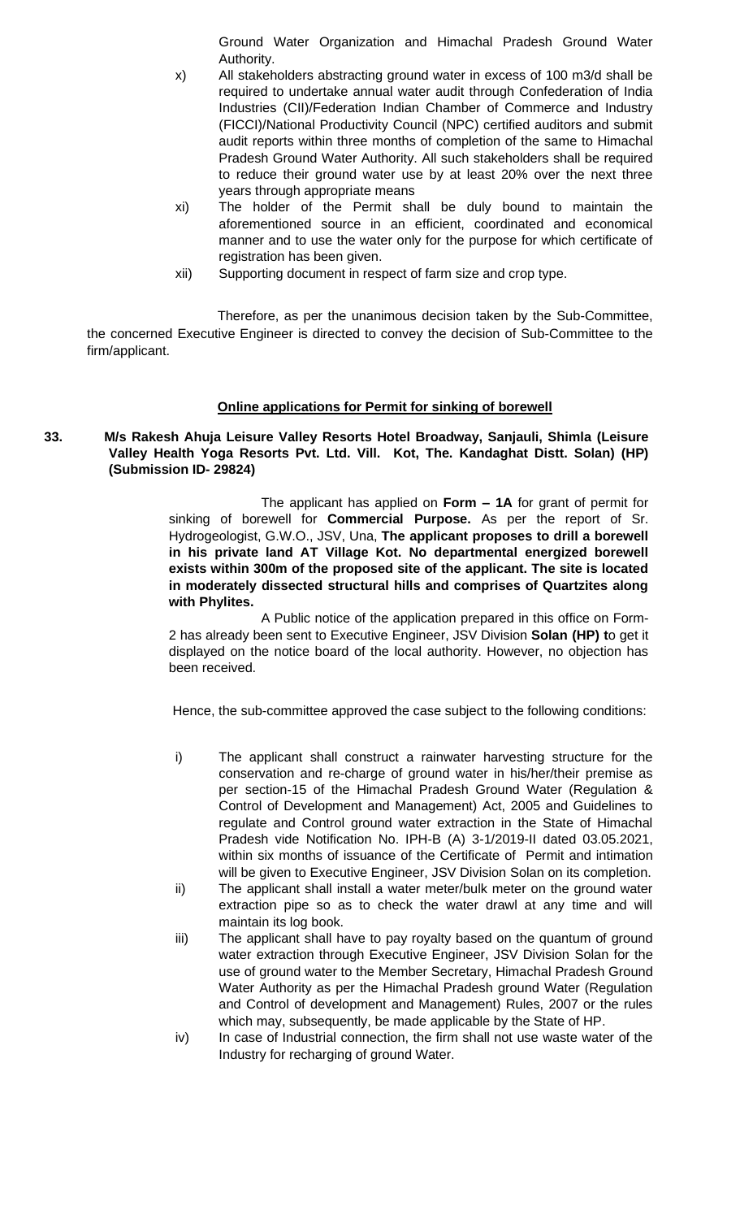Ground Water Organization and Himachal Pradesh Ground Water Authority.

x) All stakeholders abstracting ground water in excess of 100 m3/d shall be required to undertake annual water audit through Confederation of India Industries (CII)/Federation Indian Chamber of Commerce and Industry (FICCI)/National Productivity Council (NPC) certified auditors and submit audit reports within three months of completion of the same to Himachal Pradesh Ground Water Authority. All such stakeholders shall be required to reduce their ground water use by at least 20% over the next three years through appropriate means

xi) The holder of the Permit shall be duly bound to maintain the aforementioned source in an efficient, coordinated and economical manner and to use the water only for the purpose for which certificate of registration has been given.

xii) Supporting document in respect of farm size and crop type.

Therefore, as per the unanimous decision taken by the Sub-Committee, the concerned Executive Engineer is directed to convey the decision of Sub-Committee to the firm/applicant.

**Online applications for Permit for sinking of borewell**

**33. M/s Rakesh Ahuja Leisure Valley Resorts Hotel Broadway, Sanjauli, Shimla (Leisure Valley Health Yoga Resorts Pvt. Ltd. Vill. Kot, The. Kandaghat Distt. Solan) (HP) (Submission ID- 29824)**

The applicant has applied on **Form – 1A** for grant of permit for sinking of borewell for **Commercial Purpose.** As per the report of Sr. Hydrogeologist, G.W.O., JSV, Una, **The applicant proposes to drill a borewell in his private land AT Village Kot. No departmental energized borewell exists within 300m of the proposed site of the applicant. The site is located in moderately dissected structural hills and comprises of Quartzites along with Phylites.**

A Public notice of the application prepared in this office on Form-2 has already been sent to Executive Engineer, JSV Division **Solan (HP) t**o get it displayed on the notice board of the local authority. However, no objection has been received.

Hence, the sub-committee approved the case subject to the following conditions:

i) The applicant shall construct a rainwater harvesting structure for the conservation and re-charge of ground water in his/her/their premise as per section-15 of the Himachal Pradesh Ground Water (Regulation & Control of Development and Management) Act, 2005 and Guidelines to regulate and Control ground water extraction in the State of Himachal Pradesh vide Notification No. IPH-B (A) 3-1/2019-II dated 03.05.2021, within six months of issuance of the Certificate of Permit and intimation will be given to Executive Engineer, JSV Division Solan on its completion.

ii) The applicant shall install a water meter/bulk meter on the ground water extraction pipe so as to check the water drawl at any time and will maintain its log book.

iii) The applicant shall have to pay royalty based on the quantum of ground water extraction through Executive Engineer, JSV Division Solan for the use of ground water to the Member Secretary, Himachal Pradesh Ground Water Authority as per the Himachal Pradesh ground Water (Regulation and Control of development and Management) Rules, 2007 or the rules which may, subsequently, be made applicable by the State of HP.

iv) In case of Industrial connection, the firm shall not use waste water of the Industry for recharging of ground Water.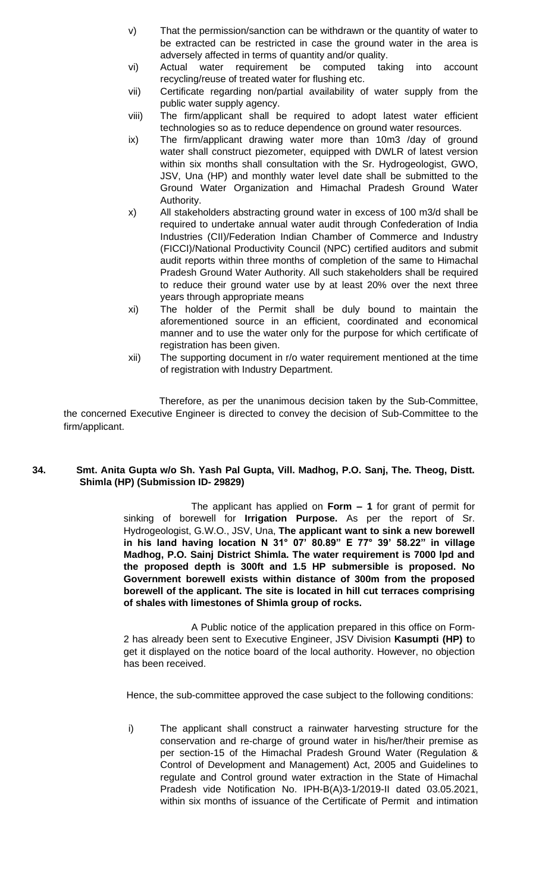v) That the permission/sanction can be withdrawn or the quantity of water to be extracted can be restricted in case the ground water in the area is adversely affected in terms of quantity and/or quality.

vi) Actual water requirement be computed taking into account recycling/reuse of treated water for flushing etc.

vii) Certificate regarding non/partial availability of water supply from the public water supply agency.

viii) The firm/applicant shall be required to adopt latest water efficient technologies so as to reduce dependence on ground water resources.

ix) The firm/applicant drawing water more than 10m3 /day of ground water shall construct piezometer, equipped with DWLR of latest version within six months shall consultation with the Sr. Hydrogeologist, GWO, JSV, Una (HP) and monthly water level date shall be submitted to the Ground Water Organization and Himachal Pradesh Ground Water Authority.

x) All stakeholders abstracting ground water in excess of 100 m3/d shall be required to undertake annual water audit through Confederation of India Industries (CII)/Federation Indian Chamber of Commerce and Industry (FICCI)/National Productivity Council (NPC) certified auditors and submit audit reports within three months of completion of the same to Himachal Pradesh Ground Water Authority. All such stakeholders shall be required to reduce their ground water use by at least 20% over the next three years through appropriate means

xi) The holder of the Permit shall be duly bound to maintain the aforementioned source in an efficient, coordinated and economical manner and to use the water only for the purpose for which certificate of registration has been given.

xii) The supporting document in r/o water requirement mentioned at the time of registration with Industry Department.

Therefore, as per the unanimous decision taken by the Sub-Committee, the concerned Executive Engineer is directed to convey the decision of Sub-Committee to the firm/applicant.

**34. Smt. Anita Gupta w/o Sh. Yash Pal Gupta, Vill. Madhog, P.O. Sanj, The. Theog, Distt. Shimla (HP) (Submission ID- 29829)**

The applicant has applied on **Form – 1** for grant of permit for sinking of borewell for **Irrigation Purpose.** As per the report of Sr. Hydrogeologist, G.W.O., JSV, Una, **The applicant want to sink a new borewell in his land having location N 31° 07' 80.89" E 77° 39' 58.22" in village Madhog, P.O. Sainj District Shimla. The water requirement is 7000 lpd and the proposed depth is 300ft and 1.5 HP submersible is proposed. No Government borewell exists within distance of 300m from the proposed borewell of the applicant. The site is located in hill cut terraces comprising of shales with limestones of Shimla group of rocks.**

A Public notice of the application prepared in this office on Form-2 has already been sent to Executive Engineer, JSV Division **Kasumpti (HP) t**o get it displayed on the notice board of the local authority. However, no objection has been received.

Hence, the sub-committee approved the case subject to the following conditions:

i) The applicant shall construct a rainwater harvesting structure for the conservation and re-charge of ground water in his/her/their premise as per section-15 of the Himachal Pradesh Ground Water (Regulation & Control of Development and Management) Act, 2005 and Guidelines to regulate and Control ground water extraction in the State of Himachal Pradesh vide Notification No. IPH-B(A)3-1/2019-II dated 03.05.2021, within six months of issuance of the Certificate of Permit and intimation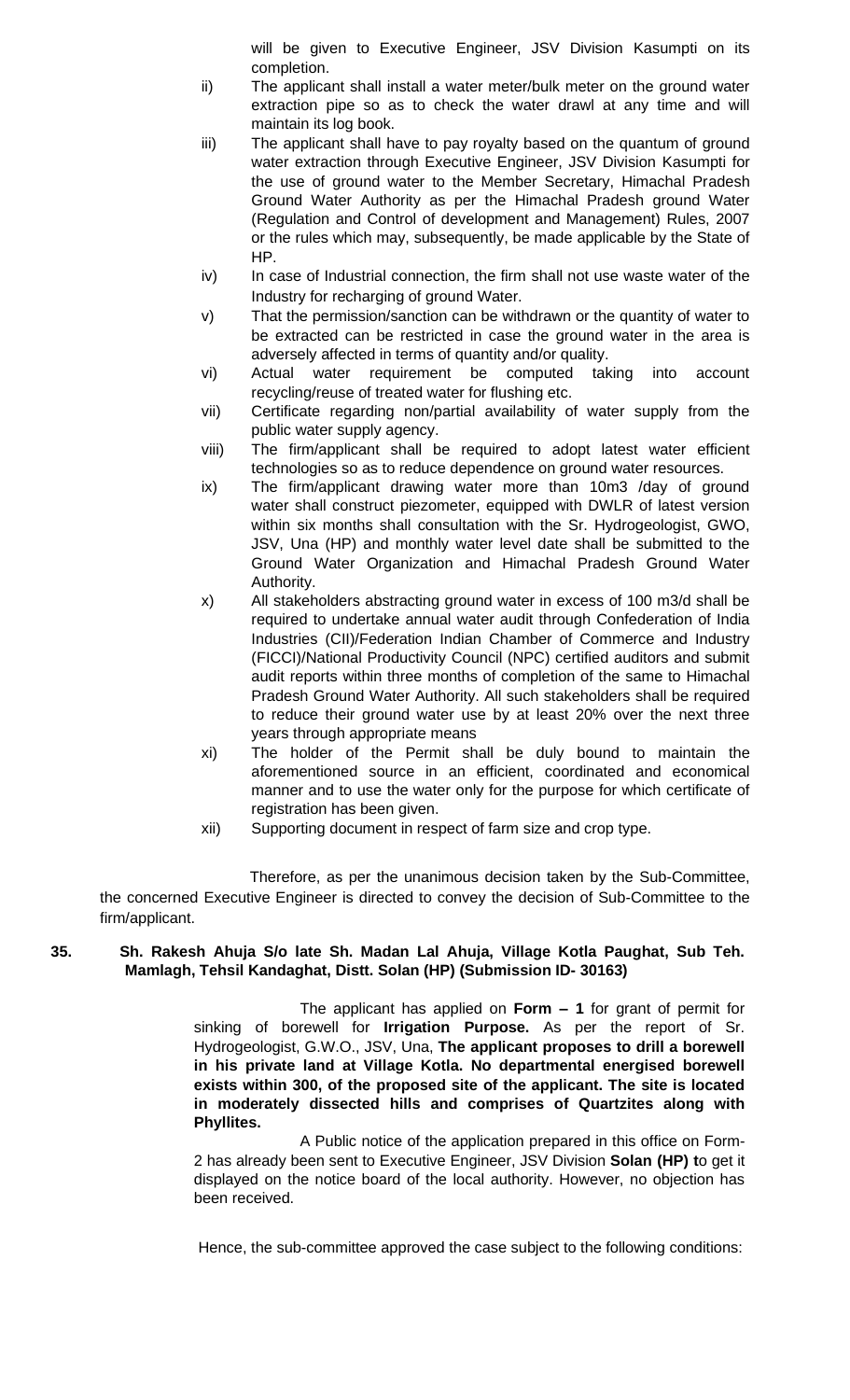will be given to Executive Engineer, JSV Division Kasumpti on its completion.

ii) The applicant shall install a water meter/bulk meter on the ground water extraction pipe so as to check the water drawl at any time and will maintain its log book.

iii) The applicant shall have to pay royalty based on the quantum of ground water extraction through Executive Engineer, JSV Division Kasumpti for the use of ground water to the Member Secretary, Himachal Pradesh Ground Water Authority as per the Himachal Pradesh ground Water (Regulation and Control of development and Management) Rules, 2007 or the rules which may, subsequently, be made applicable by the State of HP.

iv) In case of Industrial connection, the firm shall not use waste water of the Industry for recharging of ground Water.

v) That the permission/sanction can be withdrawn or the quantity of water to be extracted can be restricted in case the ground water in the area is adversely affected in terms of quantity and/or quality.

vi) Actual water requirement be computed taking into account recycling/reuse of treated water for flushing etc.

vii) Certificate regarding non/partial availability of water supply from the public water supply agency.

viii) The firm/applicant shall be required to adopt latest water efficient technologies so as to reduce dependence on ground water resources.

ix) The firm/applicant drawing water more than 10m3 /day of ground water shall construct piezometer, equipped with DWLR of latest version within six months shall consultation with the Sr. Hydrogeologist, GWO, JSV, Una (HP) and monthly water level date shall be submitted to the Ground Water Organization and Himachal Pradesh Ground Water Authority.

x) All stakeholders abstracting ground water in excess of 100 m3/d shall be required to undertake annual water audit through Confederation of India Industries (CII)/Federation Indian Chamber of Commerce and Industry (FICCI)/National Productivity Council (NPC) certified auditors and submit audit reports within three months of completion of the same to Himachal Pradesh Ground Water Authority. All such stakeholders shall be required to reduce their ground water use by at least 20% over the next three years through appropriate means

xi) The holder of the Permit shall be duly bound to maintain the aforementioned source in an efficient, coordinated and economical manner and to use the water only for the purpose for which certificate of registration has been given.

xii) Supporting document in respect of farm size and crop type.

Therefore, as per the unanimous decision taken by the Sub-Committee, the concerned Executive Engineer is directed to convey the decision of Sub-Committee to the firm/applicant.

**35. Sh. Rakesh Ahuja S/o late Sh. Madan Lal Ahuja, Village Kotla Paughat, Sub Teh. Mamlagh, Tehsil Kandaghat, Distt. Solan (HP) (Submission ID- 30163)**

The applicant has applied on **Form – 1** for grant of permit for sinking of borewell for **Irrigation Purpose.** As per the report of Sr. Hydrogeologist, G.W.O., JSV, Una, **The applicant proposes to drill a borewell in his private land at Village Kotla. No departmental energised borewell exists within 300, of the proposed site of the applicant. The site is located in moderately dissected hills and comprises of Quartzites along with Phyllites.**

A Public notice of the application prepared in this office on Form-2 has already been sent to Executive Engineer, JSV Division **Solan (HP) t**o get it displayed on the notice board of the local authority. However, no objection has been received.

Hence, the sub-committee approved the case subject to the following conditions: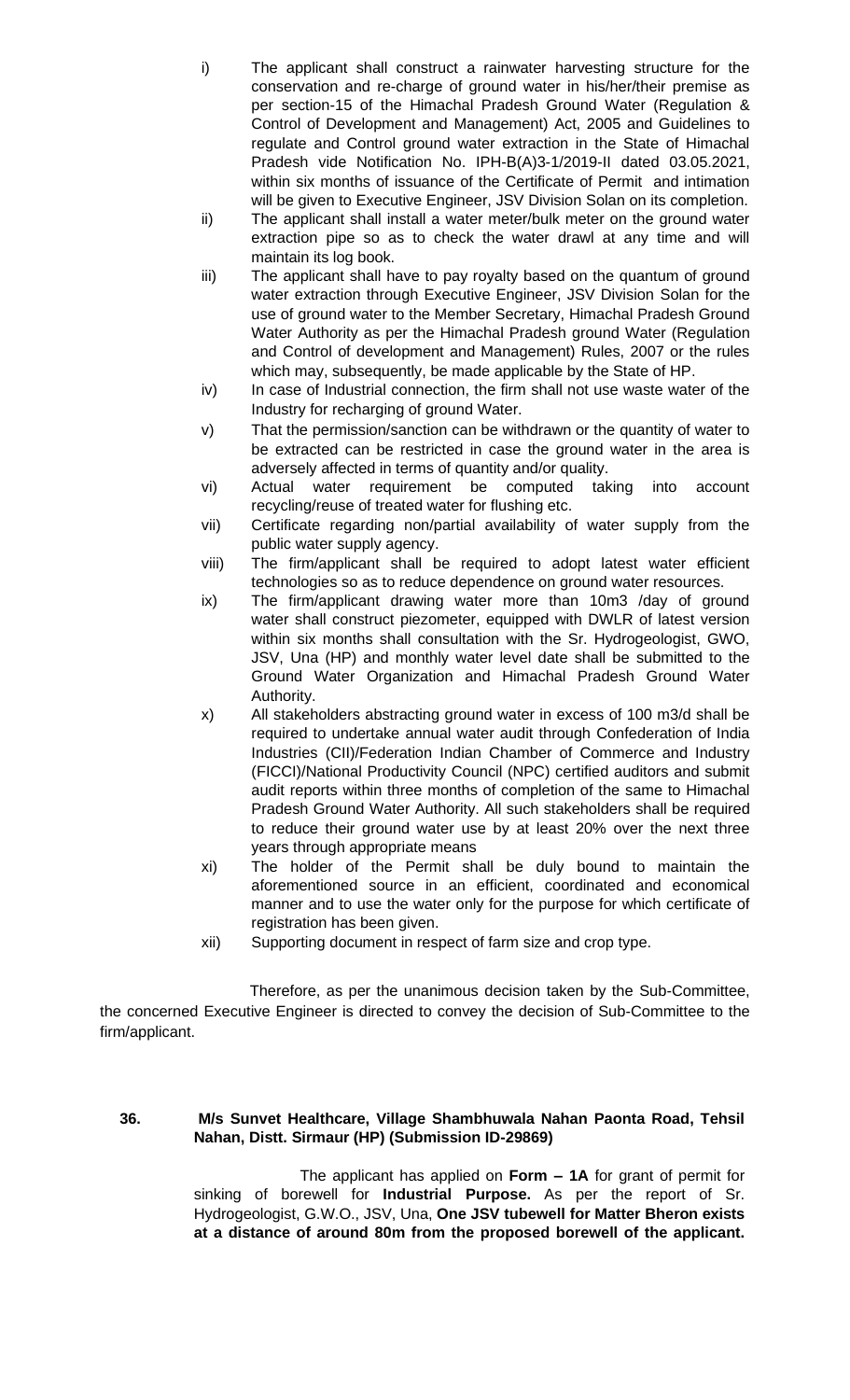i) The applicant shall construct a rainwater harvesting structure for the conservation and re-charge of ground water in his/her/their premise as per section-15 of the Himachal Pradesh Ground Water (Regulation & Control of Development and Management) Act, 2005 and Guidelines to regulate and Control ground water extraction in the State of Himachal Pradesh vide Notification No. IPH-B(A)3-1/2019-II dated 03.05.2021, within six months of issuance of the Certificate of Permit and intimation will be given to Executive Engineer, JSV Division Solan on its completion.

ii) The applicant shall install a water meter/bulk meter on the ground water extraction pipe so as to check the water drawl at any time and will maintain its log book.

iii) The applicant shall have to pay royalty based on the quantum of ground water extraction through Executive Engineer, JSV Division Solan for the use of ground water to the Member Secretary, Himachal Pradesh Ground Water Authority as per the Himachal Pradesh ground Water (Regulation and Control of development and Management) Rules, 2007 or the rules which may, subsequently, be made applicable by the State of HP.

iv) In case of Industrial connection, the firm shall not use waste water of the Industry for recharging of ground Water.

v) That the permission/sanction can be withdrawn or the quantity of water to be extracted can be restricted in case the ground water in the area is adversely affected in terms of quantity and/or quality.

vi) Actual water requirement be computed taking into account recycling/reuse of treated water for flushing etc.

vii) Certificate regarding non/partial availability of water supply from the public water supply agency.

viii) The firm/applicant shall be required to adopt latest water efficient technologies so as to reduce dependence on ground water resources.

ix) The firm/applicant drawing water more than 10m3 /day of ground water shall construct piezometer, equipped with DWLR of latest version within six months shall consultation with the Sr. Hydrogeologist, GWO, JSV, Una (HP) and monthly water level date shall be submitted to the Ground Water Organization and Himachal Pradesh Ground Water Authority.

x) All stakeholders abstracting ground water in excess of 100 m3/d shall be required to undertake annual water audit through Confederation of India Industries (CII)/Federation Indian Chamber of Commerce and Industry (FICCI)/National Productivity Council (NPC) certified auditors and submit audit reports within three months of completion of the same to Himachal Pradesh Ground Water Authority. All such stakeholders shall be required to reduce their ground water use by at least 20% over the next three years through appropriate means

xi) The holder of the Permit shall be duly bound to maintain the aforementioned source in an efficient, coordinated and economical manner and to use the water only for the purpose for which certificate of registration has been given.

xii) Supporting document in respect of farm size and crop type.

Therefore, as per the unanimous decision taken by the Sub-Committee, the concerned Executive Engineer is directed to convey the decision of Sub-Committee to the firm/applicant.

**36. M/s Sunvet Healthcare, Village Shambhuwala Nahan Paonta Road, Tehsil Nahan, Distt. Sirmaur (HP) (Submission ID-29869)**

The applicant has applied on **Form – 1A** for grant of permit for sinking of borewell for **Industrial Purpose.** As per the report of Sr. Hydrogeologist, G.W.O., JSV, Una, **One JSV tubewell for Matter Bheron exists at a distance of around 80m from the proposed borewell of the applicant.**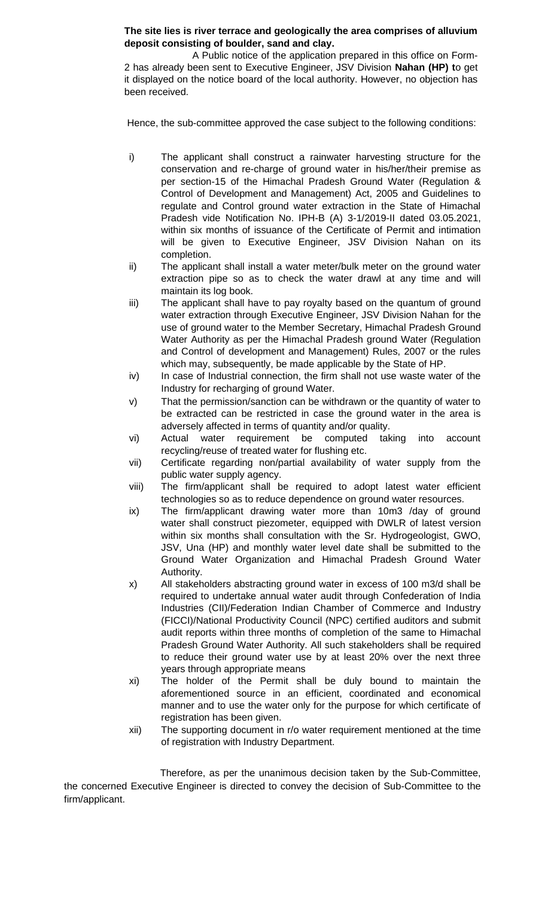**The site lies is river terrace and geologically the area comprises of alluvium deposit consisting of boulder, sand and clay.**

A Public notice of the application prepared in this office on Form-2 has already been sent to Executive Engineer, JSV Division **Nahan (HP) t**o get it displayed on the notice board of the local authority. However, no objection has been received.

Hence, the sub-committee approved the case subject to the following conditions:

i) The applicant shall construct a rainwater harvesting structure for the conservation and re-charge of ground water in his/her/their premise as per section-15 of the Himachal Pradesh Ground Water (Regulation & Control of Development and Management) Act, 2005 and Guidelines to regulate and Control ground water extraction in the State of Himachal Pradesh vide Notification No. IPH-B (A) 3-1/2019-II dated 03.05.2021, within six months of issuance of the Certificate of Permit and intimation will be given to Executive Engineer, JSV Division Nahan on its completion.

ii) The applicant shall install a water meter/bulk meter on the ground water extraction pipe so as to check the water drawl at any time and will maintain its log book.

iii) The applicant shall have to pay royalty based on the quantum of ground water extraction through Executive Engineer, JSV Division Nahan for the use of ground water to the Member Secretary, Himachal Pradesh Ground Water Authority as per the Himachal Pradesh ground Water (Regulation and Control of development and Management) Rules, 2007 or the rules which may, subsequently, be made applicable by the State of HP.

iv) In case of Industrial connection, the firm shall not use waste water of the Industry for recharging of ground Water.

v) That the permission/sanction can be withdrawn or the quantity of water to be extracted can be restricted in case the ground water in the area is adversely affected in terms of quantity and/or quality.

vi) Actual water requirement be computed taking into account recycling/reuse of treated water for flushing etc.

vii) Certificate regarding non/partial availability of water supply from the public water supply agency.

viii) The firm/applicant shall be required to adopt latest water efficient technologies so as to reduce dependence on ground water resources.

ix) The firm/applicant drawing water more than 10m3 /day of ground water shall construct piezometer, equipped with DWLR of latest version within six months shall consultation with the Sr. Hydrogeologist, GWO, JSV, Una (HP) and monthly water level date shall be submitted to the Ground Water Organization and Himachal Pradesh Ground Water Authority.

x) All stakeholders abstracting ground water in excess of 100 m3/d shall be required to undertake annual water audit through Confederation of India Industries (CII)/Federation Indian Chamber of Commerce and Industry (FICCI)/National Productivity Council (NPC) certified auditors and submit audit reports within three months of completion of the same to Himachal Pradesh Ground Water Authority. All such stakeholders shall be required to reduce their ground water use by at least 20% over the next three years through appropriate means

xi) The holder of the Permit shall be duly bound to maintain the aforementioned source in an efficient, coordinated and economical manner and to use the water only for the purpose for which certificate of registration has been given.

xii) The supporting document in r/o water requirement mentioned at the time of registration with Industry Department.

Therefore, as per the unanimous decision taken by the Sub-Committee, the concerned Executive Engineer is directed to convey the decision of Sub-Committee to the firm/applicant.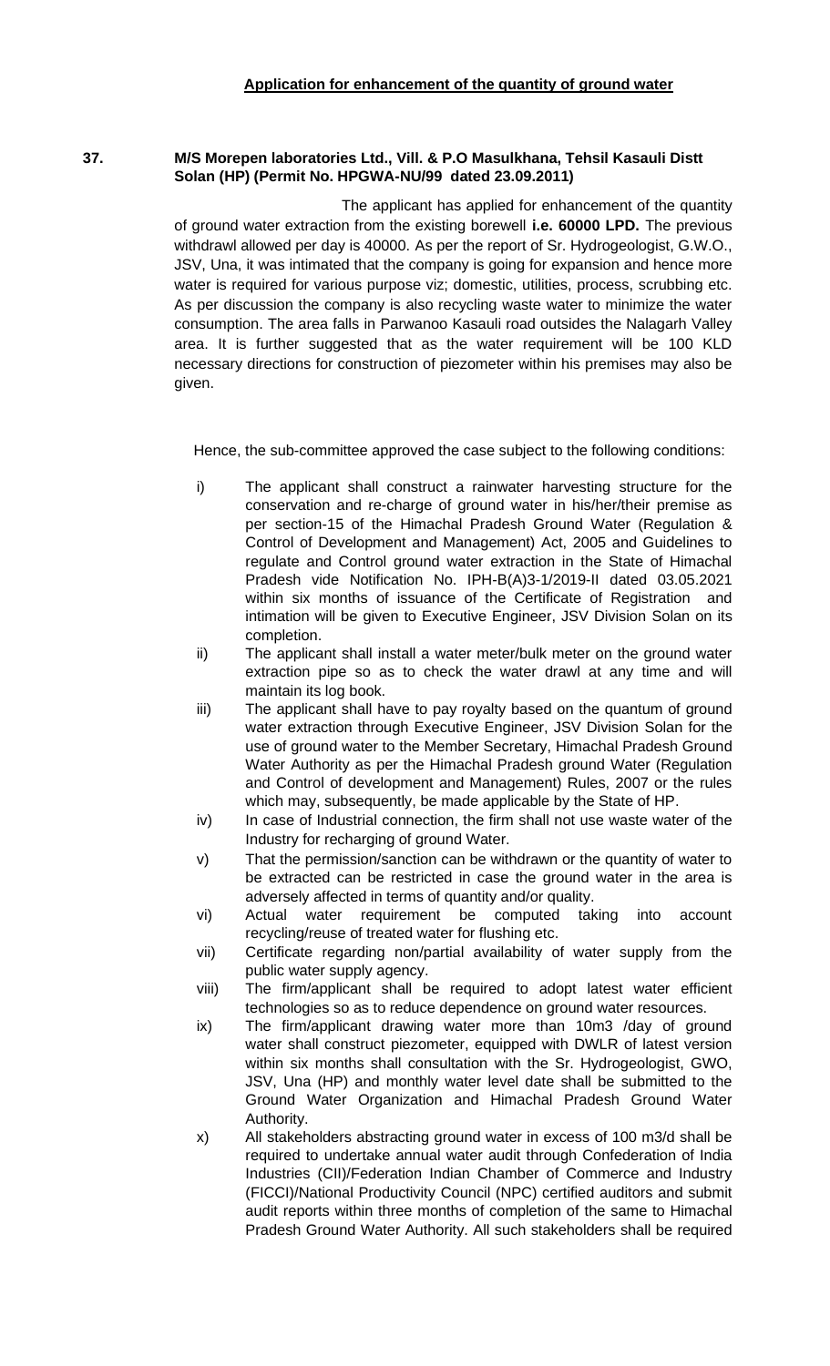**Application for enhancement of the quantity of ground water**

**37. M/S Morepen laboratories Ltd., Vill. & P.O Masulkhana, Tehsil Kasauli Distt Solan (HP) (Permit No. HPGWA-NU/99 dated 23.09.2011)**

The applicant has applied for enhancement of the quantity of ground water extraction from the existing borewell **i.e. 60000 LPD.** The previous withdrawl allowed per day is 40000. As per the report of Sr. Hydrogeologist, G.W.O., JSV, Una, it was intimated that the company is going for expansion and hence more water is required for various purpose viz; domestic, utilities, process, scrubbing etc. As per discussion the company is also recycling waste water to minimize the water consumption. The area falls in Parwanoo Kasauli road outsides the Nalagarh Valley area. It is further suggested that as the water requirement will be 100 KLD necessary directions for construction of piezometer within his premises may also be given.

Hence, the sub-committee approved the case subject to the following conditions:

i) The applicant shall construct a rainwater harvesting structure for the conservation and re-charge of ground water in his/her/their premise as per section-15 of the Himachal Pradesh Ground Water (Regulation & Control of Development and Management) Act, 2005 and Guidelines to regulate and Control ground water extraction in the State of Himachal Pradesh vide Notification No. IPH-B(A)3-1/2019-II dated 03.05.2021 within six months of issuance of the Certificate of Registration and intimation will be given to Executive Engineer, JSV Division Solan on its completion.

ii) The applicant shall install a water meter/bulk meter on the ground water extraction pipe so as to check the water drawl at any time and will maintain its log book.

iii) The applicant shall have to pay royalty based on the quantum of ground water extraction through Executive Engineer, JSV Division Solan for the use of ground water to the Member Secretary, Himachal Pradesh Ground Water Authority as per the Himachal Pradesh ground Water (Regulation and Control of development and Management) Rules, 2007 or the rules which may, subsequently, be made applicable by the State of HP.

iv) In case of Industrial connection, the firm shall not use waste water of the Industry for recharging of ground Water.

v) That the permission/sanction can be withdrawn or the quantity of water to be extracted can be restricted in case the ground water in the area is adversely affected in terms of quantity and/or quality.

vi) Actual water requirement be computed taking into account recycling/reuse of treated water for flushing etc.

vii) Certificate regarding non/partial availability of water supply from the public water supply agency.

viii) The firm/applicant shall be required to adopt latest water efficient technologies so as to reduce dependence on ground water resources.

ix) The firm/applicant drawing water more than 10m3 /day of ground water shall construct piezometer, equipped with DWLR of latest version within six months shall consultation with the Sr. Hydrogeologist, GWO, JSV, Una (HP) and monthly water level date shall be submitted to the Ground Water Organization and Himachal Pradesh Ground Water Authority.

x) All stakeholders abstracting ground water in excess of 100 m3/d shall be required to undertake annual water audit through Confederation of India Industries (CII)/Federation Indian Chamber of Commerce and Industry (FICCI)/National Productivity Council (NPC) certified auditors and submit audit reports within three months of completion of the same to Himachal Pradesh Ground Water Authority. All such stakeholders shall be required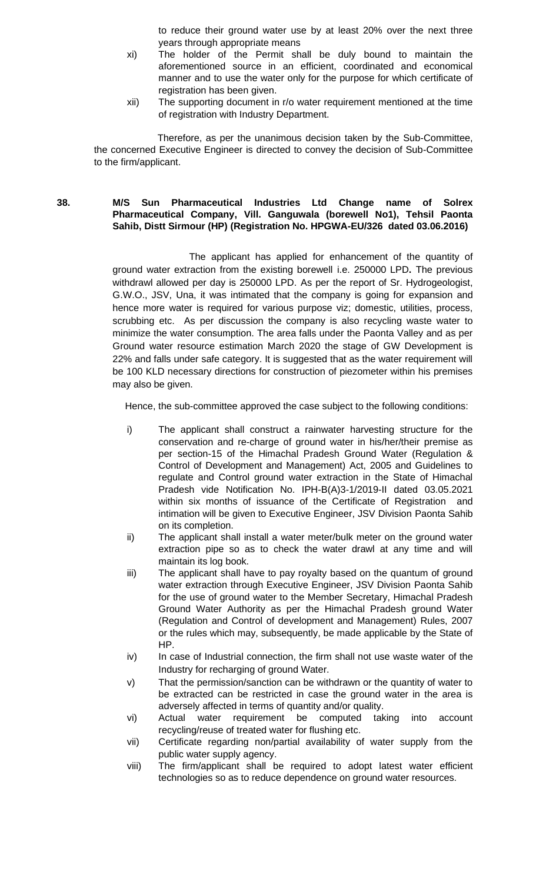to reduce their ground water use by at least 20% over the next three years through appropriate means

xi) The holder of the Permit shall be duly bound to maintain the aforementioned source in an efficient, coordinated and economical manner and to use the water only for the purpose for which certificate of registration has been given.

xii) The supporting document in r/o water requirement mentioned at the time of registration with Industry Department.

Therefore, as per the unanimous decision taken by the Sub-Committee, the concerned Executive Engineer is directed to convey the decision of Sub-Committee to the firm/applicant.

**38. M/S Sun Pharmaceutical Industries Ltd Change name of Solrex Pharmaceutical Company, Vill. Ganguwala (borewell No1), Tehsil Paonta Sahib, Distt Sirmour (HP) (Registration No. HPGWA-EU/326 dated 03.06.2016)**

The applicant has applied for enhancement of the quantity of ground water extraction from the existing borewell i.e. 250000 LPD**.** The previous withdrawl allowed per day is 250000 LPD. As per the report of Sr. Hydrogeologist, G.W.O., JSV, Una, it was intimated that the company is going for expansion and hence more water is required for various purpose viz; domestic, utilities, process, scrubbing etc. As per discussion the company is also recycling waste water to minimize the water consumption. The area falls under the Paonta Valley and as per Ground water resource estimation March 2020 the stage of GW Development is 22% and falls under safe category. It is suggested that as the water requirement will be 100 KLD necessary directions for construction of piezometer within his premises may also be given.

Hence, the sub-committee approved the case subject to the following conditions:

i) The applicant shall construct a rainwater harvesting structure for the conservation and re-charge of ground water in his/her/their premise as per section-15 of the Himachal Pradesh Ground Water (Regulation & Control of Development and Management) Act, 2005 and Guidelines to regulate and Control ground water extraction in the State of Himachal Pradesh vide Notification No. IPH-B(A)3-1/2019-II dated 03.05.2021 within six months of issuance of the Certificate of Registration and intimation will be given to Executive Engineer, JSV Division Paonta Sahib on its completion.

ii) The applicant shall install a water meter/bulk meter on the ground water extraction pipe so as to check the water drawl at any time and will maintain its log book.

iii) The applicant shall have to pay royalty based on the quantum of ground water extraction through Executive Engineer, JSV Division Paonta Sahib for the use of ground water to the Member Secretary, Himachal Pradesh Ground Water Authority as per the Himachal Pradesh ground Water (Regulation and Control of development and Management) Rules, 2007 or the rules which may, subsequently, be made applicable by the State of HP.

iv) In case of Industrial connection, the firm shall not use waste water of the Industry for recharging of ground Water.

v) That the permission/sanction can be withdrawn or the quantity of water to be extracted can be restricted in case the ground water in the area is adversely affected in terms of quantity and/or quality.

vi) Actual water requirement be computed taking into account recycling/reuse of treated water for flushing etc.

vii) Certificate regarding non/partial availability of water supply from the public water supply agency.

viii) The firm/applicant shall be required to adopt latest water efficient technologies so as to reduce dependence on ground water resources.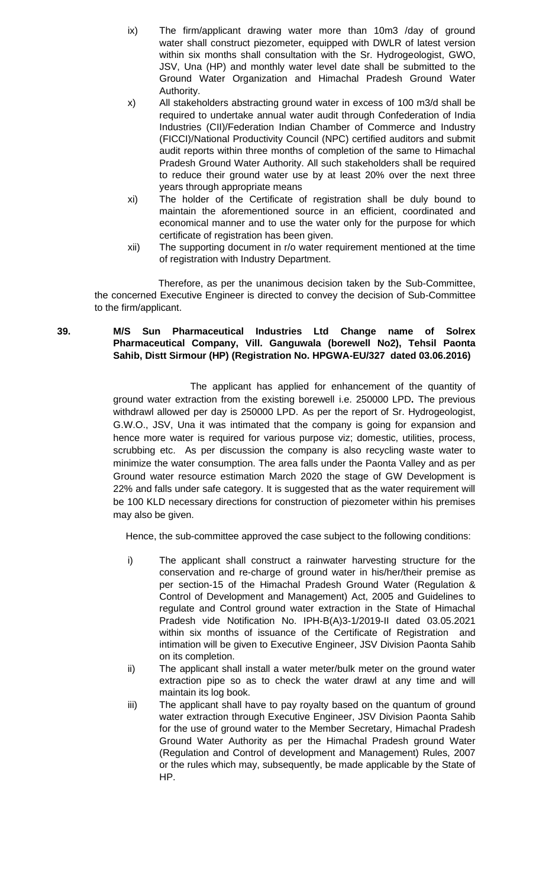ix) The firm/applicant drawing water more than 10m3 /day of ground water shall construct piezometer, equipped with DWLR of latest version within six months shall consultation with the Sr. Hydrogeologist, GWO, JSV, Una (HP) and monthly water level date shall be submitted to the Ground Water Organization and Himachal Pradesh Ground Water Authority.

x) All stakeholders abstracting ground water in excess of 100 m3/d shall be required to undertake annual water audit through Confederation of India Industries (CII)/Federation Indian Chamber of Commerce and Industry (FICCI)/National Productivity Council (NPC) certified auditors and submit audit reports within three months of completion of the same to Himachal Pradesh Ground Water Authority. All such stakeholders shall be required to reduce their ground water use by at least 20% over the next three years through appropriate means

xi) The holder of the Certificate of registration shall be duly bound to maintain the aforementioned source in an efficient, coordinated and economical manner and to use the water only for the purpose for which certificate of registration has been given.

xii) The supporting document in r/o water requirement mentioned at the time of registration with Industry Department.

Therefore, as per the unanimous decision taken by the Sub-Committee, the concerned Executive Engineer is directed to convey the decision of Sub-Committee to the firm/applicant.

**39. M/S Sun Pharmaceutical Industries Ltd Change name of Solrex Pharmaceutical Company, Vill. Ganguwala (borewell No2), Tehsil Paonta Sahib, Distt Sirmour (HP) (Registration No. HPGWA-EU/327 dated 03.06.2016)**

The applicant has applied for enhancement of the quantity of ground water extraction from the existing borewell i.e. 250000 LPD**.** The previous withdrawl allowed per day is 250000 LPD. As per the report of Sr. Hydrogeologist, G.W.O., JSV, Una it was intimated that the company is going for expansion and hence more water is required for various purpose viz; domestic, utilities, process, scrubbing etc. As per discussion the company is also recycling waste water to minimize the water consumption. The area falls under the Paonta Valley and as per Ground water resource estimation March 2020 the stage of GW Development is 22% and falls under safe category. It is suggested that as the water requirement will be 100 KLD necessary directions for construction of piezometer within his premises may also be given.

Hence, the sub-committee approved the case subject to the following conditions:

i) The applicant shall construct a rainwater harvesting structure for the conservation and re-charge of ground water in his/her/their premise as per section-15 of the Himachal Pradesh Ground Water (Regulation & Control of Development and Management) Act, 2005 and Guidelines to regulate and Control ground water extraction in the State of Himachal Pradesh vide Notification No. IPH-B(A)3-1/2019-II dated 03.05.2021 within six months of issuance of the Certificate of Registration and intimation will be given to Executive Engineer, JSV Division Paonta Sahib on its completion.

ii) The applicant shall install a water meter/bulk meter on the ground water extraction pipe so as to check the water drawl at any time and will maintain its log book.

iii) The applicant shall have to pay royalty based on the quantum of ground water extraction through Executive Engineer, JSV Division Paonta Sahib for the use of ground water to the Member Secretary, Himachal Pradesh Ground Water Authority as per the Himachal Pradesh ground Water (Regulation and Control of development and Management) Rules, 2007 or the rules which may, subsequently, be made applicable by the State of HP.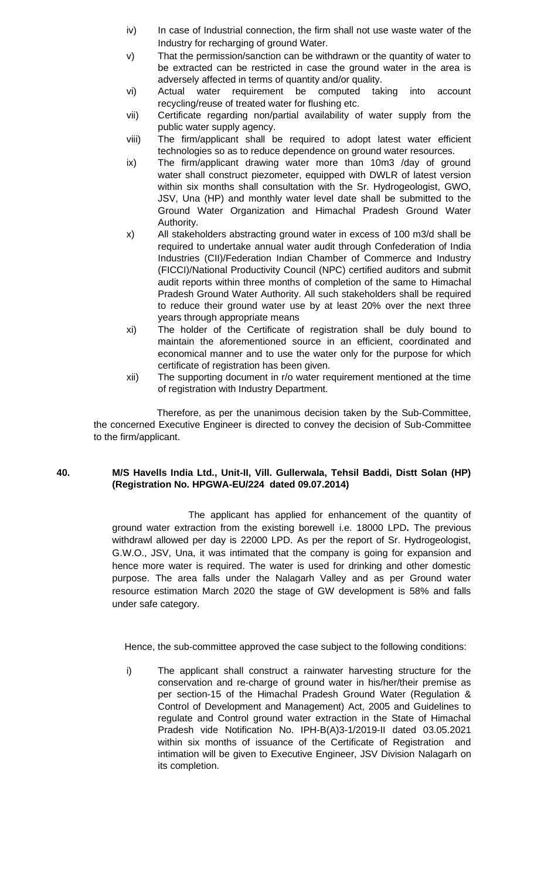iv) In case of Industrial connection, the firm shall not use waste water of the Industry for recharging of ground Water.

v) That the permission/sanction can be withdrawn or the quantity of water to be extracted can be restricted in case the ground water in the area is adversely affected in terms of quantity and/or quality.

vi) Actual water requirement be computed taking into account recycling/reuse of treated water for flushing etc.

vii) Certificate regarding non/partial availability of water supply from the public water supply agency.

viii) The firm/applicant shall be required to adopt latest water efficient technologies so as to reduce dependence on ground water resources.

ix) The firm/applicant drawing water more than 10m3 /day of ground water shall construct piezometer, equipped with DWLR of latest version within six months shall consultation with the Sr. Hydrogeologist, GWO, JSV, Una (HP) and monthly water level date shall be submitted to the Ground Water Organization and Himachal Pradesh Ground Water Authority.

x) All stakeholders abstracting ground water in excess of 100 m3/d shall be required to undertake annual water audit through Confederation of India Industries (CII)/Federation Indian Chamber of Commerce and Industry (FICCI)/National Productivity Council (NPC) certified auditors and submit audit reports within three months of completion of the same to Himachal Pradesh Ground Water Authority. All such stakeholders shall be required to reduce their ground water use by at least 20% over the next three years through appropriate means

xi) The holder of the Certificate of registration shall be duly bound to maintain the aforementioned source in an efficient, coordinated and economical manner and to use the water only for the purpose for which certificate of registration has been given.

xii) The supporting document in r/o water requirement mentioned at the time of registration with Industry Department.

Therefore, as per the unanimous decision taken by the Sub-Committee, the concerned Executive Engineer is directed to convey the decision of Sub-Committee to the firm/applicant.

**40. M/S Havells India Ltd., Unit-II, Vill. Gullerwala, Tehsil Baddi, Distt Solan (HP) (Registration No. HPGWA-EU/224 dated 09.07.2014)**

The applicant has applied for enhancement of the quantity of ground water extraction from the existing borewell i.e. 18000 LPD**.** The previous withdrawl allowed per day is 22000 LPD. As per the report of Sr. Hydrogeologist, G.W.O., JSV, Una, it was intimated that the company is going for expansion and hence more water is required. The water is used for drinking and other domestic purpose. The area falls under the Nalagarh Valley and as per Ground water resource estimation March 2020 the stage of GW development is 58% and falls under safe category.

Hence, the sub-committee approved the case subject to the following conditions:

i) The applicant shall construct a rainwater harvesting structure for the conservation and re-charge of ground water in his/her/their premise as per section-15 of the Himachal Pradesh Ground Water (Regulation & Control of Development and Management) Act, 2005 and Guidelines to regulate and Control ground water extraction in the State of Himachal Pradesh vide Notification No. IPH-B(A)3-1/2019-II dated 03.05.2021 within six months of issuance of the Certificate of Registration and intimation will be given to Executive Engineer, JSV Division Nalagarh on its completion.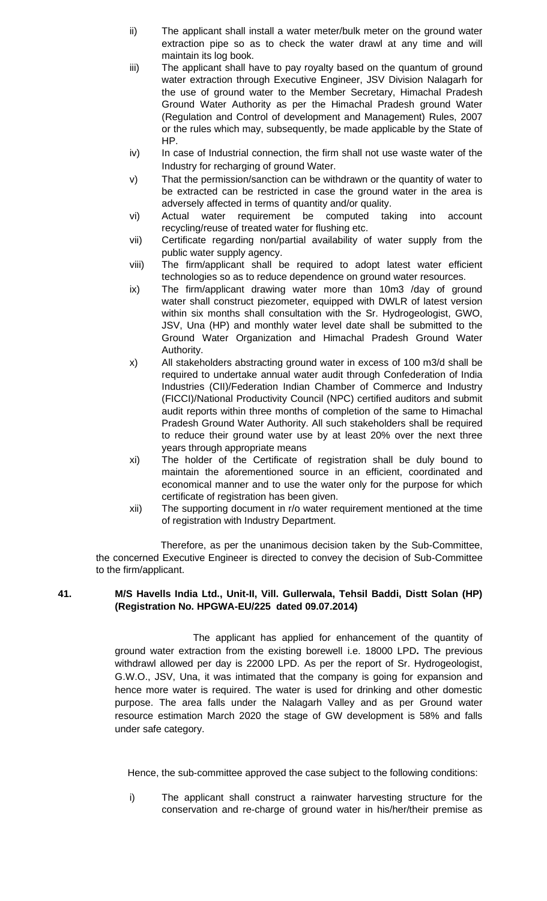ii) The applicant shall install a water meter/bulk meter on the ground water extraction pipe so as to check the water drawl at any time and will maintain its log book.

iii) The applicant shall have to pay royalty based on the quantum of ground water extraction through Executive Engineer, JSV Division Nalagarh for the use of ground water to the Member Secretary, Himachal Pradesh Ground Water Authority as per the Himachal Pradesh ground Water (Regulation and Control of development and Management) Rules, 2007 or the rules which may, subsequently, be made applicable by the State of HP.

iv) In case of Industrial connection, the firm shall not use waste water of the Industry for recharging of ground Water.

v) That the permission/sanction can be withdrawn or the quantity of water to be extracted can be restricted in case the ground water in the area is adversely affected in terms of quantity and/or quality.

vi) Actual water requirement be computed taking into account recycling/reuse of treated water for flushing etc.

vii) Certificate regarding non/partial availability of water supply from the public water supply agency.

viii) The firm/applicant shall be required to adopt latest water efficient technologies so as to reduce dependence on ground water resources.

ix) The firm/applicant drawing water more than 10m3 /day of ground water shall construct piezometer, equipped with DWLR of latest version within six months shall consultation with the Sr. Hydrogeologist, GWO, JSV, Una (HP) and monthly water level date shall be submitted to the Ground Water Organization and Himachal Pradesh Ground Water Authority.

x) All stakeholders abstracting ground water in excess of 100 m3/d shall be required to undertake annual water audit through Confederation of India Industries (CII)/Federation Indian Chamber of Commerce and Industry (FICCI)/National Productivity Council (NPC) certified auditors and submit audit reports within three months of completion of the same to Himachal Pradesh Ground Water Authority. All such stakeholders shall be required to reduce their ground water use by at least 20% over the next three years through appropriate means

xi) The holder of the Certificate of registration shall be duly bound to maintain the aforementioned source in an efficient, coordinated and economical manner and to use the water only for the purpose for which certificate of registration has been given.

xii) The supporting document in r/o water requirement mentioned at the time of registration with Industry Department.

Therefore, as per the unanimous decision taken by the Sub-Committee, the concerned Executive Engineer is directed to convey the decision of Sub-Committee to the firm/applicant.

**41. M/S Havells India Ltd., Unit-II, Vill. Gullerwala, Tehsil Baddi, Distt Solan (HP) (Registration No. HPGWA-EU/225 dated 09.07.2014)**

The applicant has applied for enhancement of the quantity of ground water extraction from the existing borewell i.e. 18000 LPD**.** The previous withdrawl allowed per day is 22000 LPD. As per the report of Sr. Hydrogeologist, G.W.O., JSV, Una, it was intimated that the company is going for expansion and hence more water is required. The water is used for drinking and other domestic purpose. The area falls under the Nalagarh Valley and as per Ground water resource estimation March 2020 the stage of GW development is 58% and falls under safe category.

Hence, the sub-committee approved the case subject to the following conditions:

i) The applicant shall construct a rainwater harvesting structure for the conservation and re-charge of ground water in his/her/their premise as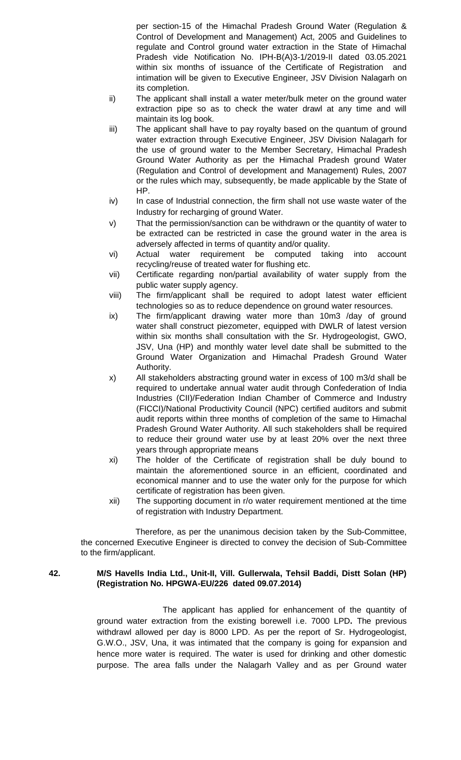per section-15 of the Himachal Pradesh Ground Water (Regulation & Control of Development and Management) Act, 2005 and Guidelines to regulate and Control ground water extraction in the State of Himachal Pradesh vide Notification No. IPH-B(A)3-1/2019-II dated 03.05.2021 within six months of issuance of the Certificate of Registration and intimation will be given to Executive Engineer, JSV Division Nalagarh on its completion.

ii) The applicant shall install a water meter/bulk meter on the ground water extraction pipe so as to check the water drawl at any time and will maintain its log book.

iii) The applicant shall have to pay royalty based on the quantum of ground water extraction through Executive Engineer, JSV Division Nalagarh for the use of ground water to the Member Secretary, Himachal Pradesh Ground Water Authority as per the Himachal Pradesh ground Water (Regulation and Control of development and Management) Rules, 2007 or the rules which may, subsequently, be made applicable by the State of HP.

iv) In case of Industrial connection, the firm shall not use waste water of the Industry for recharging of ground Water.

v) That the permission/sanction can be withdrawn or the quantity of water to be extracted can be restricted in case the ground water in the area is adversely affected in terms of quantity and/or quality.

vi) Actual water requirement be computed taking into account recycling/reuse of treated water for flushing etc.

vii) Certificate regarding non/partial availability of water supply from the public water supply agency.

viii) The firm/applicant shall be required to adopt latest water efficient technologies so as to reduce dependence on ground water resources.

ix) The firm/applicant drawing water more than 10m3 /day of ground water shall construct piezometer, equipped with DWLR of latest version within six months shall consultation with the Sr. Hydrogeologist, GWO, JSV, Una (HP) and monthly water level date shall be submitted to the Ground Water Organization and Himachal Pradesh Ground Water Authority.

x) All stakeholders abstracting ground water in excess of 100 m3/d shall be required to undertake annual water audit through Confederation of India Industries (CII)/Federation Indian Chamber of Commerce and Industry (FICCI)/National Productivity Council (NPC) certified auditors and submit audit reports within three months of completion of the same to Himachal Pradesh Ground Water Authority. All such stakeholders shall be required to reduce their ground water use by at least 20% over the next three years through appropriate means

xi) The holder of the Certificate of registration shall be duly bound to maintain the aforementioned source in an efficient, coordinated and economical manner and to use the water only for the purpose for which certificate of registration has been given.

xii) The supporting document in r/o water requirement mentioned at the time of registration with Industry Department.

Therefore, as per the unanimous decision taken by the Sub-Committee, the concerned Executive Engineer is directed to convey the decision of Sub-Committee to the firm/applicant.

**42. M/S Havells India Ltd., Unit-II, Vill. Gullerwala, Tehsil Baddi, Distt Solan (HP) (Registration No. HPGWA-EU/226 dated 09.07.2014)**

The applicant has applied for enhancement of the quantity of ground water extraction from the existing borewell i.e. 7000 LPD**.** The previous withdrawl allowed per day is 8000 LPD. As per the report of Sr. Hydrogeologist, G.W.O., JSV, Una, it was intimated that the company is going for expansion and hence more water is required. The water is used for drinking and other domestic purpose. The area falls under the Nalagarh Valley and as per Ground water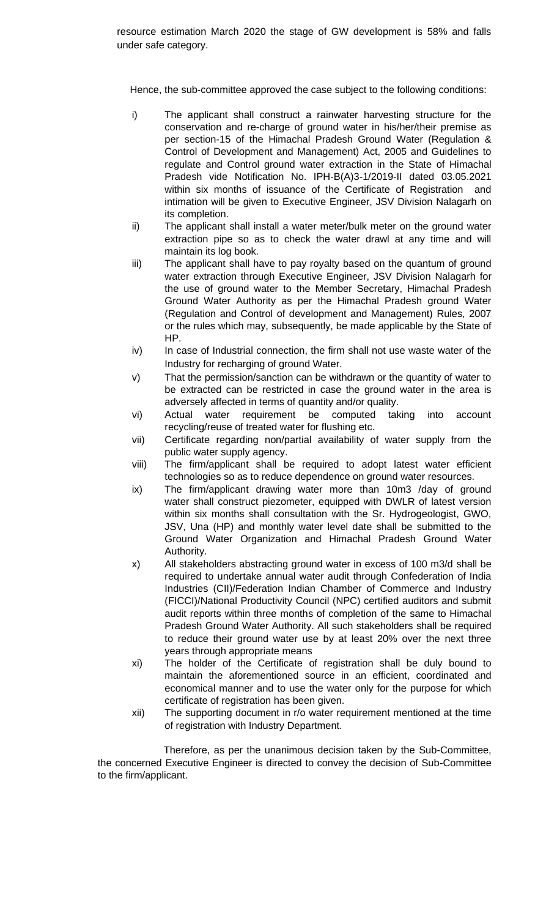resource estimation March 2020 the stage of GW development is 58% and falls under safe category.

Hence, the sub-committee approved the case subject to the following conditions:

i) The applicant shall construct a rainwater harvesting structure for the conservation and re-charge of ground water in his/her/their premise as per section-15 of the Himachal Pradesh Ground Water (Regulation & Control of Development and Management) Act, 2005 and Guidelines to regulate and Control ground water extraction in the State of Himachal Pradesh vide Notification No. IPH-B(A)3-1/2019-II dated 03.05.2021 within six months of issuance of the Certificate of Registration and intimation will be given to Executive Engineer, JSV Division Nalagarh on its completion.

ii) The applicant shall install a water meter/bulk meter on the ground water extraction pipe so as to check the water drawl at any time and will maintain its log book.

iii) The applicant shall have to pay royalty based on the quantum of ground water extraction through Executive Engineer, JSV Division Nalagarh for the use of ground water to the Member Secretary, Himachal Pradesh Ground Water Authority as per the Himachal Pradesh ground Water (Regulation and Control of development and Management) Rules, 2007 or the rules which may, subsequently, be made applicable by the State of HP.

iv) In case of Industrial connection, the firm shall not use waste water of the Industry for recharging of ground Water.

v) That the permission/sanction can be withdrawn or the quantity of water to be extracted can be restricted in case the ground water in the area is adversely affected in terms of quantity and/or quality.

vi) Actual water requirement be computed taking into account recycling/reuse of treated water for flushing etc.

vii) Certificate regarding non/partial availability of water supply from the public water supply agency.

viii) The firm/applicant shall be required to adopt latest water efficient technologies so as to reduce dependence on ground water resources.

ix) The firm/applicant drawing water more than 10m3 /day of ground water shall construct piezometer, equipped with DWLR of latest version within six months shall consultation with the Sr. Hydrogeologist, GWO, JSV, Una (HP) and monthly water level date shall be submitted to the Ground Water Organization and Himachal Pradesh Ground Water Authority.

x) All stakeholders abstracting ground water in excess of 100 m3/d shall be required to undertake annual water audit through Confederation of India Industries (CII)/Federation Indian Chamber of Commerce and Industry (FICCI)/National Productivity Council (NPC) certified auditors and submit audit reports within three months of completion of the same to Himachal Pradesh Ground Water Authority. All such stakeholders shall be required to reduce their ground water use by at least 20% over the next three years through appropriate means

xi) The holder of the Certificate of registration shall be duly bound to maintain the aforementioned source in an efficient, coordinated and economical manner and to use the water only for the purpose for which certificate of registration has been given.

xii) The supporting document in r/o water requirement mentioned at the time of registration with Industry Department.

Therefore, as per the unanimous decision taken by the Sub-Committee, the concerned Executive Engineer is directed to convey the decision of Sub-Committee to the firm/applicant.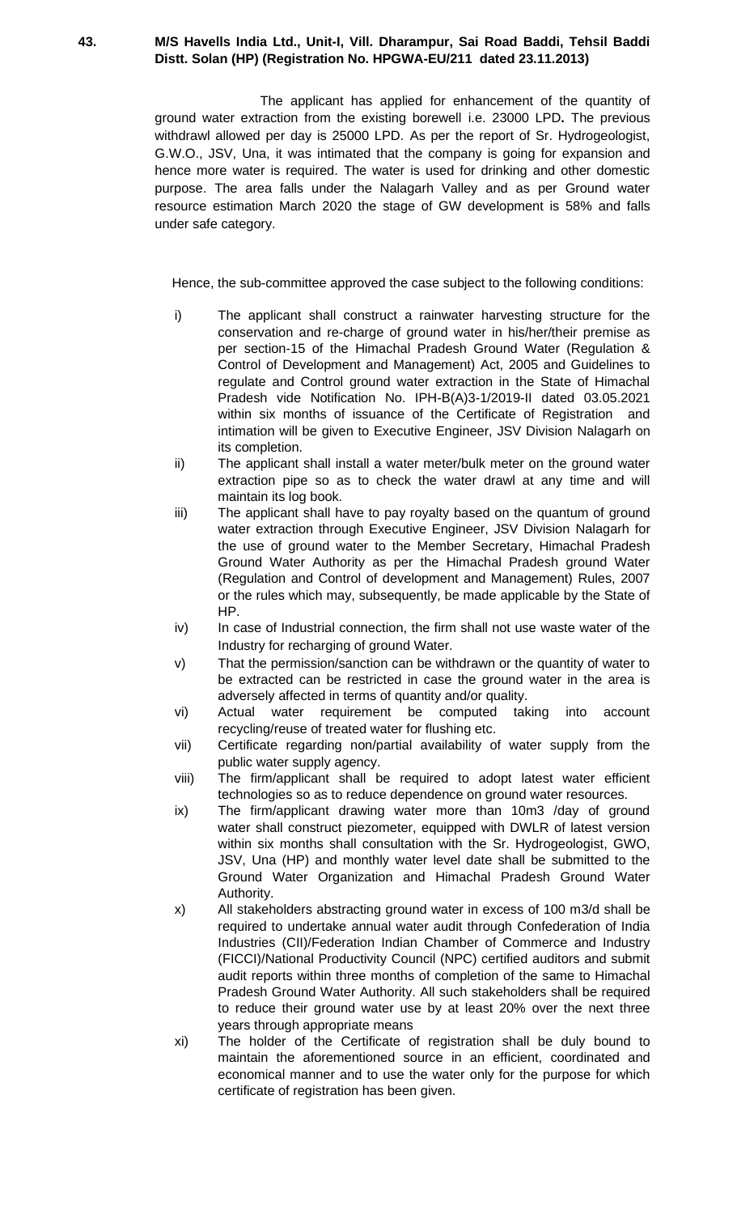**43. M/S Havells India Ltd., Unit-I, Vill. Dharampur, Sai Road Baddi, Tehsil Baddi Distt. Solan (HP) (Registration No. HPGWA-EU/211 dated 23.11.2013)**

The applicant has applied for enhancement of the quantity of ground water extraction from the existing borewell i.e. 23000 LPD**.** The previous withdrawl allowed per day is 25000 LPD. As per the report of Sr. Hydrogeologist, G.W.O., JSV, Una, it was intimated that the company is going for expansion and hence more water is required. The water is used for drinking and other domestic purpose. The area falls under the Nalagarh Valley and as per Ground water resource estimation March 2020 the stage of GW development is 58% and falls under safe category.

Hence, the sub-committee approved the case subject to the following conditions:

i) The applicant shall construct a rainwater harvesting structure for the conservation and re-charge of ground water in his/her/their premise as per section-15 of the Himachal Pradesh Ground Water (Regulation & Control of Development and Management) Act, 2005 and Guidelines to regulate and Control ground water extraction in the State of Himachal Pradesh vide Notification No. IPH-B(A)3-1/2019-II dated 03.05.2021 within six months of issuance of the Certificate of Registration and intimation will be given to Executive Engineer, JSV Division Nalagarh on its completion.

ii) The applicant shall install a water meter/bulk meter on the ground water extraction pipe so as to check the water drawl at any time and will maintain its log book.

iii) The applicant shall have to pay royalty based on the quantum of ground water extraction through Executive Engineer, JSV Division Nalagarh for the use of ground water to the Member Secretary, Himachal Pradesh Ground Water Authority as per the Himachal Pradesh ground Water (Regulation and Control of development and Management) Rules, 2007 or the rules which may, subsequently, be made applicable by the State of HP.

iv) In case of Industrial connection, the firm shall not use waste water of the Industry for recharging of ground Water.

v) That the permission/sanction can be withdrawn or the quantity of water to be extracted can be restricted in case the ground water in the area is adversely affected in terms of quantity and/or quality.

vi) Actual water requirement be computed taking into account recycling/reuse of treated water for flushing etc.

vii) Certificate regarding non/partial availability of water supply from the public water supply agency.

viii) The firm/applicant shall be required to adopt latest water efficient technologies so as to reduce dependence on ground water resources.

ix) The firm/applicant drawing water more than 10m3 /day of ground water shall construct piezometer, equipped with DWLR of latest version within six months shall consultation with the Sr. Hydrogeologist, GWO, JSV, Una (HP) and monthly water level date shall be submitted to the Ground Water Organization and Himachal Pradesh Ground Water Authority.

x) All stakeholders abstracting ground water in excess of 100 m3/d shall be required to undertake annual water audit through Confederation of India Industries (CII)/Federation Indian Chamber of Commerce and Industry (FICCI)/National Productivity Council (NPC) certified auditors and submit audit reports within three months of completion of the same to Himachal Pradesh Ground Water Authority. All such stakeholders shall be required to reduce their ground water use by at least 20% over the next three years through appropriate means

xi) The holder of the Certificate of registration shall be duly bound to maintain the aforementioned source in an efficient, coordinated and economical manner and to use the water only for the purpose for which certificate of registration has been given.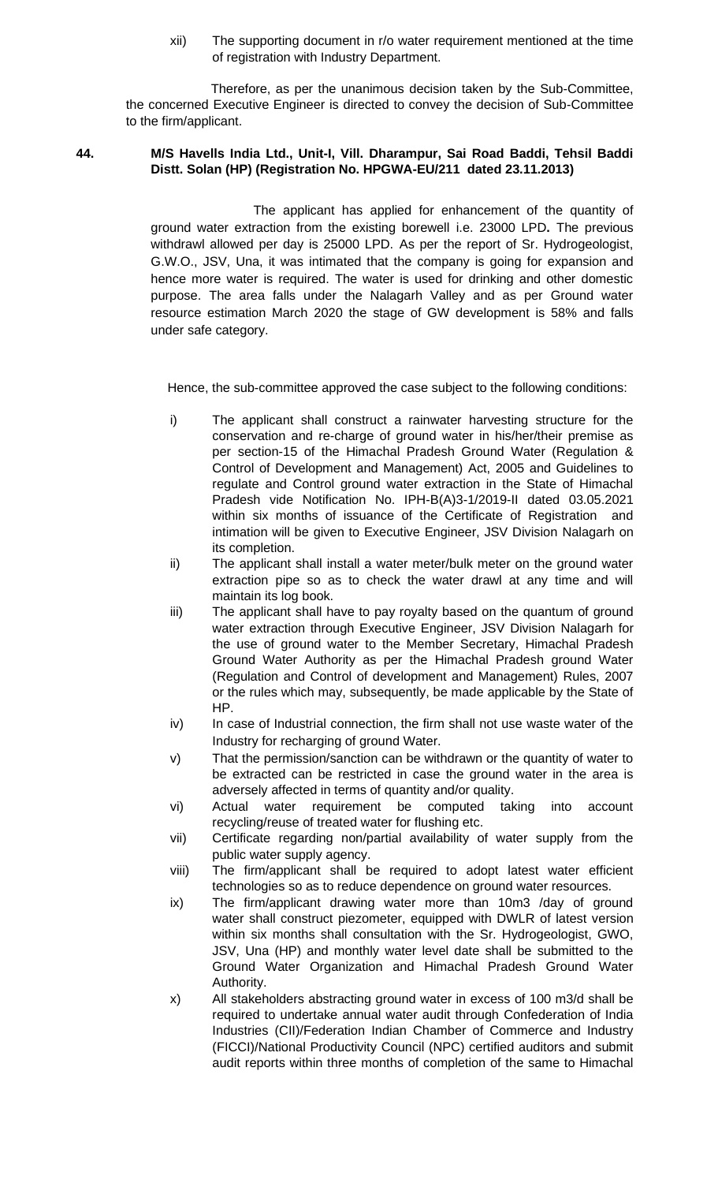xii) The supporting document in r/o water requirement mentioned at the time of registration with Industry Department.

Therefore, as per the unanimous decision taken by the Sub-Committee, the concerned Executive Engineer is directed to convey the decision of Sub-Committee to the firm/applicant.

**44. M/S Havells India Ltd., Unit-I, Vill. Dharampur, Sai Road Baddi, Tehsil Baddi Distt. Solan (HP) (Registration No. HPGWA-EU/211 dated 23.11.2013)**

The applicant has applied for enhancement of the quantity of ground water extraction from the existing borewell i.e. 23000 LPD**.** The previous withdrawl allowed per day is 25000 LPD. As per the report of Sr. Hydrogeologist, G.W.O., JSV, Una, it was intimated that the company is going for expansion and hence more water is required. The water is used for drinking and other domestic purpose. The area falls under the Nalagarh Valley and as per Ground water resource estimation March 2020 the stage of GW development is 58% and falls under safe category.

Hence, the sub-committee approved the case subject to the following conditions:

i) The applicant shall construct a rainwater harvesting structure for the conservation and re-charge of ground water in his/her/their premise as per section-15 of the Himachal Pradesh Ground Water (Regulation & Control of Development and Management) Act, 2005 and Guidelines to regulate and Control ground water extraction in the State of Himachal Pradesh vide Notification No. IPH-B(A)3-1/2019-II dated 03.05.2021 within six months of issuance of the Certificate of Registration and intimation will be given to Executive Engineer, JSV Division Nalagarh on its completion.

ii) The applicant shall install a water meter/bulk meter on the ground water extraction pipe so as to check the water drawl at any time and will maintain its log book.

iii) The applicant shall have to pay royalty based on the quantum of ground water extraction through Executive Engineer, JSV Division Nalagarh for the use of ground water to the Member Secretary, Himachal Pradesh Ground Water Authority as per the Himachal Pradesh ground Water (Regulation and Control of development and Management) Rules, 2007 or the rules which may, subsequently, be made applicable by the State of HP.

iv) In case of Industrial connection, the firm shall not use waste water of the Industry for recharging of ground Water.

v) That the permission/sanction can be withdrawn or the quantity of water to be extracted can be restricted in case the ground water in the area is adversely affected in terms of quantity and/or quality.

vi) Actual water requirement be computed taking into account recycling/reuse of treated water for flushing etc.

vii) Certificate regarding non/partial availability of water supply from the public water supply agency.

viii) The firm/applicant shall be required to adopt latest water efficient technologies so as to reduce dependence on ground water resources.

ix) The firm/applicant drawing water more than 10m3 /day of ground water shall construct piezometer, equipped with DWLR of latest version within six months shall consultation with the Sr. Hydrogeologist, GWO, JSV, Una (HP) and monthly water level date shall be submitted to the Ground Water Organization and Himachal Pradesh Ground Water Authority.

x) All stakeholders abstracting ground water in excess of 100 m3/d shall be required to undertake annual water audit through Confederation of India Industries (CII)/Federation Indian Chamber of Commerce and Industry (FICCI)/National Productivity Council (NPC) certified auditors and submit audit reports within three months of completion of the same to Himachal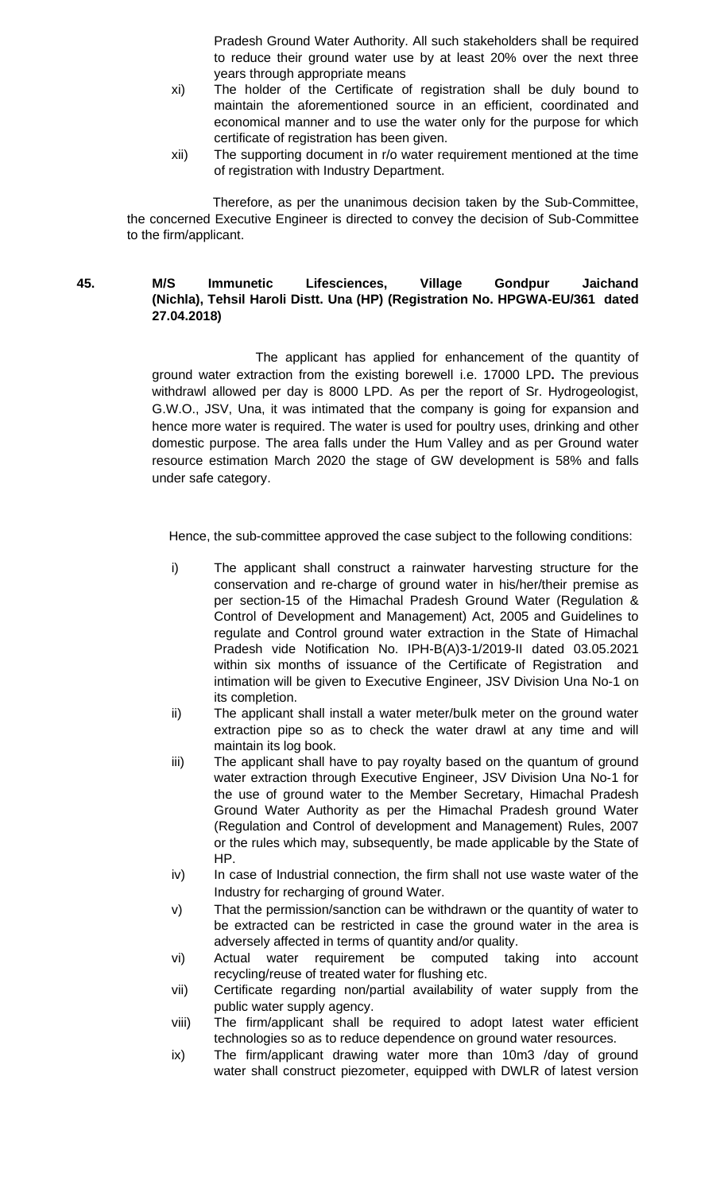Pradesh Ground Water Authority. All such stakeholders shall be required to reduce their ground water use by at least 20% over the next three years through appropriate means

xi) The holder of the Certificate of registration shall be duly bound to maintain the aforementioned source in an efficient, coordinated and economical manner and to use the water only for the purpose for which certificate of registration has been given.

xii) The supporting document in r/o water requirement mentioned at the time of registration with Industry Department.

Therefore, as per the unanimous decision taken by the Sub-Committee, the concerned Executive Engineer is directed to convey the decision of Sub-Committee to the firm/applicant.

**45. M/S Immunetic Lifesciences, Village Gondpur Jaichand (Nichla), Tehsil Haroli Distt. Una (HP) (Registration No. HPGWA-EU/361 dated 27.04.2018)**

The applicant has applied for enhancement of the quantity of ground water extraction from the existing borewell i.e. 17000 LPD**.** The previous withdrawl allowed per day is 8000 LPD. As per the report of Sr. Hydrogeologist, G.W.O., JSV, Una, it was intimated that the company is going for expansion and hence more water is required. The water is used for poultry uses, drinking and other domestic purpose. The area falls under the Hum Valley and as per Ground water resource estimation March 2020 the stage of GW development is 58% and falls under safe category.

Hence, the sub-committee approved the case subject to the following conditions:

i) The applicant shall construct a rainwater harvesting structure for the conservation and re-charge of ground water in his/her/their premise as per section-15 of the Himachal Pradesh Ground Water (Regulation & Control of Development and Management) Act, 2005 and Guidelines to regulate and Control ground water extraction in the State of Himachal Pradesh vide Notification No. IPH-B(A)3-1/2019-II dated 03.05.2021 within six months of issuance of the Certificate of Registration and intimation will be given to Executive Engineer, JSV Division Una No-1 on its completion.

ii) The applicant shall install a water meter/bulk meter on the ground water extraction pipe so as to check the water drawl at any time and will maintain its log book.

iii) The applicant shall have to pay royalty based on the quantum of ground water extraction through Executive Engineer, JSV Division Una No-1 for the use of ground water to the Member Secretary, Himachal Pradesh Ground Water Authority as per the Himachal Pradesh ground Water (Regulation and Control of development and Management) Rules, 2007 or the rules which may, subsequently, be made applicable by the State of HP.

iv) In case of Industrial connection, the firm shall not use waste water of the Industry for recharging of ground Water.

v) That the permission/sanction can be withdrawn or the quantity of water to be extracted can be restricted in case the ground water in the area is adversely affected in terms of quantity and/or quality.

vi) Actual water requirement be computed taking into account recycling/reuse of treated water for flushing etc.

vii) Certificate regarding non/partial availability of water supply from the public water supply agency.

viii) The firm/applicant shall be required to adopt latest water efficient technologies so as to reduce dependence on ground water resources.

ix) The firm/applicant drawing water more than 10m3 /day of ground water shall construct piezometer, equipped with DWLR of latest version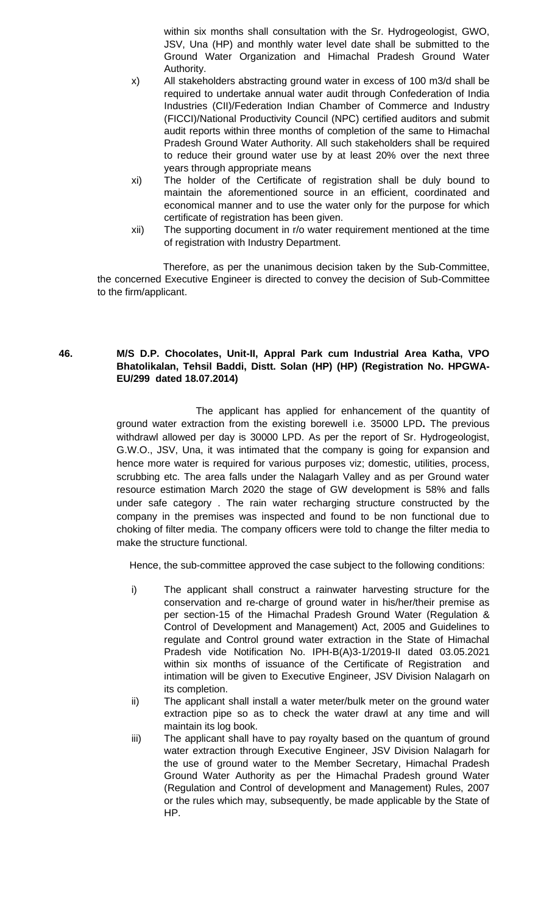within six months shall consultation with the Sr. Hydrogeologist, GWO, JSV, Una (HP) and monthly water level date shall be submitted to the Ground Water Organization and Himachal Pradesh Ground Water Authority.

x) All stakeholders abstracting ground water in excess of 100 m3/d shall be required to undertake annual water audit through Confederation of India Industries (CII)/Federation Indian Chamber of Commerce and Industry (FICCI)/National Productivity Council (NPC) certified auditors and submit audit reports within three months of completion of the same to Himachal Pradesh Ground Water Authority. All such stakeholders shall be required to reduce their ground water use by at least 20% over the next three years through appropriate means

xi) The holder of the Certificate of registration shall be duly bound to maintain the aforementioned source in an efficient, coordinated and economical manner and to use the water only for the purpose for which certificate of registration has been given.

xii) The supporting document in r/o water requirement mentioned at the time of registration with Industry Department.

Therefore, as per the unanimous decision taken by the Sub-Committee, the concerned Executive Engineer is directed to convey the decision of Sub-Committee to the firm/applicant.

**46. M/S D.P. Chocolates, Unit-II, Appral Park cum Industrial Area Katha, VPO Bhatolikalan, Tehsil Baddi, Distt. Solan (HP) (HP) (Registration No. HPGWA-EU/299 dated 18.07.2014)**

The applicant has applied for enhancement of the quantity of ground water extraction from the existing borewell i.e. 35000 LPD**.** The previous withdrawl allowed per day is 30000 LPD. As per the report of Sr. Hydrogeologist, G.W.O., JSV, Una, it was intimated that the company is going for expansion and hence more water is required for various purposes viz; domestic, utilities, process, scrubbing etc. The area falls under the Nalagarh Valley and as per Ground water resource estimation March 2020 the stage of GW development is 58% and falls under safe category . The rain water recharging structure constructed by the company in the premises was inspected and found to be non functional due to choking of filter media. The company officers were told to change the filter media to make the structure functional.

Hence, the sub-committee approved the case subject to the following conditions:

i) The applicant shall construct a rainwater harvesting structure for the conservation and re-charge of ground water in his/her/their premise as per section-15 of the Himachal Pradesh Ground Water (Regulation & Control of Development and Management) Act, 2005 and Guidelines to regulate and Control ground water extraction in the State of Himachal Pradesh vide Notification No. IPH-B(A)3-1/2019-II dated 03.05.2021 within six months of issuance of the Certificate of Registration and intimation will be given to Executive Engineer, JSV Division Nalagarh on its completion.

ii) The applicant shall install a water meter/bulk meter on the ground water extraction pipe so as to check the water drawl at any time and will maintain its log book.

iii) The applicant shall have to pay royalty based on the quantum of ground water extraction through Executive Engineer, JSV Division Nalagarh for the use of ground water to the Member Secretary, Himachal Pradesh Ground Water Authority as per the Himachal Pradesh ground Water (Regulation and Control of development and Management) Rules, 2007 or the rules which may, subsequently, be made applicable by the State of HP.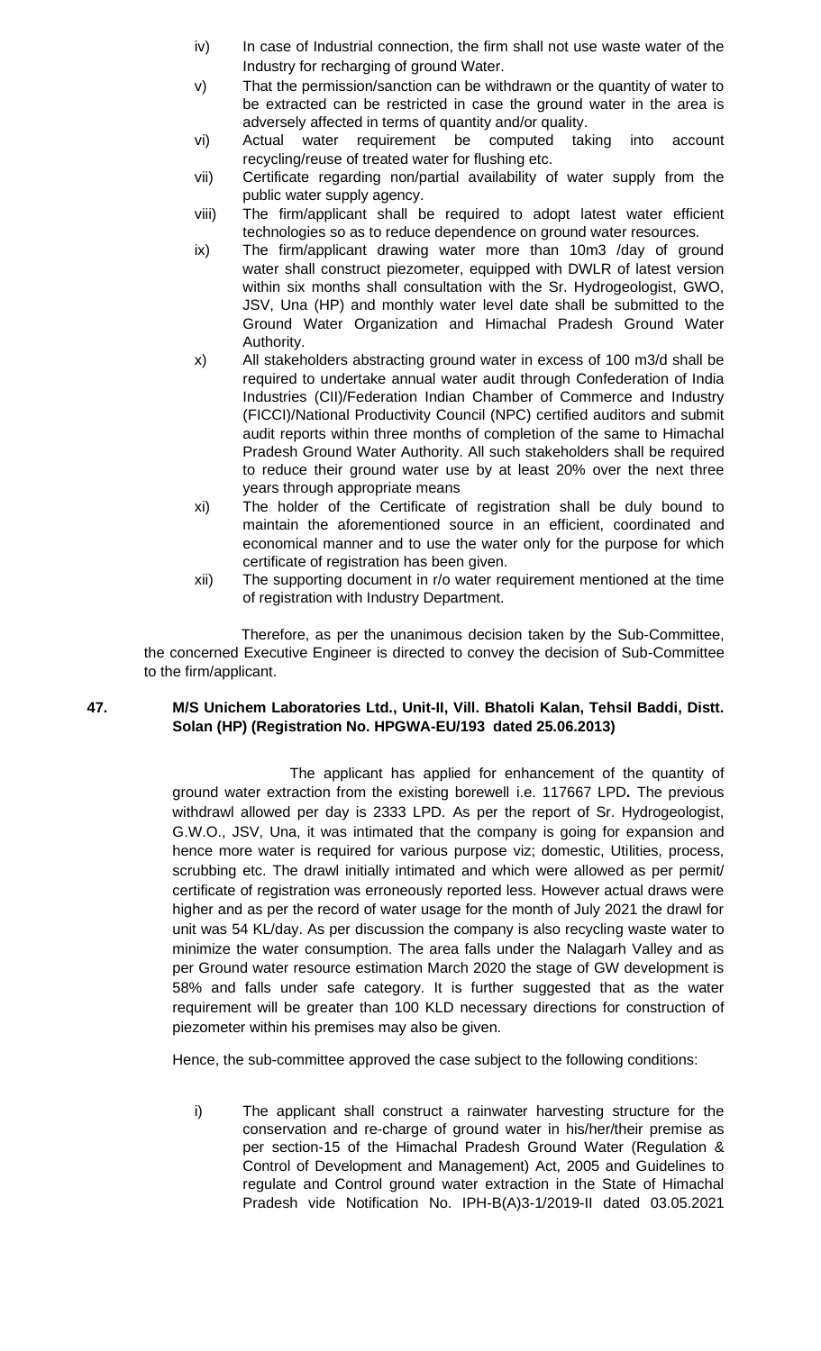iv) In case of Industrial connection, the firm shall not use waste water of the Industry for recharging of ground Water.

v) That the permission/sanction can be withdrawn or the quantity of water to be extracted can be restricted in case the ground water in the area is adversely affected in terms of quantity and/or quality.

vi) Actual water requirement be computed taking into account recycling/reuse of treated water for flushing etc.

vii) Certificate regarding non/partial availability of water supply from the public water supply agency.

viii) The firm/applicant shall be required to adopt latest water efficient technologies so as to reduce dependence on ground water resources.

ix) The firm/applicant drawing water more than 10m3 /day of ground water shall construct piezometer, equipped with DWLR of latest version within six months shall consultation with the Sr. Hydrogeologist, GWO, JSV, Una (HP) and monthly water level date shall be submitted to the Ground Water Organization and Himachal Pradesh Ground Water Authority.

x) All stakeholders abstracting ground water in excess of 100 m3/d shall be required to undertake annual water audit through Confederation of India Industries (CII)/Federation Indian Chamber of Commerce and Industry (FICCI)/National Productivity Council (NPC) certified auditors and submit audit reports within three months of completion of the same to Himachal Pradesh Ground Water Authority. All such stakeholders shall be required to reduce their ground water use by at least 20% over the next three years through appropriate means

xi) The holder of the Certificate of registration shall be duly bound to maintain the aforementioned source in an efficient, coordinated and economical manner and to use the water only for the purpose for which certificate of registration has been given.

xii) The supporting document in r/o water requirement mentioned at the time of registration with Industry Department.

Therefore, as per the unanimous decision taken by the Sub-Committee, the concerned Executive Engineer is directed to convey the decision of Sub-Committee to the firm/applicant.

**47. M/S Unichem Laboratories Ltd., Unit-II, Vill. Bhatoli Kalan, Tehsil Baddi, Distt. Solan (HP) (Registration No. HPGWA-EU/193 dated 25.06.2013)**

The applicant has applied for enhancement of the quantity of ground water extraction from the existing borewell i.e. 117667 LPD**.** The previous withdrawl allowed per day is 2333 LPD. As per the report of Sr. Hydrogeologist, G.W.O., JSV, Una, it was intimated that the company is going for expansion and hence more water is required for various purpose viz; domestic, Utilities, process, scrubbing etc. The drawl initially intimated and which were allowed as per permit/ certificate of registration was erroneously reported less. However actual draws were higher and as per the record of water usage for the month of July 2021 the drawl for unit was 54 KL/day. As per discussion the company is also recycling waste water to minimize the water consumption. The area falls under the Nalagarh Valley and as per Ground water resource estimation March 2020 the stage of GW development is 58% and falls under safe category. It is further suggested that as the water requirement will be greater than 100 KLD necessary directions for construction of piezometer within his premises may also be given.

Hence, the sub-committee approved the case subject to the following conditions:

i) The applicant shall construct a rainwater harvesting structure for the conservation and re-charge of ground water in his/her/their premise as per section-15 of the Himachal Pradesh Ground Water (Regulation & Control of Development and Management) Act, 2005 and Guidelines to regulate and Control ground water extraction in the State of Himachal Pradesh vide Notification No. IPH-B(A)3-1/2019-II dated 03.05.2021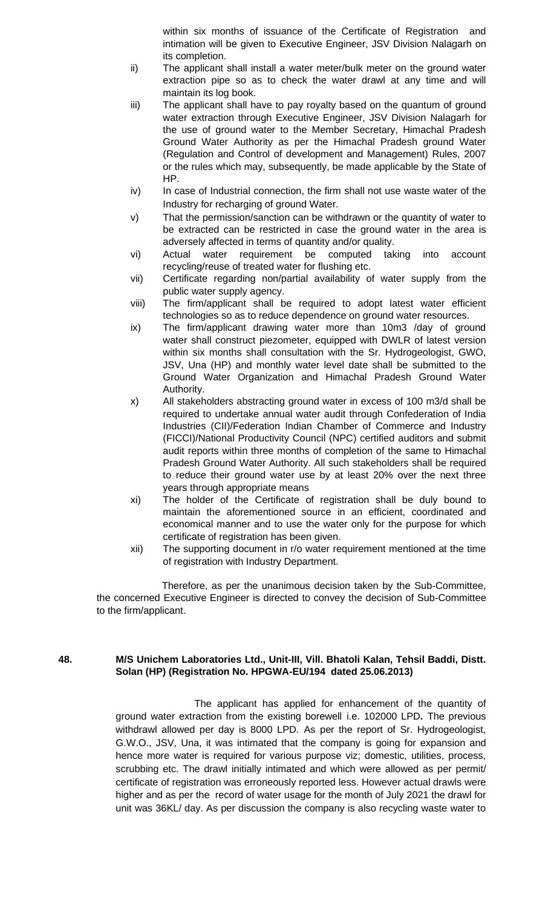within six months of issuance of the Certificate of Registration and intimation will be given to Executive Engineer, JSV Division Nalagarh on its completion.

ii) The applicant shall install a water meter/bulk meter on the ground water extraction pipe so as to check the water drawl at any time and will maintain its log book.

iii) The applicant shall have to pay royalty based on the quantum of ground water extraction through Executive Engineer, JSV Division Nalagarh for the use of ground water to the Member Secretary, Himachal Pradesh Ground Water Authority as per the Himachal Pradesh ground Water (Regulation and Control of development and Management) Rules, 2007 or the rules which may, subsequently, be made applicable by the State of HP.

iv) In case of Industrial connection, the firm shall not use waste water of the Industry for recharging of ground Water.

v) That the permission/sanction can be withdrawn or the quantity of water to be extracted can be restricted in case the ground water in the area is adversely affected in terms of quantity and/or quality.

vi) Actual water requirement be computed taking into account recycling/reuse of treated water for flushing etc.

vii) Certificate regarding non/partial availability of water supply from the public water supply agency.

viii) The firm/applicant shall be required to adopt latest water efficient technologies so as to reduce dependence on ground water resources.

ix) The firm/applicant drawing water more than 10m3 /day of ground water shall construct piezometer, equipped with DWLR of latest version within six months shall consultation with the Sr. Hydrogeologist, GWO, JSV, Una (HP) and monthly water level date shall be submitted to the Ground Water Organization and Himachal Pradesh Ground Water Authority.

x) All stakeholders abstracting ground water in excess of 100 m3/d shall be required to undertake annual water audit through Confederation of India Industries (CII)/Federation Indian Chamber of Commerce and Industry (FICCI)/National Productivity Council (NPC) certified auditors and submit audit reports within three months of completion of the same to Himachal Pradesh Ground Water Authority. All such stakeholders shall be required to reduce their ground water use by at least 20% over the next three years through appropriate means

xi) The holder of the Certificate of registration shall be duly bound to maintain the aforementioned source in an efficient, coordinated and economical manner and to use the water only for the purpose for which certificate of registration has been given.

xii) The supporting document in r/o water requirement mentioned at the time of registration with Industry Department.

Therefore, as per the unanimous decision taken by the Sub-Committee, the concerned Executive Engineer is directed to convey the decision of Sub-Committee to the firm/applicant.

**48. M/S Unichem Laboratories Ltd., Unit-III, Vill. Bhatoli Kalan, Tehsil Baddi, Distt. Solan (HP) (Registration No. HPGWA-EU/194 dated 25.06.2013)**

The applicant has applied for enhancement of the quantity of ground water extraction from the existing borewell i.e. 102000 LPD**.** The previous withdrawl allowed per day is 8000 LPD. As per the report of Sr. Hydrogeologist, G.W.O., JSV, Una, it was intimated that the company is going for expansion and hence more water is required for various purpose viz; domestic, utilities, process, scrubbing etc. The drawl initially intimated and which were allowed as per permit/ certificate of registration was erroneously reported less. However actual drawls were higher and as per the record of water usage for the month of July 2021 the drawl for unit was 36KL/ day. As per discussion the company is also recycling waste water to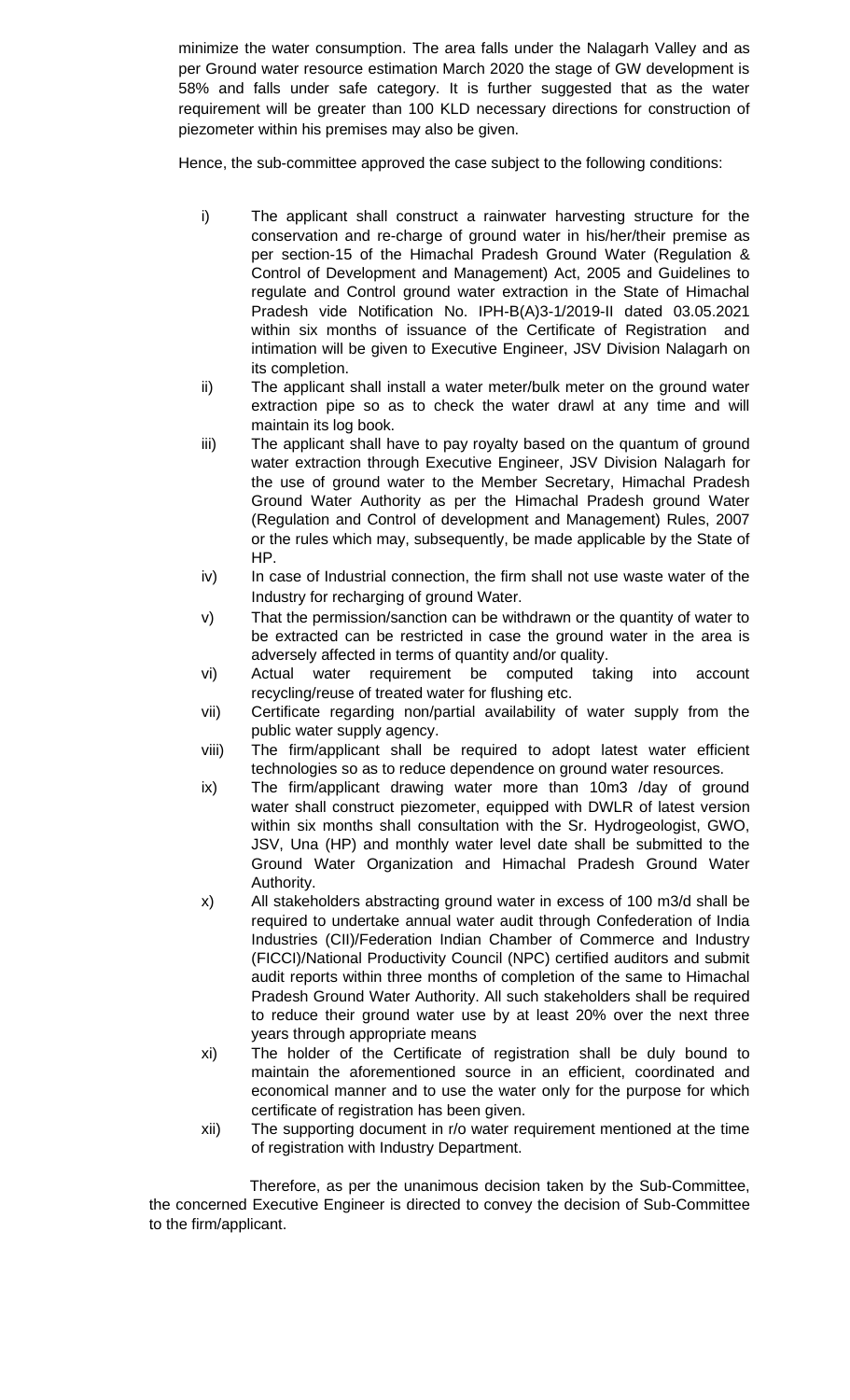minimize the water consumption. The area falls under the Nalagarh Valley and as per Ground water resource estimation March 2020 the stage of GW development is 58% and falls under safe category. It is further suggested that as the water requirement will be greater than 100 KLD necessary directions for construction of piezometer within his premises may also be given.

Hence, the sub-committee approved the case subject to the following conditions:

i) The applicant shall construct a rainwater harvesting structure for the conservation and re-charge of ground water in his/her/their premise as per section-15 of the Himachal Pradesh Ground Water (Regulation & Control of Development and Management) Act, 2005 and Guidelines to regulate and Control ground water extraction in the State of Himachal Pradesh vide Notification No. IPH-B(A)3-1/2019-II dated 03.05.2021 within six months of issuance of the Certificate of Registration and intimation will be given to Executive Engineer, JSV Division Nalagarh on its completion.

ii) The applicant shall install a water meter/bulk meter on the ground water extraction pipe so as to check the water drawl at any time and will maintain its log book.

iii) The applicant shall have to pay royalty based on the quantum of ground water extraction through Executive Engineer, JSV Division Nalagarh for the use of ground water to the Member Secretary, Himachal Pradesh Ground Water Authority as per the Himachal Pradesh ground Water (Regulation and Control of development and Management) Rules, 2007 or the rules which may, subsequently, be made applicable by the State of HP.

iv) In case of Industrial connection, the firm shall not use waste water of the Industry for recharging of ground Water.

v) That the permission/sanction can be withdrawn or the quantity of water to be extracted can be restricted in case the ground water in the area is adversely affected in terms of quantity and/or quality.

vi) Actual water requirement be computed taking into account recycling/reuse of treated water for flushing etc.

vii) Certificate regarding non/partial availability of water supply from the public water supply agency.

viii) The firm/applicant shall be required to adopt latest water efficient technologies so as to reduce dependence on ground water resources.

ix) The firm/applicant drawing water more than 10m3 /day of ground water shall construct piezometer, equipped with DWLR of latest version within six months shall consultation with the Sr. Hydrogeologist, GWO, JSV, Una (HP) and monthly water level date shall be submitted to the Ground Water Organization and Himachal Pradesh Ground Water Authority.

x) All stakeholders abstracting ground water in excess of 100 m3/d shall be required to undertake annual water audit through Confederation of India Industries (CII)/Federation Indian Chamber of Commerce and Industry (FICCI)/National Productivity Council (NPC) certified auditors and submit audit reports within three months of completion of the same to Himachal Pradesh Ground Water Authority. All such stakeholders shall be required to reduce their ground water use by at least 20% over the next three years through appropriate means

xi) The holder of the Certificate of registration shall be duly bound to maintain the aforementioned source in an efficient, coordinated and economical manner and to use the water only for the purpose for which certificate of registration has been given.

xii) The supporting document in r/o water requirement mentioned at the time of registration with Industry Department.

Therefore, as per the unanimous decision taken by the Sub-Committee, the concerned Executive Engineer is directed to convey the decision of Sub-Committee to the firm/applicant.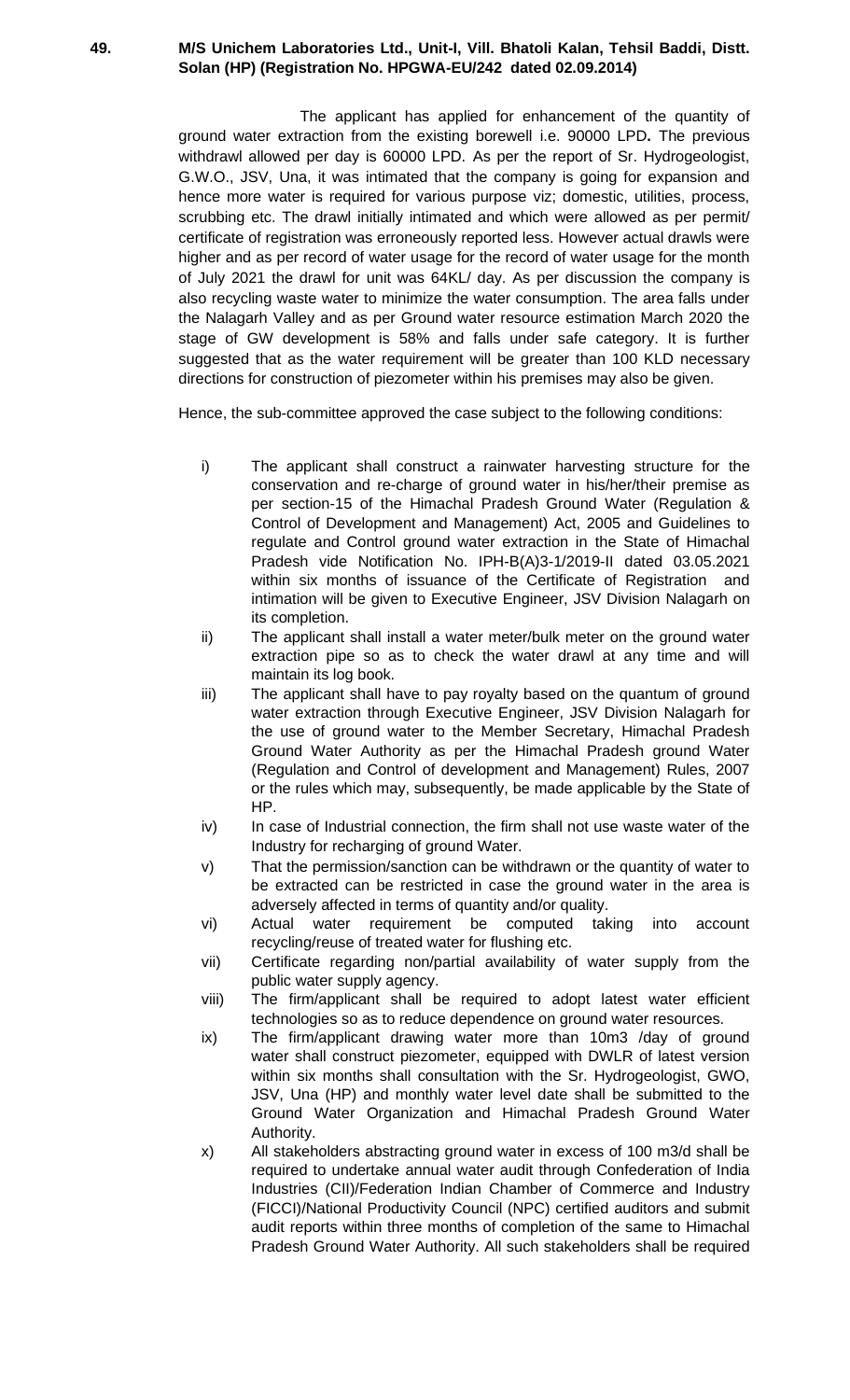**49. M/S Unichem Laboratories Ltd., Unit-I, Vill. Bhatoli Kalan, Tehsil Baddi, Distt. Solan (HP) (Registration No. HPGWA-EU/242 dated 02.09.2014)**

The applicant has applied for enhancement of the quantity of ground water extraction from the existing borewell i.e. 90000 LPD**.** The previous withdrawl allowed per day is 60000 LPD. As per the report of Sr. Hydrogeologist, G.W.O., JSV, Una, it was intimated that the company is going for expansion and hence more water is required for various purpose viz; domestic, utilities, process, scrubbing etc. The drawl initially intimated and which were allowed as per permit/ certificate of registration was erroneously reported less. However actual drawls were higher and as per record of water usage for the record of water usage for the month of July 2021 the drawl for unit was 64KL/ day. As per discussion the company is also recycling waste water to minimize the water consumption. The area falls under the Nalagarh Valley and as per Ground water resource estimation March 2020 the stage of GW development is 58% and falls under safe category. It is further suggested that as the water requirement will be greater than 100 KLD necessary directions for construction of piezometer within his premises may also be given.

Hence, the sub-committee approved the case subject to the following conditions:

- i) The applicant shall construct a rainwater harvesting structure for the conservation and re-charge of ground water in his/her/their premise as per section-15 of the Himachal Pradesh Ground Water (Regulation & Control of Development and Management) Act, 2005 and Guidelines to regulate and Control ground water extraction in the State of Himachal Pradesh vide Notification No. IPH-B(A)3-1/2019-II dated 03.05.2021 within six months of issuance of the Certificate of Registration and intimation will be given to Executive Engineer, JSV Division Nalagarh on its completion.
- ii) The applicant shall install a water meter/bulk meter on the ground water extraction pipe so as to check the water drawl at any time and will maintain its log book.
- iii) The applicant shall have to pay royalty based on the quantum of ground water extraction through Executive Engineer, JSV Division Nalagarh for the use of ground water to the Member Secretary, Himachal Pradesh Ground Water Authority as per the Himachal Pradesh ground Water (Regulation and Control of development and Management) Rules, 2007 or the rules which may, subsequently, be made applicable by the State of HP.
- iv) In case of Industrial connection, the firm shall not use waste water of the Industry for recharging of ground Water.
- v) That the permission/sanction can be withdrawn or the quantity of water to be extracted can be restricted in case the ground water in the area is adversely affected in terms of quantity and/or quality.
- vi) Actual water requirement be computed taking into account recycling/reuse of treated water for flushing etc.
- vii) Certificate regarding non/partial availability of water supply from the public water supply agency.
- viii) The firm/applicant shall be required to adopt latest water efficient technologies so as to reduce dependence on ground water resources.
- ix) The firm/applicant drawing water more than 10m3 /day of ground water shall construct piezometer, equipped with DWLR of latest version within six months shall consultation with the Sr. Hydrogeologist, GWO, JSV, Una (HP) and monthly water level date shall be submitted to the Ground Water Organization and Himachal Pradesh Ground Water Authority.
- x) All stakeholders abstracting ground water in excess of 100 m3/d shall be required to undertake annual water audit through Confederation of India Industries (CII)/Federation Indian Chamber of Commerce and Industry (FICCI)/National Productivity Council (NPC) certified auditors and submit audit reports within three months of completion of the same to Himachal Pradesh Ground Water Authority. All such stakeholders shall be required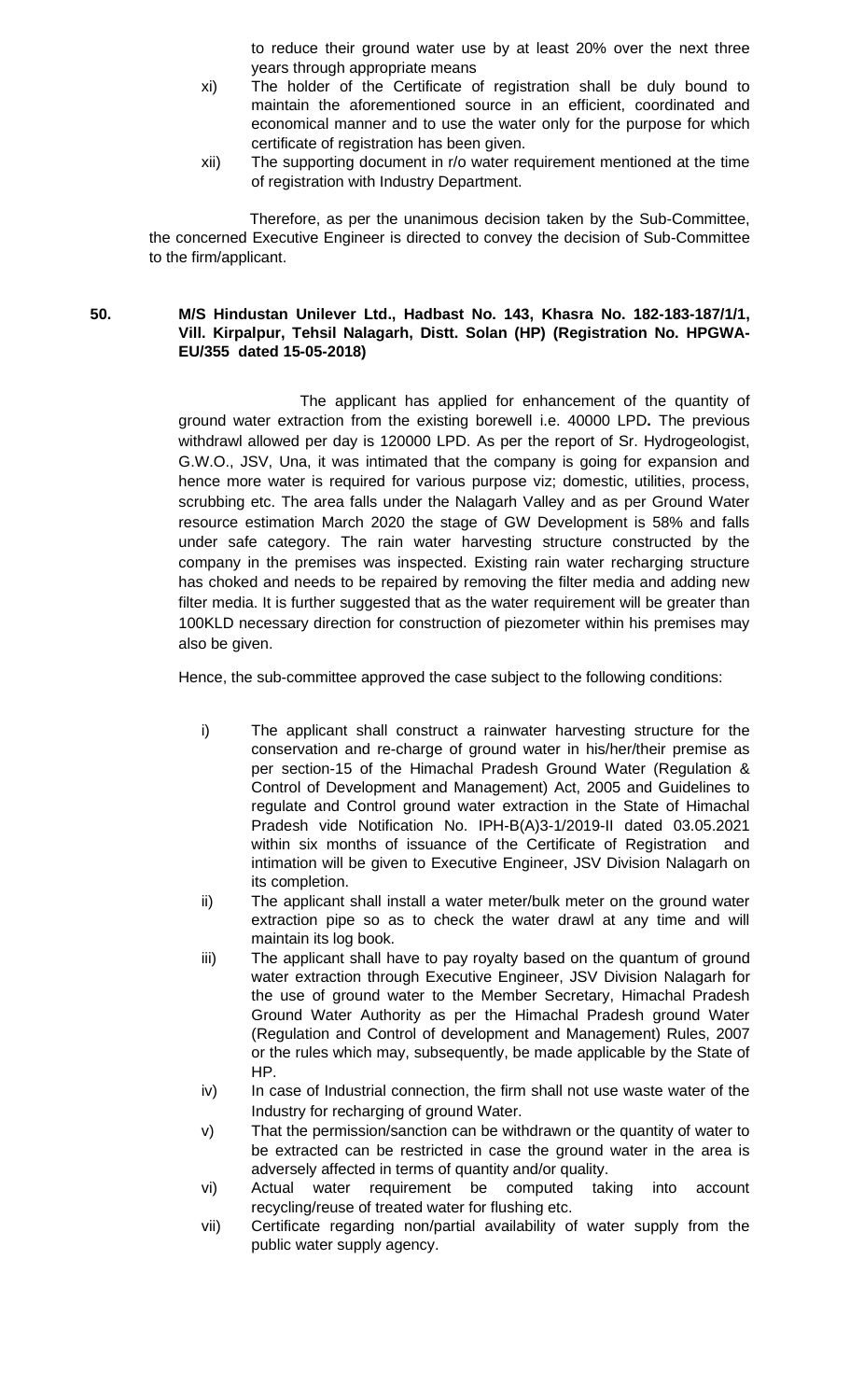to reduce their ground water use by at least 20% over the next three years through appropriate means

xi) The holder of the Certificate of registration shall be duly bound to maintain the aforementioned source in an efficient, coordinated and economical manner and to use the water only for the purpose for which certificate of registration has been given.

xii) The supporting document in r/o water requirement mentioned at the time of registration with Industry Department.

Therefore, as per the unanimous decision taken by the Sub-Committee, the concerned Executive Engineer is directed to convey the decision of Sub-Committee to the firm/applicant.

**50. M/S Hindustan Unilever Ltd., Hadbast No. 143, Khasra No. 182-183-187/1/1, Vill. Kirpalpur, Tehsil Nalagarh, Distt. Solan (HP) (Registration No. HPGWA-EU/355 dated 15-05-2018)**

The applicant has applied for enhancement of the quantity of ground water extraction from the existing borewell i.e. 40000 LPD**.** The previous withdrawl allowed per day is 120000 LPD. As per the report of Sr. Hydrogeologist, G.W.O., JSV, Una, it was intimated that the company is going for expansion and hence more water is required for various purpose viz; domestic, utilities, process, scrubbing etc. The area falls under the Nalagarh Valley and as per Ground Water resource estimation March 2020 the stage of GW Development is 58% and falls under safe category. The rain water harvesting structure constructed by the company in the premises was inspected. Existing rain water recharging structure has choked and needs to be repaired by removing the filter media and adding new filter media. It is further suggested that as the water requirement will be greater than 100KLD necessary direction for construction of piezometer within his premises may also be given.

Hence, the sub-committee approved the case subject to the following conditions:

i) The applicant shall construct a rainwater harvesting structure for the conservation and re-charge of ground water in his/her/their premise as per section-15 of the Himachal Pradesh Ground Water (Regulation & Control of Development and Management) Act, 2005 and Guidelines to regulate and Control ground water extraction in the State of Himachal Pradesh vide Notification No. IPH-B(A)3-1/2019-II dated 03.05.2021 within six months of issuance of the Certificate of Registration and intimation will be given to Executive Engineer, JSV Division Nalagarh on its completion.

ii) The applicant shall install a water meter/bulk meter on the ground water extraction pipe so as to check the water drawl at any time and will maintain its log book.

iii) The applicant shall have to pay royalty based on the quantum of ground water extraction through Executive Engineer, JSV Division Nalagarh for the use of ground water to the Member Secretary, Himachal Pradesh Ground Water Authority as per the Himachal Pradesh ground Water (Regulation and Control of development and Management) Rules, 2007 or the rules which may, subsequently, be made applicable by the State of HP.

iv) In case of Industrial connection, the firm shall not use waste water of the Industry for recharging of ground Water.

v) That the permission/sanction can be withdrawn or the quantity of water to be extracted can be restricted in case the ground water in the area is adversely affected in terms of quantity and/or quality.

vi) Actual water requirement be computed taking into account recycling/reuse of treated water for flushing etc.

vii) Certificate regarding non/partial availability of water supply from the public water supply agency.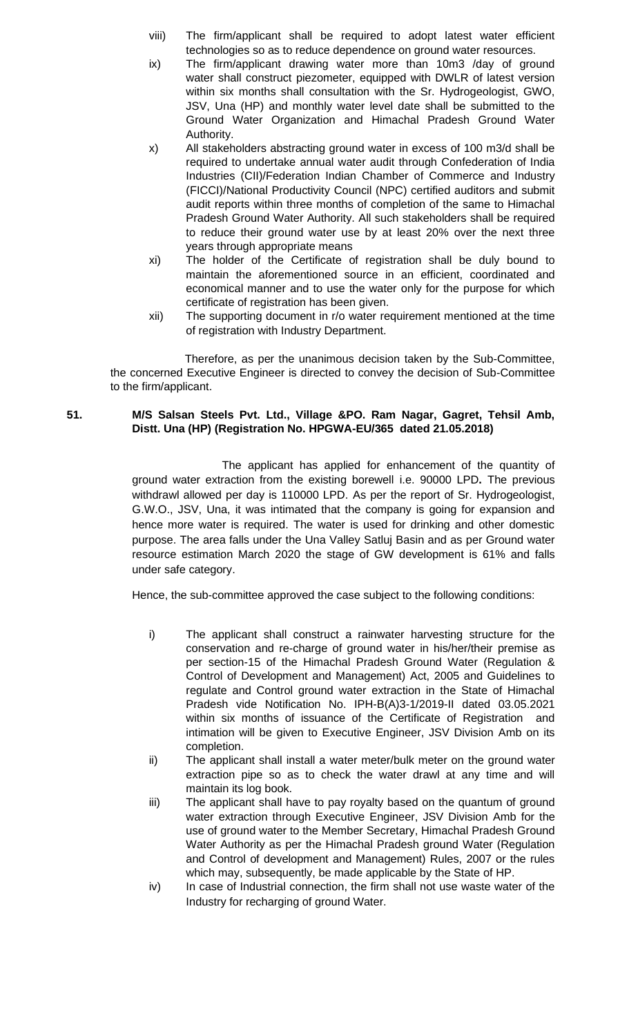viii) The firm/applicant shall be required to adopt latest water efficient technologies so as to reduce dependence on ground water resources.

ix) The firm/applicant drawing water more than 10m3 /day of ground water shall construct piezometer, equipped with DWLR of latest version within six months shall consultation with the Sr. Hydrogeologist, GWO, JSV, Una (HP) and monthly water level date shall be submitted to the Ground Water Organization and Himachal Pradesh Ground Water Authority.

x) All stakeholders abstracting ground water in excess of 100 m3/d shall be required to undertake annual water audit through Confederation of India Industries (CII)/Federation Indian Chamber of Commerce and Industry (FICCI)/National Productivity Council (NPC) certified auditors and submit audit reports within three months of completion of the same to Himachal Pradesh Ground Water Authority. All such stakeholders shall be required to reduce their ground water use by at least 20% over the next three years through appropriate means

xi) The holder of the Certificate of registration shall be duly bound to maintain the aforementioned source in an efficient, coordinated and economical manner and to use the water only for the purpose for which certificate of registration has been given.

xii) The supporting document in r/o water requirement mentioned at the time of registration with Industry Department.

Therefore, as per the unanimous decision taken by the Sub-Committee, the concerned Executive Engineer is directed to convey the decision of Sub-Committee to the firm/applicant.

**51. M/S Salsan Steels Pvt. Ltd., Village &PO. Ram Nagar, Gagret, Tehsil Amb, Distt. Una (HP) (Registration No. HPGWA-EU/365 dated 21.05.2018)**

The applicant has applied for enhancement of the quantity of ground water extraction from the existing borewell i.e. 90000 LPD**.** The previous withdrawl allowed per day is 110000 LPD. As per the report of Sr. Hydrogeologist, G.W.O., JSV, Una, it was intimated that the company is going for expansion and hence more water is required. The water is used for drinking and other domestic purpose. The area falls under the Una Valley Satluj Basin and as per Ground water resource estimation March 2020 the stage of GW development is 61% and falls under safe category.

Hence, the sub-committee approved the case subject to the following conditions:

i) The applicant shall construct a rainwater harvesting structure for the conservation and re-charge of ground water in his/her/their premise as per section-15 of the Himachal Pradesh Ground Water (Regulation & Control of Development and Management) Act, 2005 and Guidelines to regulate and Control ground water extraction in the State of Himachal Pradesh vide Notification No. IPH-B(A)3-1/2019-II dated 03.05.2021 within six months of issuance of the Certificate of Registration and intimation will be given to Executive Engineer, JSV Division Amb on its completion.

ii) The applicant shall install a water meter/bulk meter on the ground water extraction pipe so as to check the water drawl at any time and will maintain its log book.

iii) The applicant shall have to pay royalty based on the quantum of ground water extraction through Executive Engineer, JSV Division Amb for the use of ground water to the Member Secretary, Himachal Pradesh Ground Water Authority as per the Himachal Pradesh ground Water (Regulation and Control of development and Management) Rules, 2007 or the rules which may, subsequently, be made applicable by the State of HP.

iv) In case of Industrial connection, the firm shall not use waste water of the Industry for recharging of ground Water.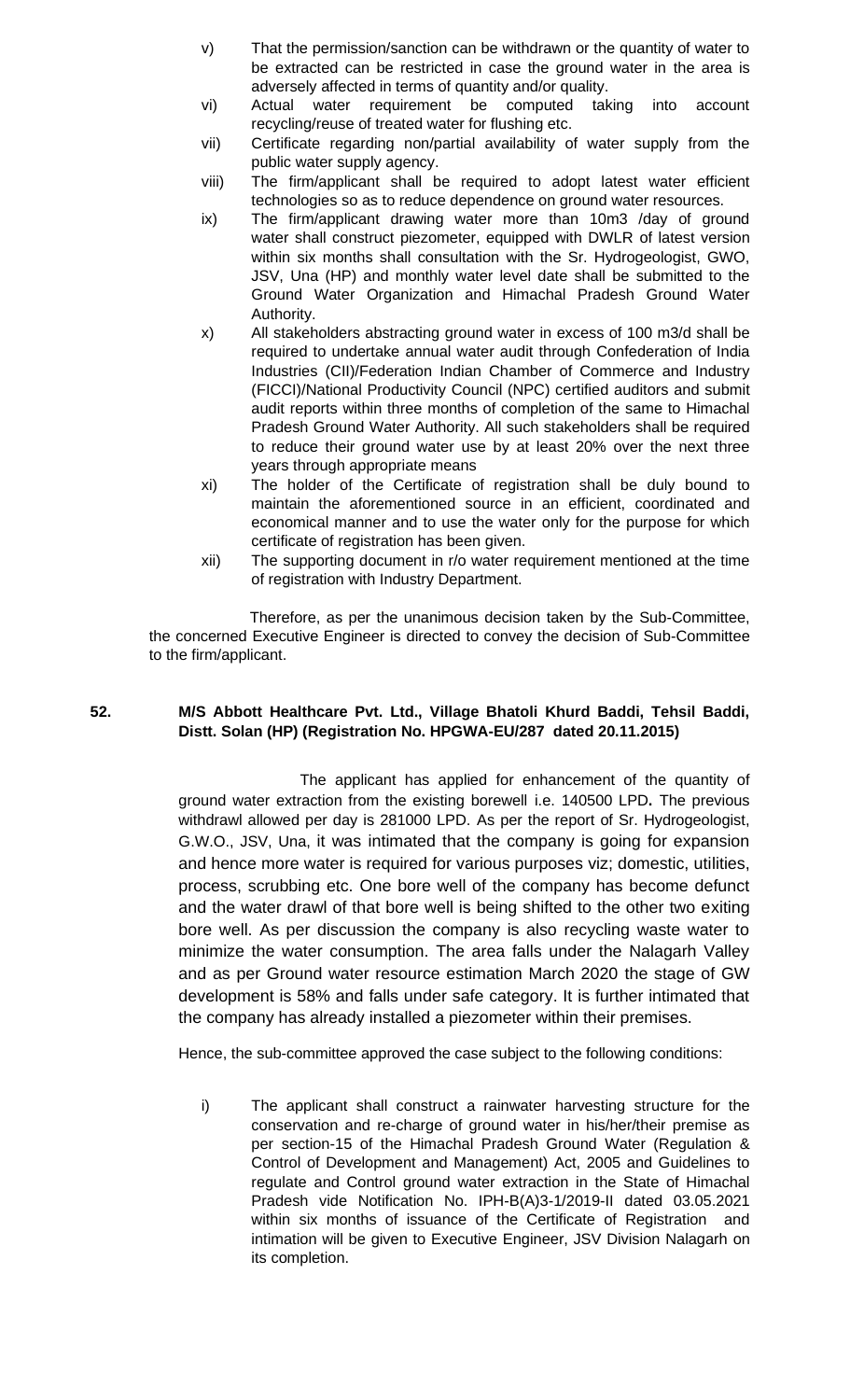v) That the permission/sanction can be withdrawn or the quantity of water to be extracted can be restricted in case the ground water in the area is adversely affected in terms of quantity and/or quality.

vi) Actual water requirement be computed taking into account recycling/reuse of treated water for flushing etc.

vii) Certificate regarding non/partial availability of water supply from the public water supply agency.

viii) The firm/applicant shall be required to adopt latest water efficient technologies so as to reduce dependence on ground water resources.

ix) The firm/applicant drawing water more than 10m3 /day of ground water shall construct piezometer, equipped with DWLR of latest version within six months shall consultation with the Sr. Hydrogeologist, GWO, JSV, Una (HP) and monthly water level date shall be submitted to the Ground Water Organization and Himachal Pradesh Ground Water Authority.

x) All stakeholders abstracting ground water in excess of 100 m3/d shall be required to undertake annual water audit through Confederation of India Industries (CII)/Federation Indian Chamber of Commerce and Industry (FICCI)/National Productivity Council (NPC) certified auditors and submit audit reports within three months of completion of the same to Himachal Pradesh Ground Water Authority. All such stakeholders shall be required to reduce their ground water use by at least 20% over the next three years through appropriate means

xi) The holder of the Certificate of registration shall be duly bound to maintain the aforementioned source in an efficient, coordinated and economical manner and to use the water only for the purpose for which certificate of registration has been given.

xii) The supporting document in r/o water requirement mentioned at the time of registration with Industry Department.

Therefore, as per the unanimous decision taken by the Sub-Committee, the concerned Executive Engineer is directed to convey the decision of Sub-Committee to the firm/applicant.

**52. M/S Abbott Healthcare Pvt. Ltd., Village Bhatoli Khurd Baddi, Tehsil Baddi, Distt. Solan (HP) (Registration No. HPGWA-EU/287 dated 20.11.2015)**

The applicant has applied for enhancement of the quantity of ground water extraction from the existing borewell i.e. 140500 LPD**.** The previous withdrawl allowed per day is 281000 LPD. As per the report of Sr. Hydrogeologist, G.W.O., JSV, Una, it was intimated that the company is going for expansion and hence more water is required for various purposes viz; domestic, utilities, process, scrubbing etc. One bore well of the company has become defunct and the water drawl of that bore well is being shifted to the other two exiting bore well. As per discussion the company is also recycling waste water to minimize the water consumption. The area falls under the Nalagarh Valley and as per Ground water resource estimation March 2020 the stage of GW development is 58% and falls under safe category. It is further intimated that the company has already installed a piezometer within their premises.

Hence, the sub-committee approved the case subject to the following conditions:

i) The applicant shall construct a rainwater harvesting structure for the conservation and re-charge of ground water in his/her/their premise as per section-15 of the Himachal Pradesh Ground Water (Regulation & Control of Development and Management) Act, 2005 and Guidelines to regulate and Control ground water extraction in the State of Himachal Pradesh vide Notification No. IPH-B(A)3-1/2019-II dated 03.05.2021 within six months of issuance of the Certificate of Registration and intimation will be given to Executive Engineer, JSV Division Nalagarh on its completion.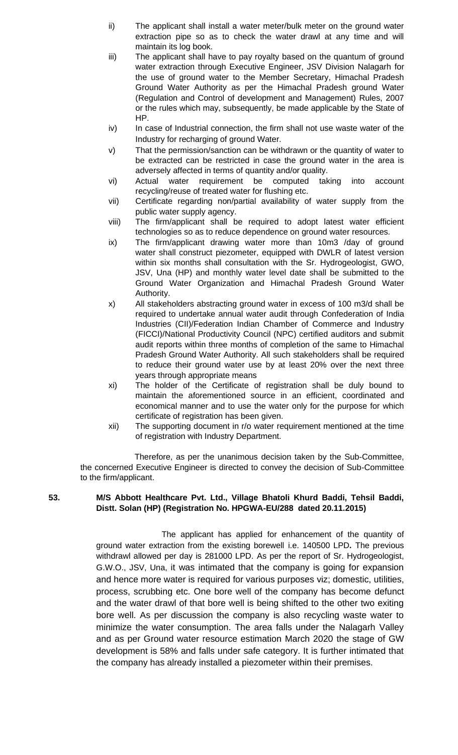ii) The applicant shall install a water meter/bulk meter on the ground water extraction pipe so as to check the water drawl at any time and will maintain its log book.

iii) The applicant shall have to pay royalty based on the quantum of ground water extraction through Executive Engineer, JSV Division Nalagarh for the use of ground water to the Member Secretary, Himachal Pradesh Ground Water Authority as per the Himachal Pradesh ground Water (Regulation and Control of development and Management) Rules, 2007 or the rules which may, subsequently, be made applicable by the State of HP.

iv) In case of Industrial connection, the firm shall not use waste water of the Industry for recharging of ground Water.

v) That the permission/sanction can be withdrawn or the quantity of water to be extracted can be restricted in case the ground water in the area is adversely affected in terms of quantity and/or quality.

vi) Actual water requirement be computed taking into account recycling/reuse of treated water for flushing etc.

vii) Certificate regarding non/partial availability of water supply from the public water supply agency.

viii) The firm/applicant shall be required to adopt latest water efficient technologies so as to reduce dependence on ground water resources.

ix) The firm/applicant drawing water more than 10m3 /day of ground water shall construct piezometer, equipped with DWLR of latest version within six months shall consultation with the Sr. Hydrogeologist, GWO, JSV, Una (HP) and monthly water level date shall be submitted to the Ground Water Organization and Himachal Pradesh Ground Water Authority.

x) All stakeholders abstracting ground water in excess of 100 m3/d shall be required to undertake annual water audit through Confederation of India Industries (CII)/Federation Indian Chamber of Commerce and Industry (FICCI)/National Productivity Council (NPC) certified auditors and submit audit reports within three months of completion of the same to Himachal Pradesh Ground Water Authority. All such stakeholders shall be required to reduce their ground water use by at least 20% over the next three years through appropriate means

xi) The holder of the Certificate of registration shall be duly bound to maintain the aforementioned source in an efficient, coordinated and economical manner and to use the water only for the purpose for which certificate of registration has been given.

xii) The supporting document in r/o water requirement mentioned at the time of registration with Industry Department.

Therefore, as per the unanimous decision taken by the Sub-Committee, the concerned Executive Engineer is directed to convey the decision of Sub-Committee to the firm/applicant.

**53. M/S Abbott Healthcare Pvt. Ltd., Village Bhatoli Khurd Baddi, Tehsil Baddi, Distt. Solan (HP) (Registration No. HPGWA-EU/288 dated 20.11.2015)**

The applicant has applied for enhancement of the quantity of ground water extraction from the existing borewell i.e. 140500 LPD**.** The previous withdrawl allowed per day is 281000 LPD. As per the report of Sr. Hydrogeologist, G.W.O., JSV, Una, it was intimated that the company is going for expansion and hence more water is required for various purposes viz; domestic, utilities, process, scrubbing etc. One bore well of the company has become defunct and the water drawl of that bore well is being shifted to the other two exiting bore well. As per discussion the company is also recycling waste water to minimize the water consumption. The area falls under the Nalagarh Valley and as per Ground water resource estimation March 2020 the stage of GW development is 58% and falls under safe category. It is further intimated that the company has already installed a piezometer within their premises.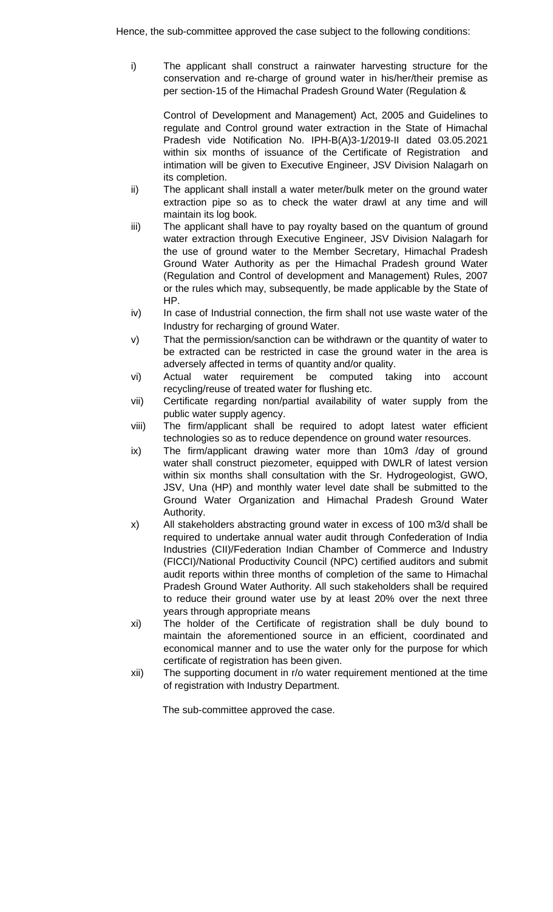Hence, the sub-committee approved the case subject to the following conditions:

i) The applicant shall construct a rainwater harvesting structure for the conservation and re-charge of ground water in his/her/their premise as per section-15 of the Himachal Pradesh Ground Water (Regulation & Control of Development and Management) Act, 2005 and Guidelines to regulate and Control ground water extraction in the State of Himachal Pradesh vide Notification No. IPH-B(A)3-1/2019-II dated 03.05.2021 within six months of issuance of the Certificate of Registration and intimation will be given to Executive Engineer, JSV Division Nalagarh on its completion.

ii) The applicant shall install a water meter/bulk meter on the ground water extraction pipe so as to check the water drawl at any time and will maintain its log book.

iii) The applicant shall have to pay royalty based on the quantum of ground water extraction through Executive Engineer, JSV Division Nalagarh for the use of ground water to the Member Secretary, Himachal Pradesh Ground Water Authority as per the Himachal Pradesh ground Water (Regulation and Control of development and Management) Rules, 2007 or the rules which may, subsequently, be made applicable by the State of HP.

iv) In case of Industrial connection, the firm shall not use waste water of the Industry for recharging of ground Water.

v) That the permission/sanction can be withdrawn or the quantity of water to be extracted can be restricted in case the ground water in the area is adversely affected in terms of quantity and/or quality.

vi) Actual water requirement be computed taking into account recycling/reuse of treated water for flushing etc.

vii) Certificate regarding non/partial availability of water supply from the public water supply agency.

viii) The firm/applicant shall be required to adopt latest water efficient technologies so as to reduce dependence on ground water resources.

ix) The firm/applicant drawing water more than 10m3 /day of ground water shall construct piezometer, equipped with DWLR of latest version within six months shall consultation with the Sr. Hydrogeologist, GWO, JSV, Una (HP) and monthly water level date shall be submitted to the Ground Water Organization and Himachal Pradesh Ground Water Authority.

x) All stakeholders abstracting ground water in excess of 100 m3/d shall be required to undertake annual water audit through Confederation of India Industries (CII)/Federation Indian Chamber of Commerce and Industry (FICCI)/National Productivity Council (NPC) certified auditors and submit audit reports within three months of completion of the same to Himachal Pradesh Ground Water Authority. All such stakeholders shall be required to reduce their ground water use by at least 20% over the next three years through appropriate means

xi) The holder of the Certificate of registration shall be duly bound to maintain the aforementioned source in an efficient, coordinated and economical manner and to use the water only for the purpose for which certificate of registration has been given.

xii) The supporting document in r/o water requirement mentioned at the time of registration with Industry Department.

The sub-committee approved the case.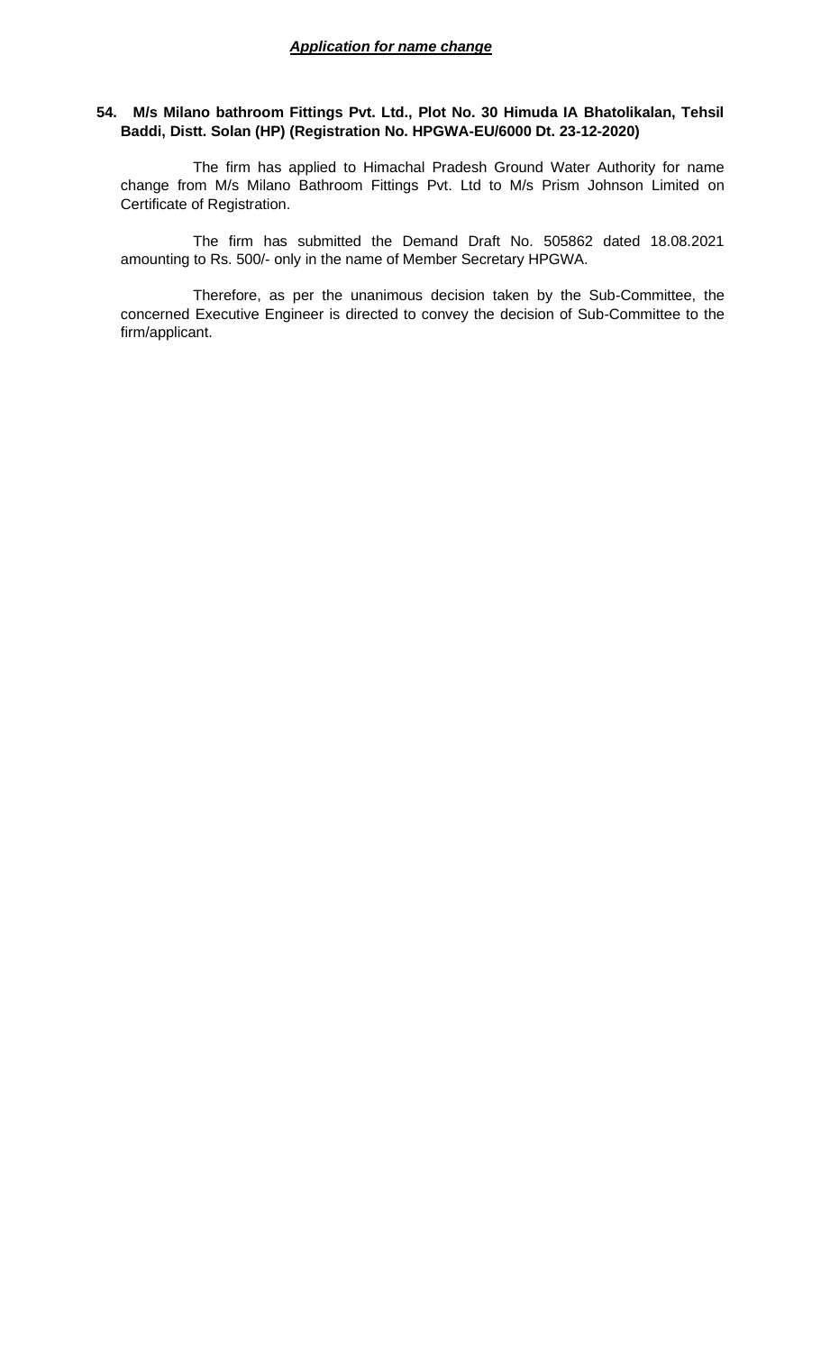***Application for name change***

**54. M/s Milano bathroom Fittings Pvt. Ltd., Plot No. 30 Himuda IA Bhatolikalan, Tehsil Baddi, Distt. Solan (HP) (Registration No. HPGWA-EU/6000 Dt. 23-12-2020)**

The firm has applied to Himachal Pradesh Ground Water Authority for name change from M/s Milano Bathroom Fittings Pvt. Ltd to M/s Prism Johnson Limited on Certificate of Registration.

The firm has submitted the Demand Draft No. 505862 dated 18.08.2021 amounting to Rs. 500/- only in the name of Member Secretary HPGWA.

Therefore, as per the unanimous decision taken by the Sub-Committee, the concerned Executive Engineer is directed to convey the decision of Sub-Committee to the firm/applicant.